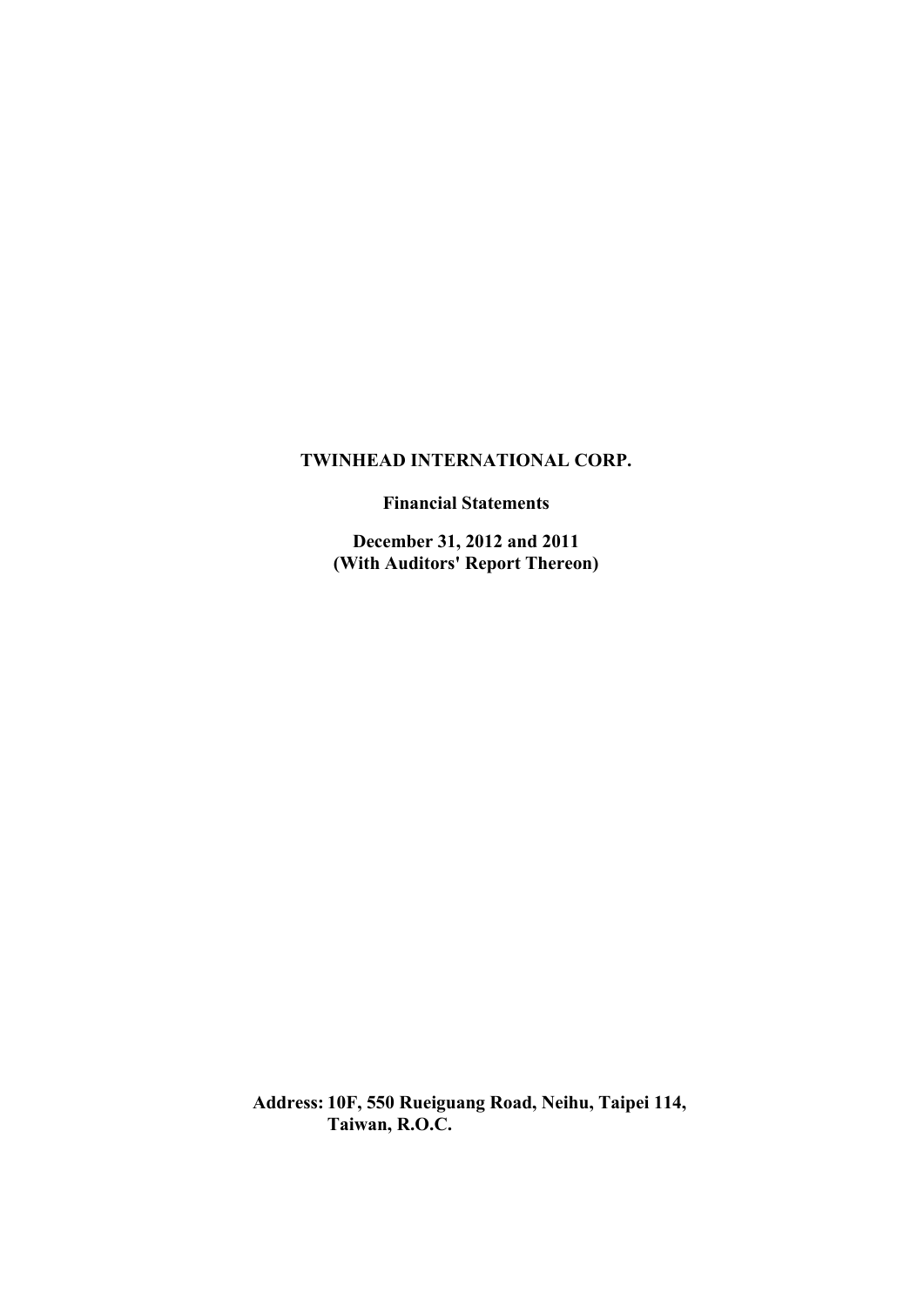**TWINHEAD INTERNATIONAL CORP.**

**Financial Statements**

**December 31, 2012 and 2011**
**(With Auditors' Report Thereon)**

**Address: 10F, 550 Rueiguang Road, Neihu, Taipei 114, Taiwan, R.O.C.**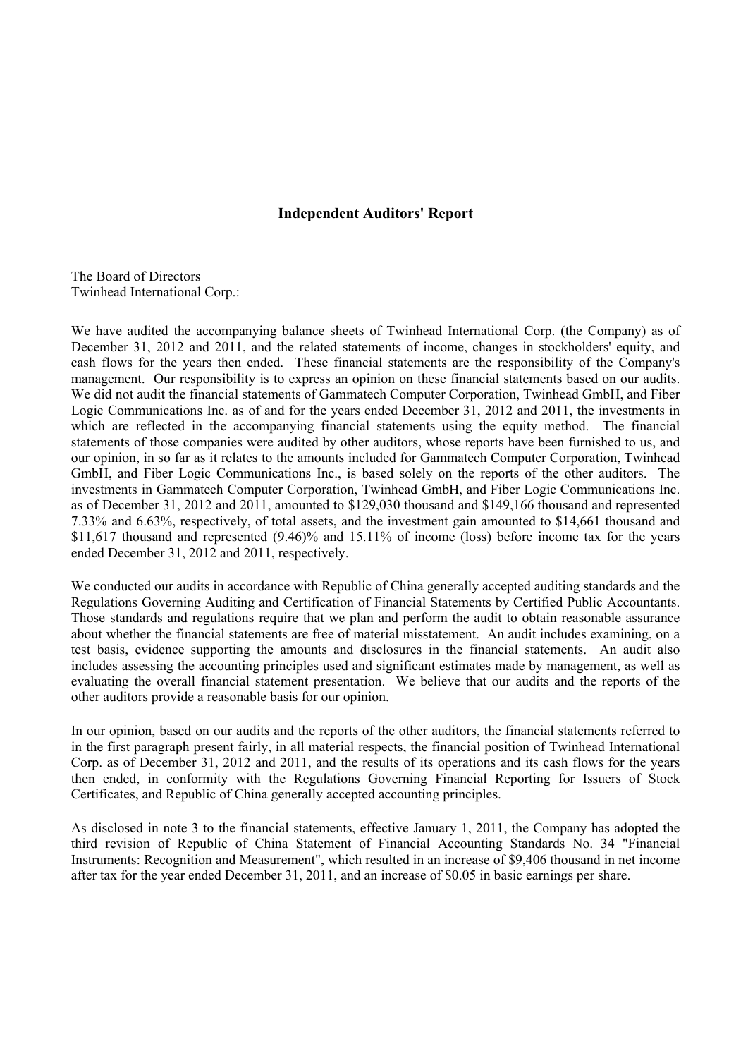# Independent Auditors' Report

The Board of Directors
Twinhead International Corp.:

We have audited the accompanying balance sheets of Twinhead International Corp. (the Company) as of December 31, 2012 and 2011, and the related statements of income, changes in stockholders' equity, and cash flows for the years then ended. These financial statements are the responsibility of the Company's management. Our responsibility is to express an opinion on these financial statements based on our audits. We did not audit the financial statements of Gammatech Computer Corporation, Twinhead GmbH, and Fiber Logic Communications Inc. as of and for the years ended December 31, 2012 and 2011, the investments in which are reflected in the accompanying financial statements using the equity method. The financial statements of those companies were audited by other auditors, whose reports have been furnished to us, and our opinion, in so far as it relates to the amounts included for Gammatech Computer Corporation, Twinhead GmbH, and Fiber Logic Communications Inc., is based solely on the reports of the other auditors. The investments in Gammatech Computer Corporation, Twinhead GmbH, and Fiber Logic Communications Inc. as of December 31, 2012 and 2011, amounted to $129,030 thousand and $149,166 thousand and represented 7.33% and 6.63%, respectively, of total assets, and the investment gain amounted to $14,661 thousand and $11,617 thousand and represented (9.46)% and 15.11% of income (loss) before income tax for the years ended December 31, 2012 and 2011, respectively.

We conducted our audits in accordance with Republic of China generally accepted auditing standards and the Regulations Governing Auditing and Certification of Financial Statements by Certified Public Accountants. Those standards and regulations require that we plan and perform the audit to obtain reasonable assurance about whether the financial statements are free of material misstatement. An audit includes examining, on a test basis, evidence supporting the amounts and disclosures in the financial statements. An audit also includes assessing the accounting principles used and significant estimates made by management, as well as evaluating the overall financial statement presentation. We believe that our audits and the reports of the other auditors provide a reasonable basis for our opinion.

In our opinion, based on our audits and the reports of the other auditors, the financial statements referred to in the first paragraph present fairly, in all material respects, the financial position of Twinhead International Corp. as of December 31, 2012 and 2011, and the results of its operations and its cash flows for the years then ended, in conformity with the Regulations Governing Financial Reporting for Issuers of Stock Certificates, and Republic of China generally accepted accounting principles.

As disclosed in note 3 to the financial statements, effective January 1, 2011, the Company has adopted the third revision of Republic of China Statement of Financial Accounting Standards No. 34 "Financial Instruments: Recognition and Measurement", which resulted in an increase of $9,406 thousand in net income after tax for the year ended December 31, 2011, and an increase of $0.05 in basic earnings per share.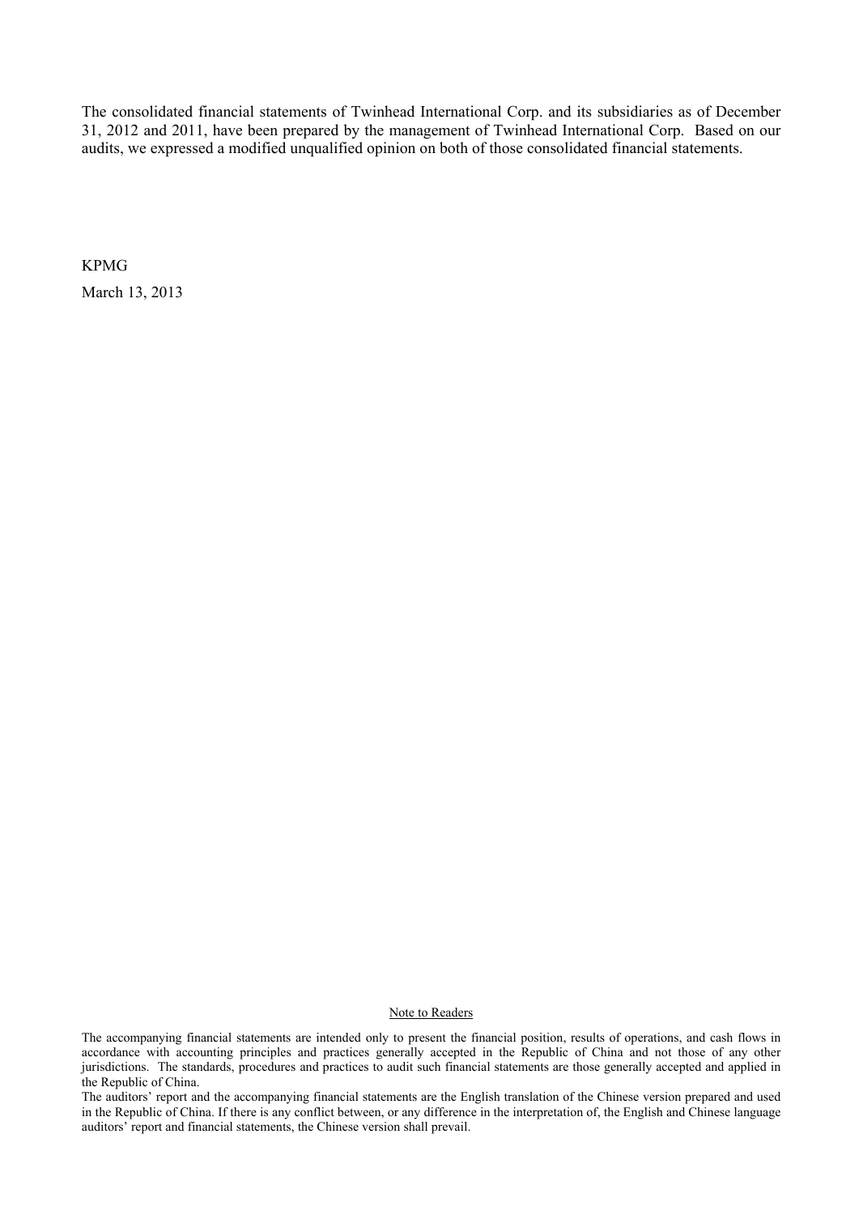The consolidated financial statements of Twinhead International Corp. and its subsidiaries as of December 31, 2012 and 2011, have been prepared by the management of Twinhead International Corp. Based on our audits, we expressed a modified unqualified opinion on both of those consolidated financial statements.

KPMG

March 13, 2013

Note to Readers

The accompanying financial statements are intended only to present the financial position, results of operations, and cash flows in accordance with accounting principles and practices generally accepted in the Republic of China and not those of any other jurisdictions. The standards, procedures and practices to audit such financial statements are those generally accepted and applied in the Republic of China.

The auditors' report and the accompanying financial statements are the English translation of the Chinese version prepared and used in the Republic of China. If there is any conflict between, or any difference in the interpretation of, the English and Chinese language auditors' report and financial statements, the Chinese version shall prevail.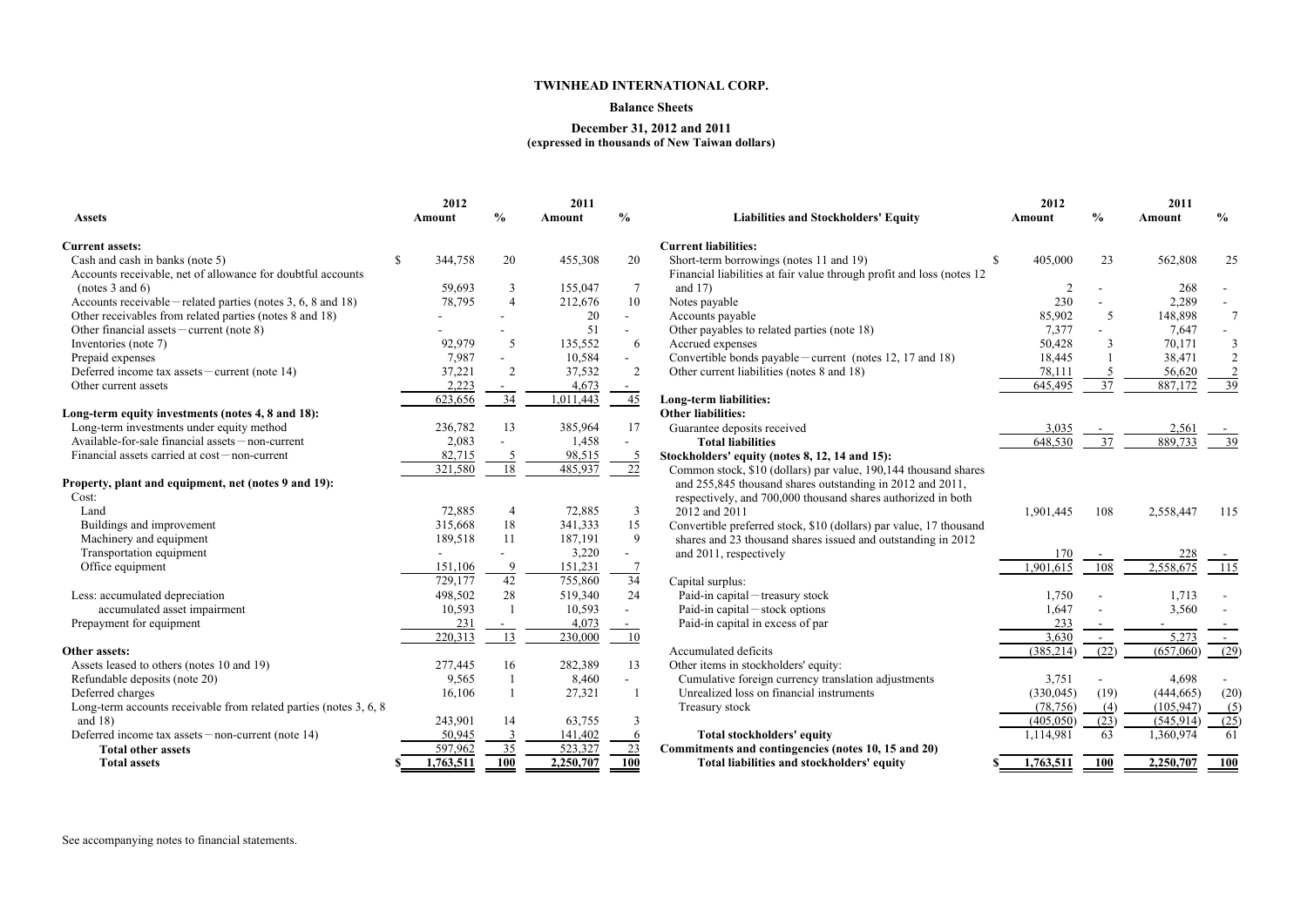# TWINHEAD INTERNATIONAL CORP.

## Balance Sheets

### December 31, 2012 and 2011
**(expressed in thousands of New Taiwan dollars)**

| Assets | 2012 Amount | % | 2011 Amount | % |
|---|---|---|---|---|
| **Current assets:** | | | | |
| Cash and cash in banks (note 5) | $ 344,758 | 20 | 455,308 | 20 |
| Accounts receivable, net of allowance for doubtful accounts (notes 3 and 6) | 59,693 | 3 | 155,047 | 7 |
| Accounts receivable－related parties (notes 3, 6, 8 and 18) | 78,795 | 4 | 212,676 | 10 |
| Other receivables from related parties (notes 8 and 18) | - | - | 20 | - |
| Other financial assets－current (note 8) | - | - | 51 | - |
| Inventories (note 7) | 92,979 | 5 | 135,552 | 6 |
| Prepaid expenses | 7,987 | - | 10,584 | - |
| Deferred income tax assets－current (note 14) | 37,221 | 2 | 37,532 | 2 |
| Other current assets | 2,223 | - | 4,673 | - |
| | 623,656 | 34 | 1,011,443 | 45 |
| **Long-term equity investments (notes 4, 8 and 18):** | | | | |
| Long-term investments under equity method | 236,782 | 13 | 385,964 | 17 |
| Available-for-sale financial assets－non-current | 2,083 | - | 1,458 | - |
| Financial assets carried at cost－non-current | 82,715 | 5 | 98,515 | 5 |
| | 321,580 | 18 | 485,937 | 22 |
| **Property, plant and equipment, net (notes 9 and 19):** | | | | |
| Cost: | | | | |
| Land | 72,885 | 4 | 72,885 | 3 |
| Buildings and improvement | 315,668 | 18 | 341,333 | 15 |
| Machinery and equipment | 189,518 | 11 | 187,191 | 9 |
| Transportation equipment | - | - | 3,220 | - |
| Office equipment | 151,106 | 9 | 151,231 | 7 |
| | 729,177 | 42 | 755,860 | 34 |
| Less: accumulated depreciation | 498,502 | 28 | 519,340 | 24 |
| accumulated asset impairment | 10,593 | 1 | 10,593 | - |
| Prepayment for equipment | 231 | - | 4,073 | - |
| | 220,313 | 13 | 230,000 | 10 |
| **Other assets:** | | | | |
| Assets leased to others (notes 10 and 19) | 277,445 | 16 | 282,389 | 13 |
| Refundable deposits (note 20) | 9,565 | 1 | 8,460 | - |
| Deferred charges | 16,106 | 1 | 27,321 | 1 |
| Long-term accounts receivable from related parties (notes 3, 6, 8 and 18) | 243,901 | 14 | 63,755 | 3 |
| Deferred income tax assets－non-current (note 14) | 50,945 | 3 | 141,402 | 6 |
| **Total other assets** | 597,962 | 35 | 523,327 | 23 |
| **Total assets** | $ 1,763,511 | 100 | 2,250,707 | 100 |

| Liabilities and Stockholders' Equity | 2012 Amount | % | 2011 Amount | % |
|---|---|---|---|---|
| **Current liabilities:** | | | | |
| Short-term borrowings (notes 11 and 19) | $ 405,000 | 23 | 562,808 | 25 |
| Financial liabilities at fair value through profit and loss (notes 12 and 17) | 2 | - | 268 | - |
| Notes payable | 230 | - | 2,289 | - |
| Accounts payable | 85,902 | 5 | 148,898 | 7 |
| Other payables to related parties (note 18) | 7,377 | - | 7,647 | - |
| Accrued expenses | 50,428 | 3 | 70,171 | 3 |
| Convertible bonds payable－current (notes 12, 17 and 18) | 18,445 | 1 | 38,471 | 2 |
| Other current liabilities (notes 8 and 18) | 78,111 | 5 | 56,620 | 2 |
| | 645,495 | 37 | 887,172 | 39 |
| **Long-term liabilities:** | | | | |
| **Other liabilities:** | | | | |
| Guarantee deposits received | 3,035 | - | 2,561 | - |
| **Total liabilities** | 648,530 | 37 | 889,733 | 39 |
| **Stockholders' equity (notes 8, 12, 14 and 15):** | | | | |
| Common stock, $10 (dollars) par value, 190,144 thousand shares and 255,845 thousand shares outstanding in 2012 and 2011, respectively, and 700,000 thousand shares authorized in both 2012 and 2011 | 1,901,445 | 108 | 2,558,447 | 115 |
| Convertible preferred stock, $10 (dollars) par value, 17 thousand shares and 23 thousand shares issued and outstanding in 2012 and 2011, respectively | 170 | - | 228 | - |
| | 1,901,615 | 108 | 2,558,675 | 115 |
| Capital surplus: | | | | |
| Paid-in capital－treasury stock | 1,750 | - | 1,713 | - |
| Paid-in capital－stock options | 1,647 | - | 3,560 | - |
| Paid-in capital in excess of par | 233 | - | - | - |
| | 3,630 | - | 5,273 | - |
| Accumulated deficits | (385,214) | (22) | (657,060) | (29) |
| Other items in stockholders' equity: | | | | |
| Cumulative foreign currency translation adjustments | 3,751 | - | 4,698 | - |
| Unrealized loss on financial instruments | (330,045) | (19) | (444,665) | (20) |
| Treasury stock | (78,756) | (4) | (105,947) | (5) |
| | (405,050) | (23) | (545,914) | (25) |
| **Total stockholders' equity** | 1,114,981 | 63 | 1,360,974 | 61 |
| **Commitments and contingencies (notes 10, 15 and 20)** | | | | |
| **Total liabilities and stockholders' equity** | $ 1,763,511 | 100 | 2,250,707 | 100 |

See accompanying notes to financial statements.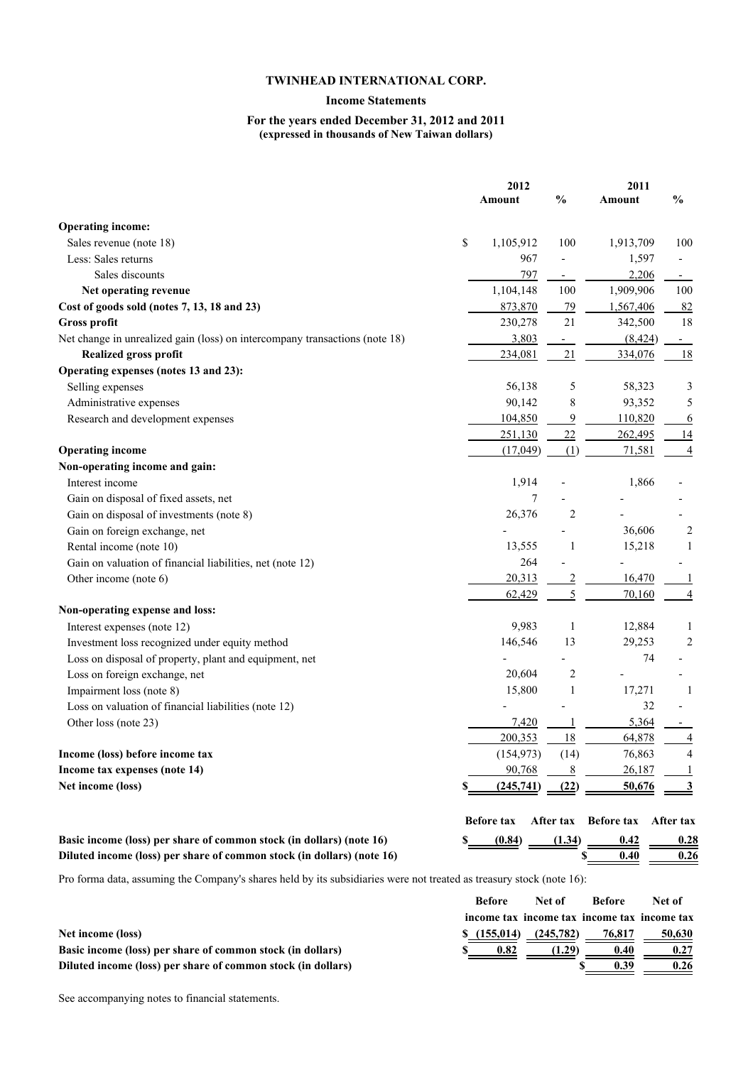**TWINHEAD INTERNATIONAL CORP.**

**Income Statements**

**For the years ended December 31, 2012 and 2011**
**(expressed in thousands of New Taiwan dollars)**

| | 2012 Amount | % | 2011 Amount | % |
|---|---|---|---|---|
| **Operating income:** | | | | |
| Sales revenue (note 18) | $ 1,105,912 | 100 | 1,913,709 | 100 |
| Less: Sales returns | 967 | - | 1,597 | - |
| Sales discounts | 797 | - | 2,206 | - |
| **Net operating revenue** | 1,104,148 | 100 | 1,909,906 | 100 |
| **Cost of goods sold (notes 7, 13, 18 and 23)** | 873,870 | 79 | 1,567,406 | 82 |
| **Gross profit** | 230,278 | 21 | 342,500 | 18 |
| Net change in unrealized gain (loss) on intercompany transactions (note 18) | 3,803 | - | (8,424) | - |
| **Realized gross profit** | 234,081 | 21 | 334,076 | 18 |
| **Operating expenses (notes 13 and 23):** | | | | |
| Selling expenses | 56,138 | 5 | 58,323 | 3 |
| Administrative expenses | 90,142 | 8 | 93,352 | 5 |
| Research and development expenses | 104,850 | 9 | 110,820 | 6 |
| | 251,130 | 22 | 262,495 | 14 |
| **Operating income** | (17,049) | (1) | 71,581 | 4 |
| **Non-operating income and gain:** | | | | |
| Interest income | 1,914 | - | 1,866 | - |
| Gain on disposal of fixed assets, net | 7 | - | - | - |
| Gain on disposal of investments (note 8) | 26,376 | 2 | - | - |
| Gain on foreign exchange, net | - | - | 36,606 | 2 |
| Rental income (note 10) | 13,555 | 1 | 15,218 | 1 |
| Gain on valuation of financial liabilities, net (note 12) | 264 | - | - | - |
| Other income (note 6) | 20,313 | 2 | 16,470 | 1 |
| | 62,429 | 5 | 70,160 | 4 |
| **Non-operating expense and loss:** | | | | |
| Interest expenses (note 12) | 9,983 | 1 | 12,884 | 1 |
| Investment loss recognized under equity method | 146,546 | 13 | 29,253 | 2 |
| Loss on disposal of property, plant and equipment, net | - | - | 74 | - |
| Loss on foreign exchange, net | 20,604 | 2 | - | - |
| Impairment loss (note 8) | 15,800 | 1 | 17,271 | 1 |
| Loss on valuation of financial liabilities (note 12) | - | - | 32 | - |
| Other loss (note 23) | 7,420 | 1 | 5,364 | - |
| | 200,353 | 18 | 64,878 | 4 |
| **Income (loss) before income tax** | (154,973) | (14) | 76,863 | 4 |
| **Income tax expenses (note 14)** | 90,768 | 8 | 26,187 | 1 |
| **Net income (loss)** | $ (245,741) | (22) | 50,676 | 3 |

| | Before tax | After tax | Before tax | After tax |
|---|---|---|---|---|
| **Basic income (loss) per share of common stock (in dollars) (note 16)** | $ (0.84) | (1.34) | 0.42 | 0.28 |
| **Diluted income (loss) per share of common stock (in dollars) (note 16)** | | | $ 0.40 | 0.26 |

Pro forma data, assuming the Company's shares held by its subsidiaries were not treated as treasury stock (note 16):

| | Before income tax | Net of income tax | Before income tax | Net of income tax |
|---|---|---|---|---|
| **Net income (loss)** | $ (155,014) | (245,782) | 76,817 | 50,630 |
| **Basic income (loss) per share of common stock (in dollars)** | $ 0.82 | (1.29) | 0.40 | 0.27 |
| **Diluted income (loss) per share of common stock (in dollars)** | | | $ 0.39 | 0.26 |

See accompanying notes to financial statements.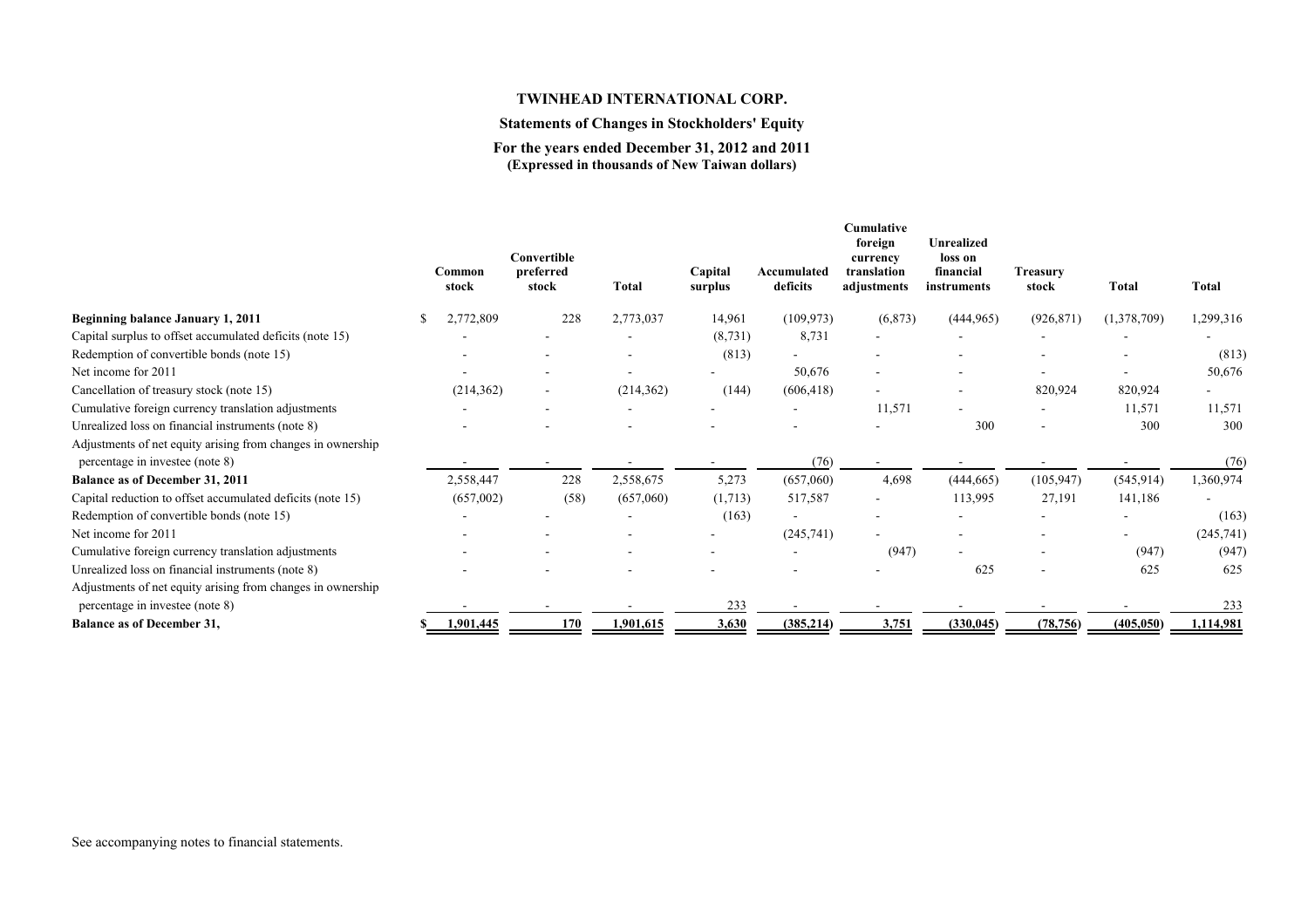# TWINHEAD INTERNATIONAL CORP.

## Statements of Changes in Stockholders' Equity

### For the years ended December 31, 2012 and 2011
### (Expressed in thousands of New Taiwan dollars)

| | Common stock | Convertible preferred stock | Total | Capital surplus | Accumulated deficits | Cumulative foreign currency translation adjustments | Unrealized loss on financial instruments | Treasury stock | Total | Total |
|---|---|---|---|---|---|---|---|---|---|---|
| **Beginning balance January 1, 2011** | $ 2,772,809 | 228 | 2,773,037 | 14,961 | (109,973) | (6,873) | (444,965) | (926,871) | (1,378,709) | 1,299,316 |
| Capital surplus to offset accumulated deficits (note 15) | - | - | - | (8,731) | 8,731 | - | - | - | - | - |
| Redemption of convertible bonds (note 15) | - | - | - | (813) | - | - | - | - | - | (813) |
| Net income for 2011 | - | - | - | - | 50,676 | - | - | - | - | 50,676 |
| Cancellation of treasury stock (note 15) | (214,362) | - | (214,362) | (144) | (606,418) | - | - | 820,924 | 820,924 | - |
| Cumulative foreign currency translation adjustments | - | - | - | - | - | 11,571 | - | - | 11,571 | 11,571 |
| Unrealized loss on financial instruments (note 8) | - | - | - | - | - | - | 300 | - | 300 | 300 |
| Adjustments of net equity arising from changes in ownership percentage in investee (note 8) | - | - | - | - | (76) | - | - | - | - | (76) |
| **Balance as of December 31, 2011** | 2,558,447 | 228 | 2,558,675 | 5,273 | (657,060) | 4,698 | (444,665) | (105,947) | (545,914) | 1,360,974 |
| Capital reduction to offset accumulated deficits (note 15) | (657,002) | (58) | (657,060) | (1,713) | 517,587 | - | 113,995 | 27,191 | 141,186 | - |
| Redemption of convertible bonds (note 15) | - | - | - | (163) | - | - | - | - | - | (163) |
| Net income for 2011 | - | - | - | - | (245,741) | - | - | - | - | (245,741) |
| Cumulative foreign currency translation adjustments | - | - | - | - | - | (947) | - | - | (947) | (947) |
| Unrealized loss on financial instruments (note 8) | - | - | - | - | - | - | 625 | - | 625 | 625 |
| Adjustments of net equity arising from changes in ownership percentage in investee (note 8) | - | - | - | 233 | - | - | - | - | - | 233 |
| **Balance as of December 31,** | $ 1,901,445 | 170 | 1,901,615 | 3,630 | (385,214) | 3,751 | (330,045) | (78,756) | (405,050) | 1,114,981 |

See accompanying notes to financial statements.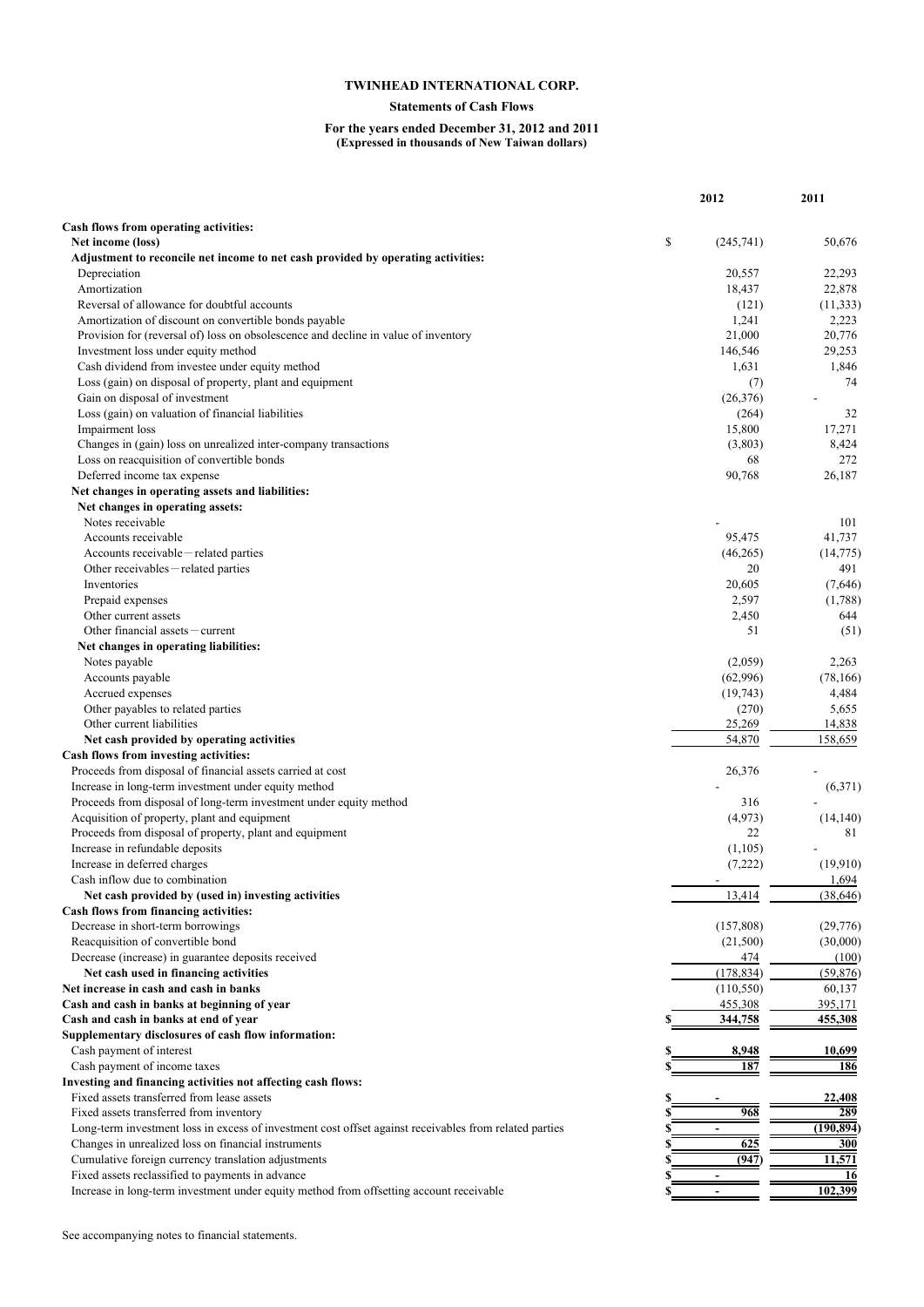**TWINHEAD INTERNATIONAL CORP.**

**Statements of Cash Flows**

**For the years ended December 31, 2012 and 2011**
**(Expressed in thousands of New Taiwan dollars)**

| | 2012 | 2011 |
|---|---|---|
| **Cash flows from operating activities:** | | |
| **Net income (loss)** | $ (245,741) | 50,676 |
| **Adjustment to reconcile net income to net cash provided by operating activities:** | | |
| Depreciation | 20,557 | 22,293 |
| Amortization | 18,437 | 22,878 |
| Reversal of allowance for doubtful accounts | (121) | (11,333) |
| Amortization of discount on convertible bonds payable | 1,241 | 2,223 |
| Provision for (reversal of) loss on obsolescence and decline in value of inventory | 21,000 | 20,776 |
| Investment loss under equity method | 146,546 | 29,253 |
| Cash dividend from investee under equity method | 1,631 | 1,846 |
| Loss (gain) on disposal of property, plant and equipment | (7) | 74 |
| Gain on disposal of investment | (26,376) | - |
| Loss (gain) on valuation of financial liabilities | (264) | 32 |
| Impairment loss | 15,800 | 17,271 |
| Changes in (gain) loss on unrealized inter-company transactions | (3,803) | 8,424 |
| Loss on reacquisition of convertible bonds | 68 | 272 |
| Deferred income tax expense | 90,768 | 26,187 |
| **Net changes in operating assets and liabilities:** | | |
| **Net changes in operating assets:** | | |
| Notes receivable | - | 101 |
| Accounts receivable | 95,475 | 41,737 |
| Accounts receivable－related parties | (46,265) | (14,775) |
| Other receivables－related parties | 20 | 491 |
| Inventories | 20,605 | (7,646) |
| Prepaid expenses | 2,597 | (1,788) |
| Other current assets | 2,450 | 644 |
| Other financial assets－current | 51 | (51) |
| **Net changes in operating liabilities:** | | |
| Notes payable | (2,059) | 2,263 |
| Accounts payable | (62,996) | (78,166) |
| Accrued expenses | (19,743) | 4,484 |
| Other payables to related parties | (270) | 5,655 |
| Other current liabilities | 25,269 | 14,838 |
| **Net cash provided by operating activities** | 54,870 | 158,659 |
| **Cash flows from investing activities:** | | |
| Proceeds from disposal of financial assets carried at cost | 26,376 | - |
| Increase in long-term investment under equity method | - | (6,371) |
| Proceeds from disposal of long-term investment under equity method | 316 | - |
| Acquisition of property, plant and equipment | (4,973) | (14,140) |
| Proceeds from disposal of property, plant and equipment | 22 | 81 |
| Increase in refundable deposits | (1,105) | - |
| Increase in deferred charges | (7,222) | (19,910) |
| Cash inflow due to combination | - | 1,694 |
| **Net cash provided by (used in) investing activities** | 13,414 | (38,646) |
| **Cash flows from financing activities:** | | |
| Decrease in short-term borrowings | (157,808) | (29,776) |
| Reacquisition of convertible bond | (21,500) | (30,000) |
| Decrease (increase) in guarantee deposits received | 474 | (100) |
| **Net cash used in financing activities** | (178,834) | (59,876) |
| **Net increase in cash and cash in banks** | (110,550) | 60,137 |
| **Cash and cash in banks at beginning of year** | 455,308 | 395,171 |
| **Cash and cash in banks at end of year** | $ 344,758 | 455,308 |
| **Supplementary disclosures of cash flow information:** | | |
| Cash payment of interest | $ 8,948 | 10,699 |
| Cash payment of income taxes | $ 187 | 186 |
| **Investing and financing activities not affecting cash flows:** | | |
| Fixed assets transferred from lease assets | $ - | 22,408 |
| Fixed assets transferred from inventory | $ 968 | 289 |
| Long-term investment loss in excess of investment cost offset against receivables from related parties | $ - | (190,894) |
| Changes in unrealized loss on financial instruments | $ 625 | 300 |
| Cumulative foreign currency translation adjustments | $ (947) | 11,571 |
| Fixed assets reclassified to payments in advance | $ - | 16 |
| Increase in long-term investment under equity method from offsetting account receivable | $ - | 102,399 |

See accompanying notes to financial statements.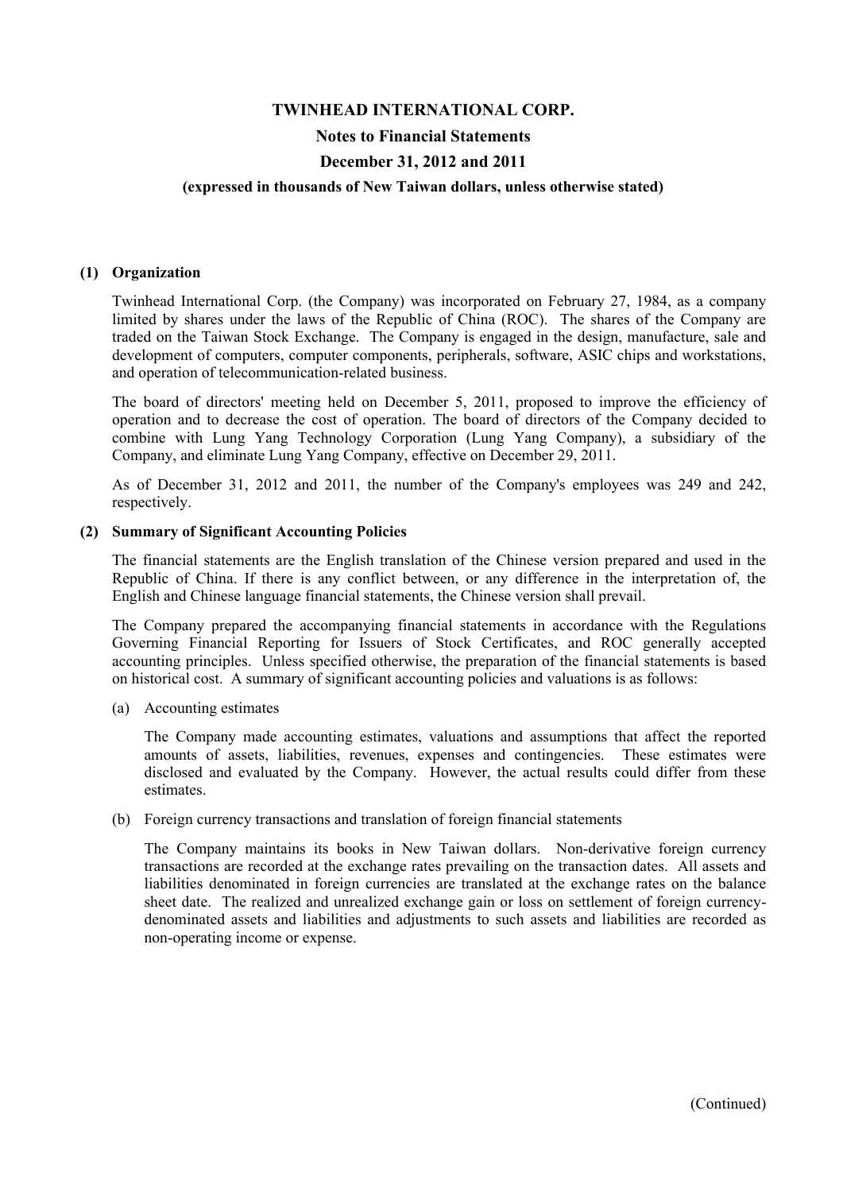# TWINHEAD INTERNATIONAL CORP.

## Notes to Financial Statements

## December 31, 2012 and 2011

**(expressed in thousands of New Taiwan dollars, unless otherwise stated)**

### (1) Organization

Twinhead International Corp. (the Company) was incorporated on February 27, 1984, as a company limited by shares under the laws of the Republic of China (ROC). The shares of the Company are traded on the Taiwan Stock Exchange. The Company is engaged in the design, manufacture, sale and development of computers, computer components, peripherals, software, ASIC chips and workstations, and operation of telecommunication-related business.

The board of directors' meeting held on December 5, 2011, proposed to improve the efficiency of operation and to decrease the cost of operation. The board of directors of the Company decided to combine with Lung Yang Technology Corporation (Lung Yang Company), a subsidiary of the Company, and eliminate Lung Yang Company, effective on December 29, 2011.

As of December 31, 2012 and 2011, the number of the Company's employees was 249 and 242, respectively.

### (2) Summary of Significant Accounting Policies

The financial statements are the English translation of the Chinese version prepared and used in the Republic of China. If there is any conflict between, or any difference in the interpretation of, the English and Chinese language financial statements, the Chinese version shall prevail.

The Company prepared the accompanying financial statements in accordance with the Regulations Governing Financial Reporting for Issuers of Stock Certificates, and ROC generally accepted accounting principles. Unless specified otherwise, the preparation of the financial statements is based on historical cost. A summary of significant accounting policies and valuations is as follows:

(a) Accounting estimates

The Company made accounting estimates, valuations and assumptions that affect the reported amounts of assets, liabilities, revenues, expenses and contingencies. These estimates were disclosed and evaluated by the Company. However, the actual results could differ from these estimates.

(b) Foreign currency transactions and translation of foreign financial statements

The Company maintains its books in New Taiwan dollars. Non-derivative foreign currency transactions are recorded at the exchange rates prevailing on the transaction dates. All assets and liabilities denominated in foreign currencies are translated at the exchange rates on the balance sheet date. The realized and unrealized exchange gain or loss on settlement of foreign currency-denominated assets and liabilities and adjustments to such assets and liabilities are recorded as non-operating income or expense.

(Continued)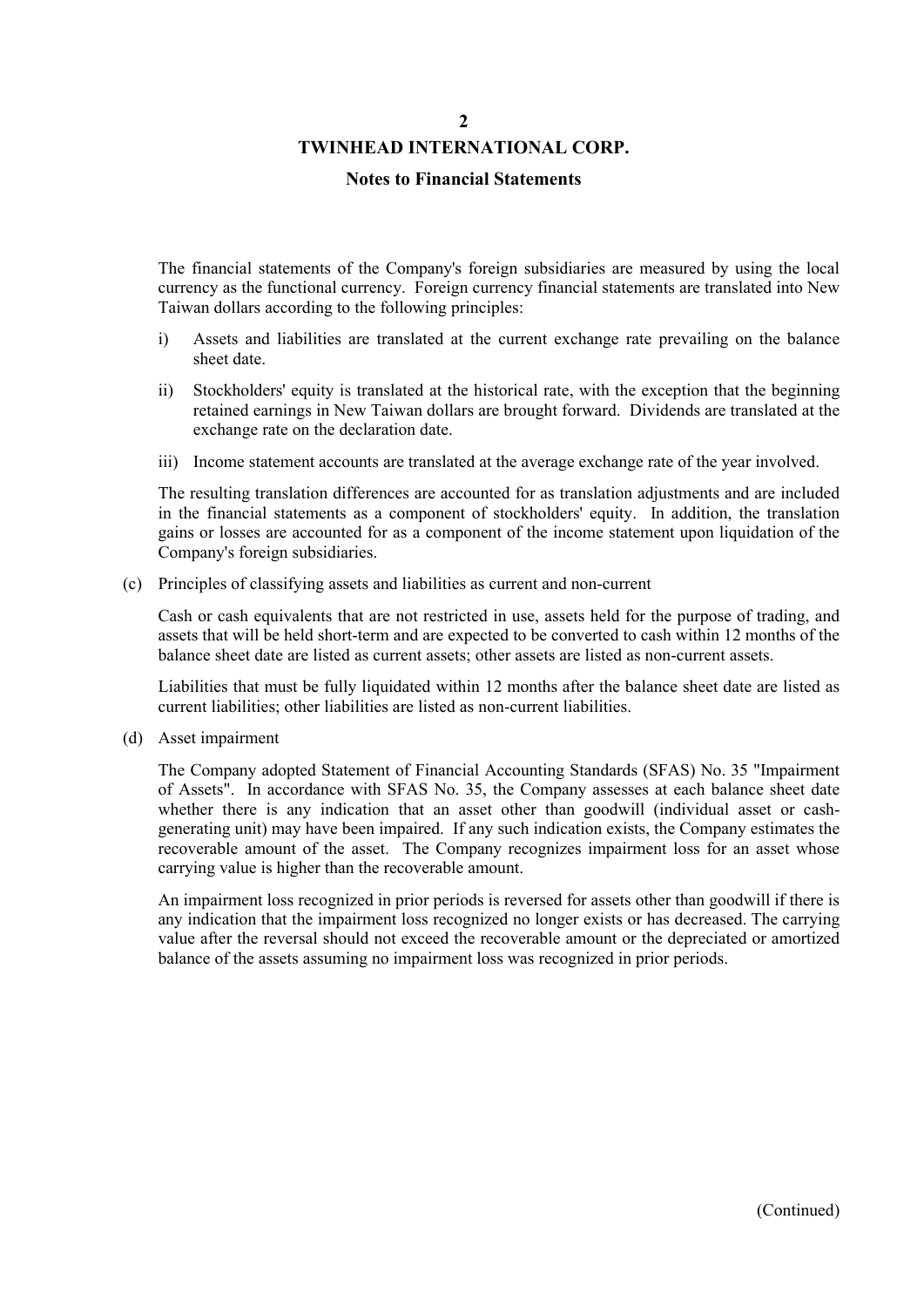The financial statements of the Company's foreign subsidiaries are measured by using the local currency as the functional currency. Foreign currency financial statements are translated into New Taiwan dollars according to the following principles:

i) Assets and liabilities are translated at the current exchange rate prevailing on the balance sheet date.

ii) Stockholders' equity is translated at the historical rate, with the exception that the beginning retained earnings in New Taiwan dollars are brought forward. Dividends are translated at the exchange rate on the declaration date.

iii) Income statement accounts are translated at the average exchange rate of the year involved.

The resulting translation differences are accounted for as translation adjustments and are included in the financial statements as a component of stockholders' equity. In addition, the translation gains or losses are accounted for as a component of the income statement upon liquidation of the Company's foreign subsidiaries.

(c) Principles of classifying assets and liabilities as current and non-current

Cash or cash equivalents that are not restricted in use, assets held for the purpose of trading, and assets that will be held short-term and are expected to be converted to cash within 12 months of the balance sheet date are listed as current assets; other assets are listed as non-current assets.

Liabilities that must be fully liquidated within 12 months after the balance sheet date are listed as current liabilities; other liabilities are listed as non-current liabilities.

(d) Asset impairment

The Company adopted Statement of Financial Accounting Standards (SFAS) No. 35 "Impairment of Assets". In accordance with SFAS No. 35, the Company assesses at each balance sheet date whether there is any indication that an asset other than goodwill (individual asset or cash-generating unit) may have been impaired. If any such indication exists, the Company estimates the recoverable amount of the asset. The Company recognizes impairment loss for an asset whose carrying value is higher than the recoverable amount.

An impairment loss recognized in prior periods is reversed for assets other than goodwill if there is any indication that the impairment loss recognized no longer exists or has decreased. The carrying value after the reversal should not exceed the recoverable amount or the depreciated or amortized balance of the assets assuming no impairment loss was recognized in prior periods.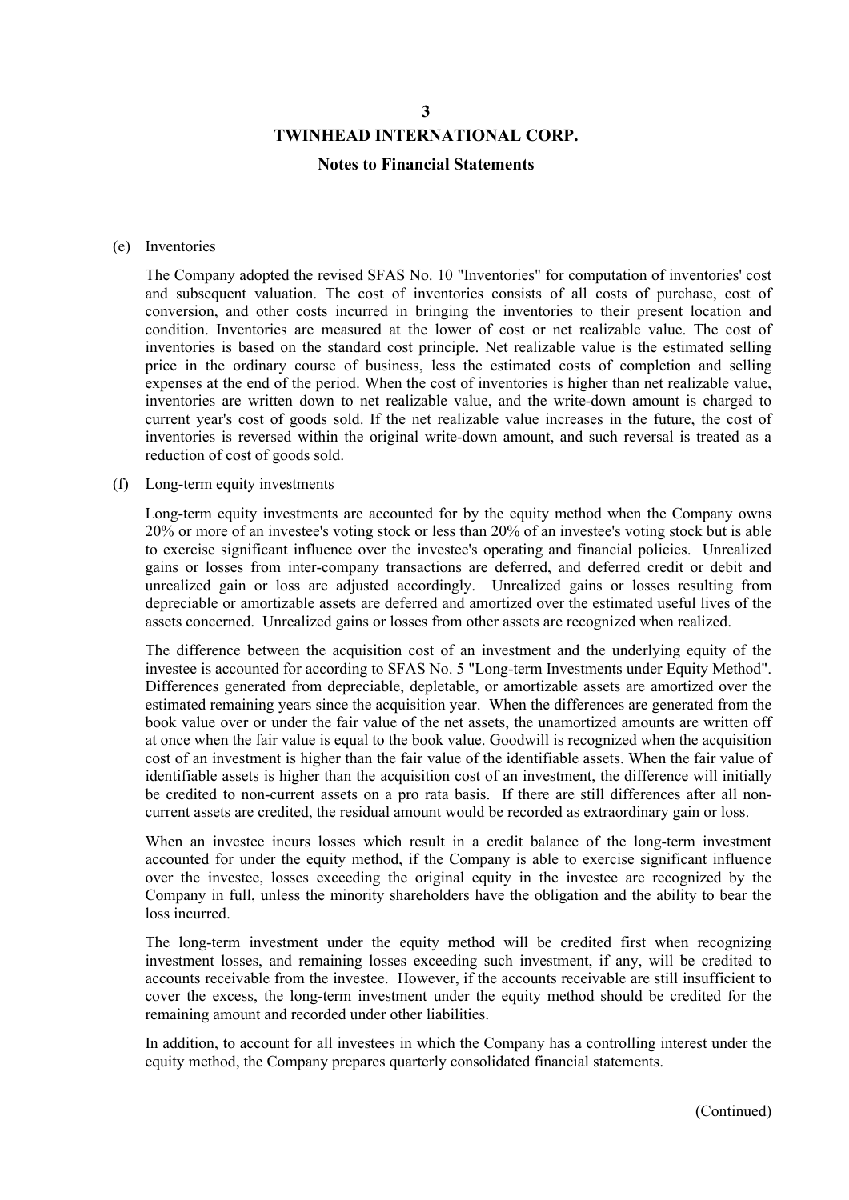(e) Inventories

The Company adopted the revised SFAS No. 10 "Inventories" for computation of inventories' cost and subsequent valuation. The cost of inventories consists of all costs of purchase, cost of conversion, and other costs incurred in bringing the inventories to their present location and condition. Inventories are measured at the lower of cost or net realizable value. The cost of inventories is based on the standard cost principle. Net realizable value is the estimated selling price in the ordinary course of business, less the estimated costs of completion and selling expenses at the end of the period. When the cost of inventories is higher than net realizable value, inventories are written down to net realizable value, and the write-down amount is charged to current year's cost of goods sold. If the net realizable value increases in the future, the cost of inventories is reversed within the original write-down amount, and such reversal is treated as a reduction of cost of goods sold.

(f) Long-term equity investments

Long-term equity investments are accounted for by the equity method when the Company owns 20% or more of an investee's voting stock or less than 20% of an investee's voting stock but is able to exercise significant influence over the investee's operating and financial policies. Unrealized gains or losses from inter-company transactions are deferred, and deferred credit or debit and unrealized gain or loss are adjusted accordingly. Unrealized gains or losses resulting from depreciable or amortizable assets are deferred and amortized over the estimated useful lives of the assets concerned. Unrealized gains or losses from other assets are recognized when realized.

The difference between the acquisition cost of an investment and the underlying equity of the investee is accounted for according to SFAS No. 5 "Long-term Investments under Equity Method". Differences generated from depreciable, depletable, or amortizable assets are amortized over the estimated remaining years since the acquisition year. When the differences are generated from the book value over or under the fair value of the net assets, the unamortized amounts are written off at once when the fair value is equal to the book value. Goodwill is recognized when the acquisition cost of an investment is higher than the fair value of the identifiable assets. When the fair value of identifiable assets is higher than the acquisition cost of an investment, the difference will initially be credited to non-current assets on a pro rata basis. If there are still differences after all non-current assets are credited, the residual amount would be recorded as extraordinary gain or loss.

When an investee incurs losses which result in a credit balance of the long-term investment accounted for under the equity method, if the Company is able to exercise significant influence over the investee, losses exceeding the original equity in the investee are recognized by the Company in full, unless the minority shareholders have the obligation and the ability to bear the loss incurred.

The long-term investment under the equity method will be credited first when recognizing investment losses, and remaining losses exceeding such investment, if any, will be credited to accounts receivable from the investee. However, if the accounts receivable are still insufficient to cover the excess, the long-term investment under the equity method should be credited for the remaining amount and recorded under other liabilities.

In addition, to account for all investees in which the Company has a controlling interest under the equity method, the Company prepares quarterly consolidated financial statements.

(Continued)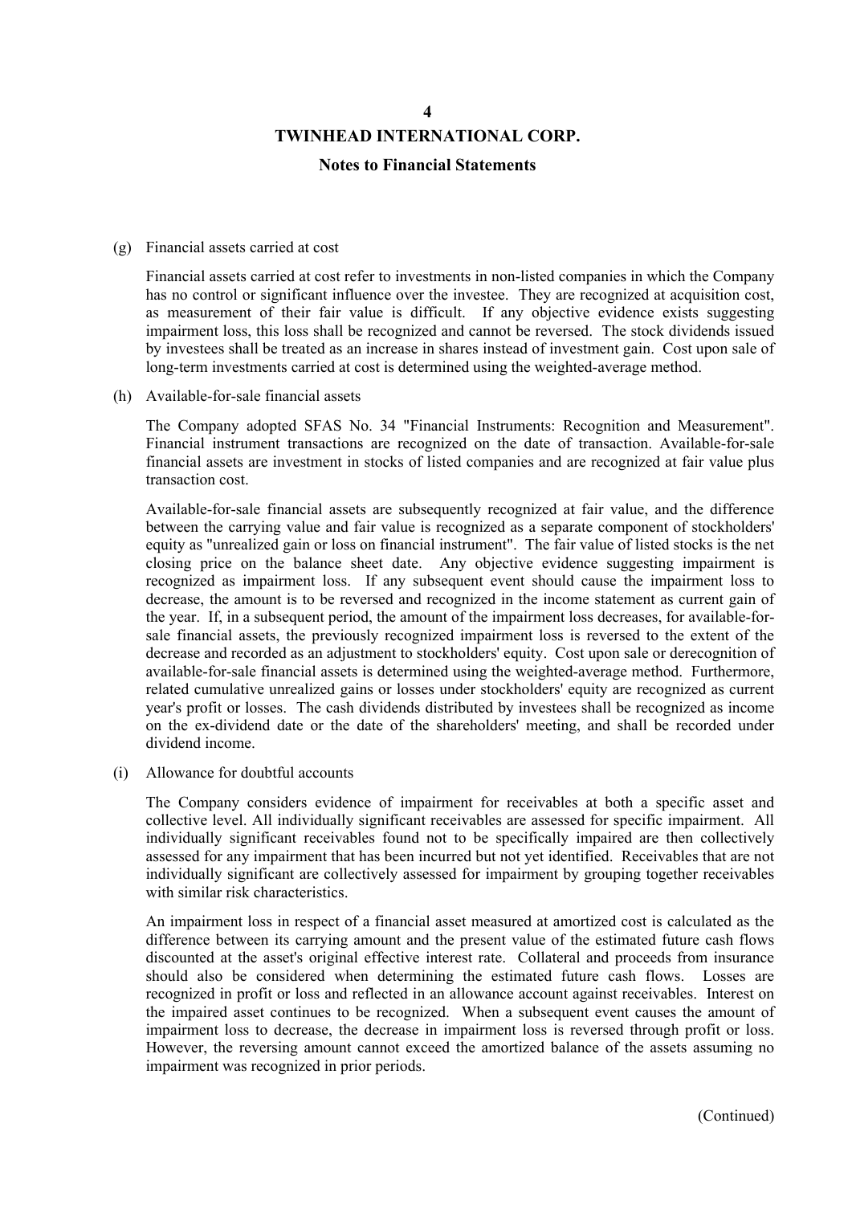(g) Financial assets carried at cost

Financial assets carried at cost refer to investments in non-listed companies in which the Company has no control or significant influence over the investee. They are recognized at acquisition cost, as measurement of their fair value is difficult. If any objective evidence exists suggesting impairment loss, this loss shall be recognized and cannot be reversed. The stock dividends issued by investees shall be treated as an increase in shares instead of investment gain. Cost upon sale of long-term investments carried at cost is determined using the weighted-average method.

(h) Available-for-sale financial assets

The Company adopted SFAS No. 34 "Financial Instruments: Recognition and Measurement". Financial instrument transactions are recognized on the date of transaction. Available-for-sale financial assets are investment in stocks of listed companies and are recognized at fair value plus transaction cost.

Available-for-sale financial assets are subsequently recognized at fair value, and the difference between the carrying value and fair value is recognized as a separate component of stockholders' equity as "unrealized gain or loss on financial instrument". The fair value of listed stocks is the net closing price on the balance sheet date. Any objective evidence suggesting impairment is recognized as impairment loss. If any subsequent event should cause the impairment loss to decrease, the amount is to be reversed and recognized in the income statement as current gain of the year. If, in a subsequent period, the amount of the impairment loss decreases, for available-for-sale financial assets, the previously recognized impairment loss is reversed to the extent of the decrease and recorded as an adjustment to stockholders' equity. Cost upon sale or derecognition of available-for-sale financial assets is determined using the weighted-average method. Furthermore, related cumulative unrealized gains or losses under stockholders' equity are recognized as current year's profit or losses. The cash dividends distributed by investees shall be recognized as income on the ex-dividend date or the date of the shareholders' meeting, and shall be recorded under dividend income.

(i) Allowance for doubtful accounts

The Company considers evidence of impairment for receivables at both a specific asset and collective level. All individually significant receivables are assessed for specific impairment. All individually significant receivables found not to be specifically impaired are then collectively assessed for any impairment that has been incurred but not yet identified. Receivables that are not individually significant are collectively assessed for impairment by grouping together receivables with similar risk characteristics.

An impairment loss in respect of a financial asset measured at amortized cost is calculated as the difference between its carrying amount and the present value of the estimated future cash flows discounted at the asset's original effective interest rate. Collateral and proceeds from insurance should also be considered when determining the estimated future cash flows. Losses are recognized in profit or loss and reflected in an allowance account against receivables. Interest on the impaired asset continues to be recognized. When a subsequent event causes the amount of impairment loss to decrease, the decrease in impairment loss is reversed through profit or loss. However, the reversing amount cannot exceed the amortized balance of the assets assuming no impairment was recognized in prior periods.

(Continued)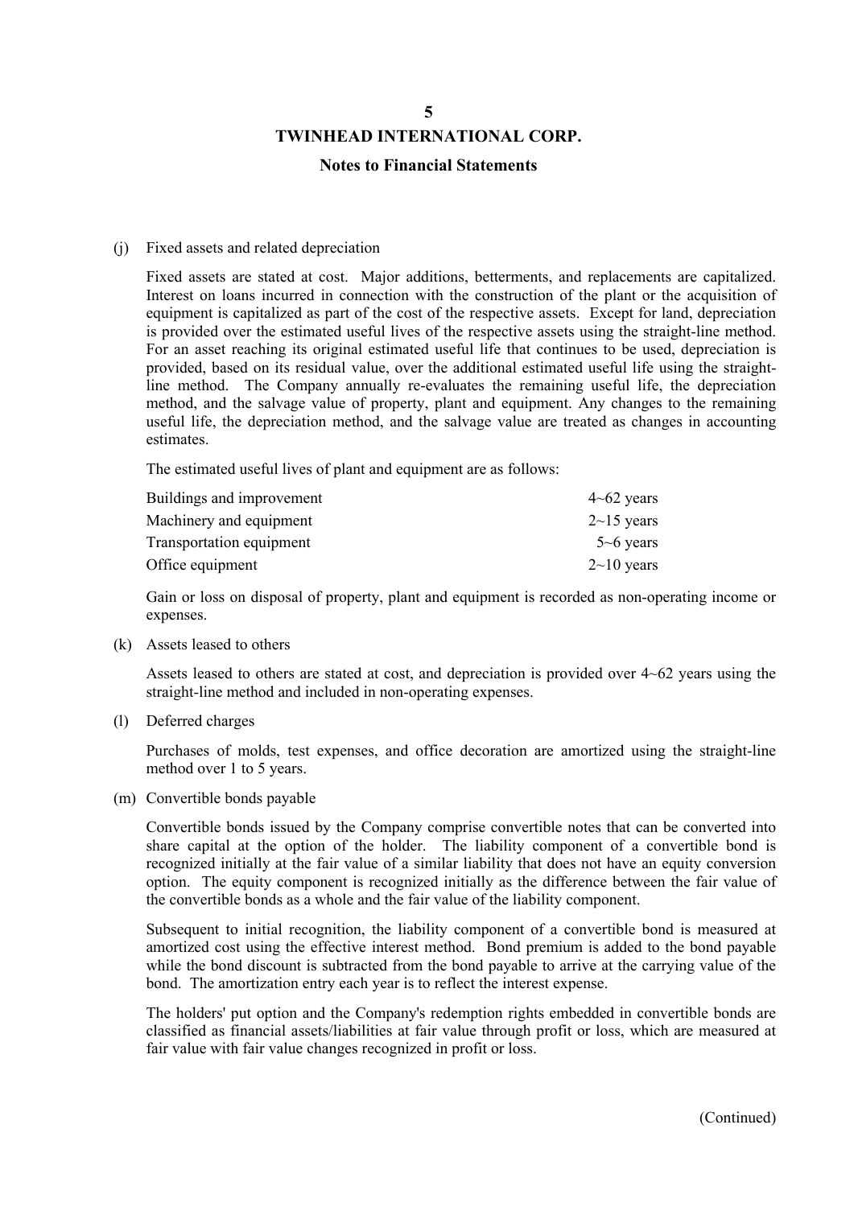(j) Fixed assets and related depreciation

Fixed assets are stated at cost. Major additions, betterments, and replacements are capitalized. Interest on loans incurred in connection with the construction of the plant or the acquisition of equipment is capitalized as part of the cost of the respective assets. Except for land, depreciation is provided over the estimated useful lives of the respective assets using the straight-line method. For an asset reaching its original estimated useful life that continues to be used, depreciation is provided, based on its residual value, over the additional estimated useful life using the straight-line method. The Company annually re-evaluates the remaining useful life, the depreciation method, and the salvage value of property, plant and equipment. Any changes to the remaining useful life, the depreciation method, and the salvage value are treated as changes in accounting estimates.

The estimated useful lives of plant and equipment are as follows:

| | |
|---|---|
| Buildings and improvement | 4~62 years |
| Machinery and equipment | 2~15 years |
| Transportation equipment | 5~6 years |
| Office equipment | 2~10 years |

Gain or loss on disposal of property, plant and equipment is recorded as non-operating income or expenses.

(k) Assets leased to others

Assets leased to others are stated at cost, and depreciation is provided over 4~62 years using the straight-line method and included in non-operating expenses.

(l) Deferred charges

Purchases of molds, test expenses, and office decoration are amortized using the straight-line method over 1 to 5 years.

(m) Convertible bonds payable

Convertible bonds issued by the Company comprise convertible notes that can be converted into share capital at the option of the holder. The liability component of a convertible bond is recognized initially at the fair value of a similar liability that does not have an equity conversion option. The equity component is recognized initially as the difference between the fair value of the convertible bonds as a whole and the fair value of the liability component.

Subsequent to initial recognition, the liability component of a convertible bond is measured at amortized cost using the effective interest method. Bond premium is added to the bond payable while the bond discount is subtracted from the bond payable to arrive at the carrying value of the bond. The amortization entry each year is to reflect the interest expense.

The holders' put option and the Company's redemption rights embedded in convertible bonds are classified as financial assets/liabilities at fair value through profit or loss, which are measured at fair value with fair value changes recognized in profit or loss.

(Continued)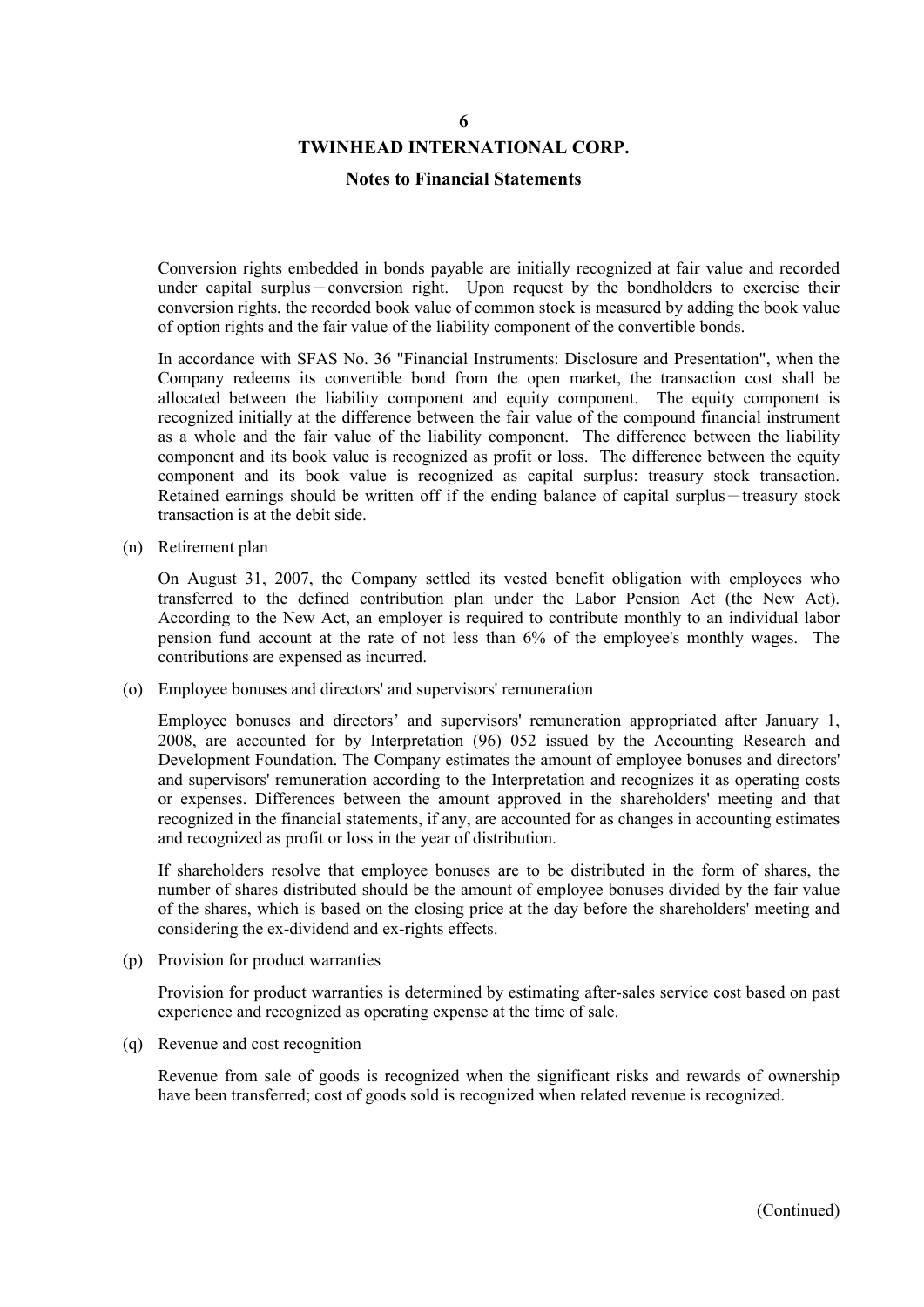Conversion rights embedded in bonds payable are initially recognized at fair value and recorded under capital surplus－conversion right. Upon request by the bondholders to exercise their conversion rights, the recorded book value of common stock is measured by adding the book value of option rights and the fair value of the liability component of the convertible bonds.

In accordance with SFAS No. 36 "Financial Instruments: Disclosure and Presentation", when the Company redeems its convertible bond from the open market, the transaction cost shall be allocated between the liability component and equity component. The equity component is recognized initially at the difference between the fair value of the compound financial instrument as a whole and the fair value of the liability component. The difference between the liability component and its book value is recognized as profit or loss. The difference between the equity component and its book value is recognized as capital surplus: treasury stock transaction. Retained earnings should be written off if the ending balance of capital surplus－treasury stock transaction is at the debit side.

(n) Retirement plan

On August 31, 2007, the Company settled its vested benefit obligation with employees who transferred to the defined contribution plan under the Labor Pension Act (the New Act). According to the New Act, an employer is required to contribute monthly to an individual labor pension fund account at the rate of not less than 6% of the employee's monthly wages. The contributions are expensed as incurred.

(o) Employee bonuses and directors' and supervisors' remuneration

Employee bonuses and directors’ and supervisors' remuneration appropriated after January 1, 2008, are accounted for by Interpretation (96) 052 issued by the Accounting Research and Development Foundation. The Company estimates the amount of employee bonuses and directors' and supervisors' remuneration according to the Interpretation and recognizes it as operating costs or expenses. Differences between the amount approved in the shareholders' meeting and that recognized in the financial statements, if any, are accounted for as changes in accounting estimates and recognized as profit or loss in the year of distribution.

If shareholders resolve that employee bonuses are to be distributed in the form of shares, the number of shares distributed should be the amount of employee bonuses divided by the fair value of the shares, which is based on the closing price at the day before the shareholders' meeting and considering the ex-dividend and ex-rights effects.

(p) Provision for product warranties

Provision for product warranties is determined by estimating after-sales service cost based on past experience and recognized as operating expense at the time of sale.

(q) Revenue and cost recognition

Revenue from sale of goods is recognized when the significant risks and rewards of ownership have been transferred; cost of goods sold is recognized when related revenue is recognized.

(Continued)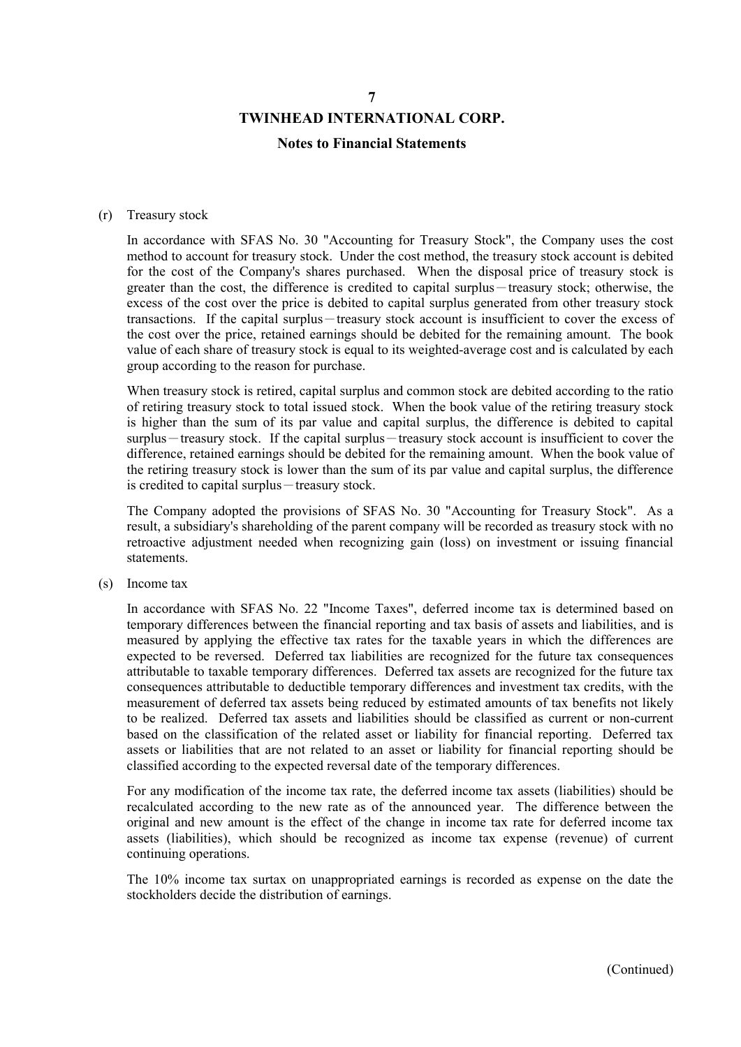# TWINHEAD INTERNATIONAL CORP.

## Notes to Financial Statements

(r) Treasury stock

In accordance with SFAS No. 30 "Accounting for Treasury Stock", the Company uses the cost method to account for treasury stock. Under the cost method, the treasury stock account is debited for the cost of the Company's shares purchased. When the disposal price of treasury stock is greater than the cost, the difference is credited to capital surplus－treasury stock; otherwise, the excess of the cost over the price is debited to capital surplus generated from other treasury stock transactions. If the capital surplus－treasury stock account is insufficient to cover the excess of the cost over the price, retained earnings should be debited for the remaining amount. The book value of each share of treasury stock is equal to its weighted-average cost and is calculated by each group according to the reason for purchase.

When treasury stock is retired, capital surplus and common stock are debited according to the ratio of retiring treasury stock to total issued stock. When the book value of the retiring treasury stock is higher than the sum of its par value and capital surplus, the difference is debited to capital surplus－treasury stock. If the capital surplus－treasury stock account is insufficient to cover the difference, retained earnings should be debited for the remaining amount. When the book value of the retiring treasury stock is lower than the sum of its par value and capital surplus, the difference is credited to capital surplus－treasury stock.

The Company adopted the provisions of SFAS No. 30 "Accounting for Treasury Stock". As a result, a subsidiary's shareholding of the parent company will be recorded as treasury stock with no retroactive adjustment needed when recognizing gain (loss) on investment or issuing financial statements.

(s) Income tax

In accordance with SFAS No. 22 "Income Taxes", deferred income tax is determined based on temporary differences between the financial reporting and tax basis of assets and liabilities, and is measured by applying the effective tax rates for the taxable years in which the differences are expected to be reversed. Deferred tax liabilities are recognized for the future tax consequences attributable to taxable temporary differences. Deferred tax assets are recognized for the future tax consequences attributable to deductible temporary differences and investment tax credits, with the measurement of deferred tax assets being reduced by estimated amounts of tax benefits not likely to be realized. Deferred tax assets and liabilities should be classified as current or non-current based on the classification of the related asset or liability for financial reporting. Deferred tax assets or liabilities that are not related to an asset or liability for financial reporting should be classified according to the expected reversal date of the temporary differences.

For any modification of the income tax rate, the deferred income tax assets (liabilities) should be recalculated according to the new rate as of the announced year. The difference between the original and new amount is the effect of the change in income tax rate for deferred income tax assets (liabilities), which should be recognized as income tax expense (revenue) of current continuing operations.

The 10% income tax surtax on unappropriated earnings is recorded as expense on the date the stockholders decide the distribution of earnings.

(Continued)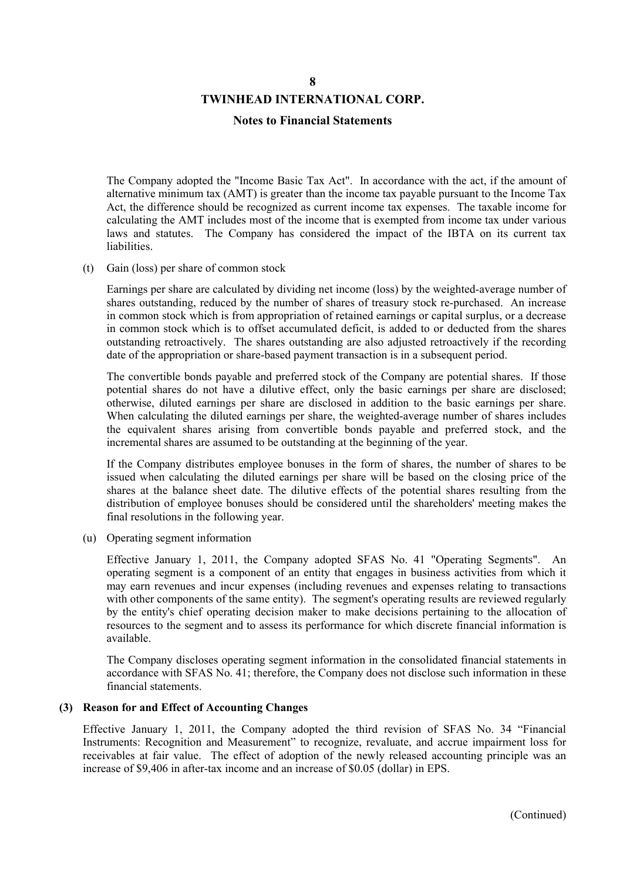The Company adopted the "Income Basic Tax Act". In accordance with the act, if the amount of alternative minimum tax (AMT) is greater than the income tax payable pursuant to the Income Tax Act, the difference should be recognized as current income tax expenses. The taxable income for calculating the AMT includes most of the income that is exempted from income tax under various laws and statutes. The Company has considered the impact of the IBTA on its current tax liabilities.

(t) Gain (loss) per share of common stock

Earnings per share are calculated by dividing net income (loss) by the weighted-average number of shares outstanding, reduced by the number of shares of treasury stock re-purchased. An increase in common stock which is from appropriation of retained earnings or capital surplus, or a decrease in common stock which is to offset accumulated deficit, is added to or deducted from the shares outstanding retroactively. The shares outstanding are also adjusted retroactively if the recording date of the appropriation or share-based payment transaction is in a subsequent period.

The convertible bonds payable and preferred stock of the Company are potential shares. If those potential shares do not have a dilutive effect, only the basic earnings per share are disclosed; otherwise, diluted earnings per share are disclosed in addition to the basic earnings per share. When calculating the diluted earnings per share, the weighted-average number of shares includes the equivalent shares arising from convertible bonds payable and preferred stock, and the incremental shares are assumed to be outstanding at the beginning of the year.

If the Company distributes employee bonuses in the form of shares, the number of shares to be issued when calculating the diluted earnings per share will be based on the closing price of the shares at the balance sheet date. The dilutive effects of the potential shares resulting from the distribution of employee bonuses should be considered until the shareholders' meeting makes the final resolutions in the following year.

(u) Operating segment information

Effective January 1, 2011, the Company adopted SFAS No. 41 "Operating Segments". An operating segment is a component of an entity that engages in business activities from which it may earn revenues and incur expenses (including revenues and expenses relating to transactions with other components of the same entity). The segment's operating results are reviewed regularly by the entity's chief operating decision maker to make decisions pertaining to the allocation of resources to the segment and to assess its performance for which discrete financial information is available.

The Company discloses operating segment information in the consolidated financial statements in accordance with SFAS No. 41; therefore, the Company does not disclose such information in these financial statements.

## (3) Reason for and Effect of Accounting Changes

Effective January 1, 2011, the Company adopted the third revision of SFAS No. 34 "Financial Instruments: Recognition and Measurement" to recognize, revaluate, and accrue impairment loss for receivables at fair value. The effect of adoption of the newly released accounting principle was an increase of $9,406 in after-tax income and an increase of $0.05 (dollar) in EPS.

(Continued)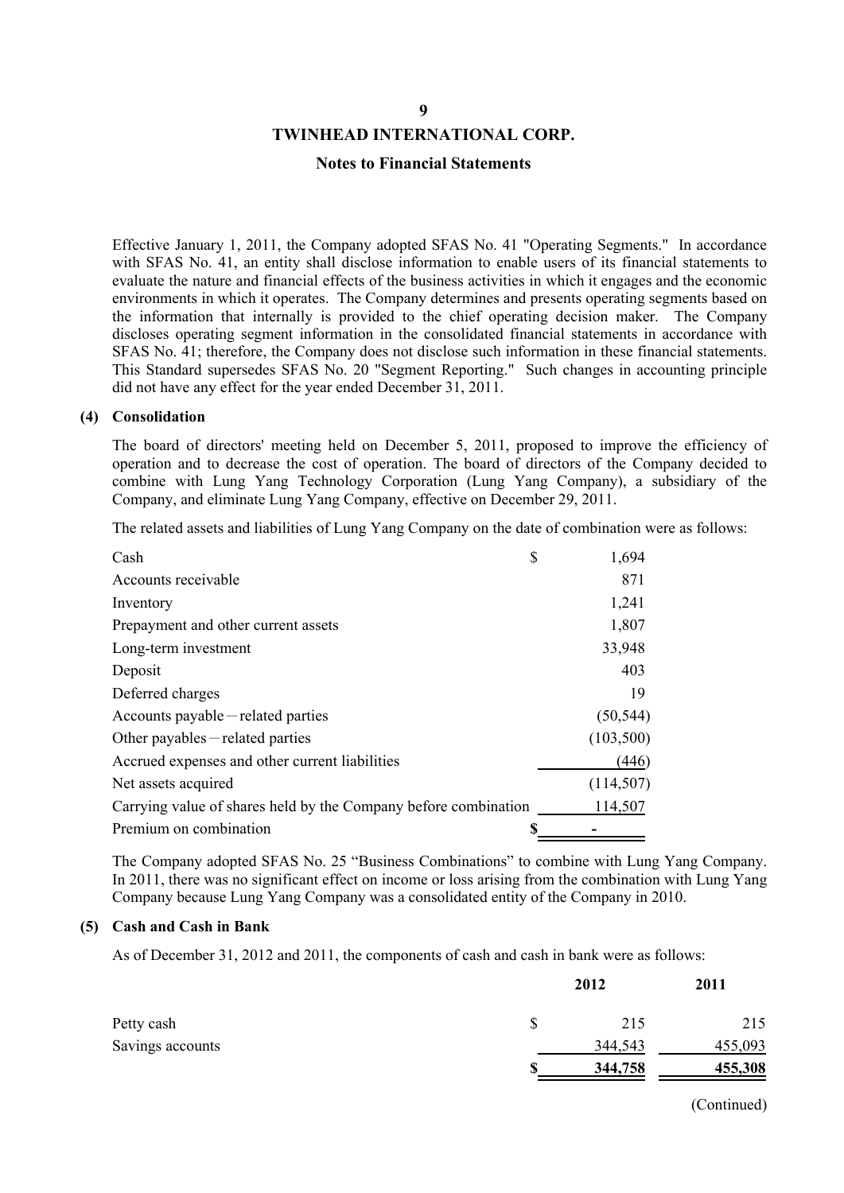Effective January 1, 2011, the Company adopted SFAS No. 41 "Operating Segments." In accordance with SFAS No. 41, an entity shall disclose information to enable users of its financial statements to evaluate the nature and financial effects of the business activities in which it engages and the economic environments in which it operates. The Company determines and presents operating segments based on the information that internally is provided to the chief operating decision maker. The Company discloses operating segment information in the consolidated financial statements in accordance with SFAS No. 41; therefore, the Company does not disclose such information in these financial statements. This Standard supersedes SFAS No. 20 "Segment Reporting." Such changes in accounting principle did not have any effect for the year ended December 31, 2011.

**(4) Consolidation**

The board of directors' meeting held on December 5, 2011, proposed to improve the efficiency of operation and to decrease the cost of operation. The board of directors of the Company decided to combine with Lung Yang Technology Corporation (Lung Yang Company), a subsidiary of the Company, and eliminate Lung Yang Company, effective on December 29, 2011.

The related assets and liabilities of Lung Yang Company on the date of combination were as follows:

| | |
|---|---|
| Cash | $ 1,694 |
| Accounts receivable | 871 |
| Inventory | 1,241 |
| Prepayment and other current assets | 1,807 |
| Long-term investment | 33,948 |
| Deposit | 403 |
| Deferred charges | 19 |
| Accounts payable－related parties | (50,544) |
| Other payables－related parties | (103,500) |
| Accrued expenses and other current liabilities | (446) |
| Net assets acquired | (114,507) |
| Carrying value of shares held by the Company before combination | 114,507 |
| Premium on combination | $ - |

The Company adopted SFAS No. 25 "Business Combinations" to combine with Lung Yang Company. In 2011, there was no significant effect on income or loss arising from the combination with Lung Yang Company because Lung Yang Company was a consolidated entity of the Company in 2010.

**(5) Cash and Cash in Bank**

As of December 31, 2012 and 2011, the components of cash and cash in bank were as follows:

| | 2012 | 2011 |
|---|---|---|
| Petty cash | $ 215 | 215 |
| Savings accounts | 344,543 | 455,093 |
| | $ 344,758 | 455,308 |

(Continued)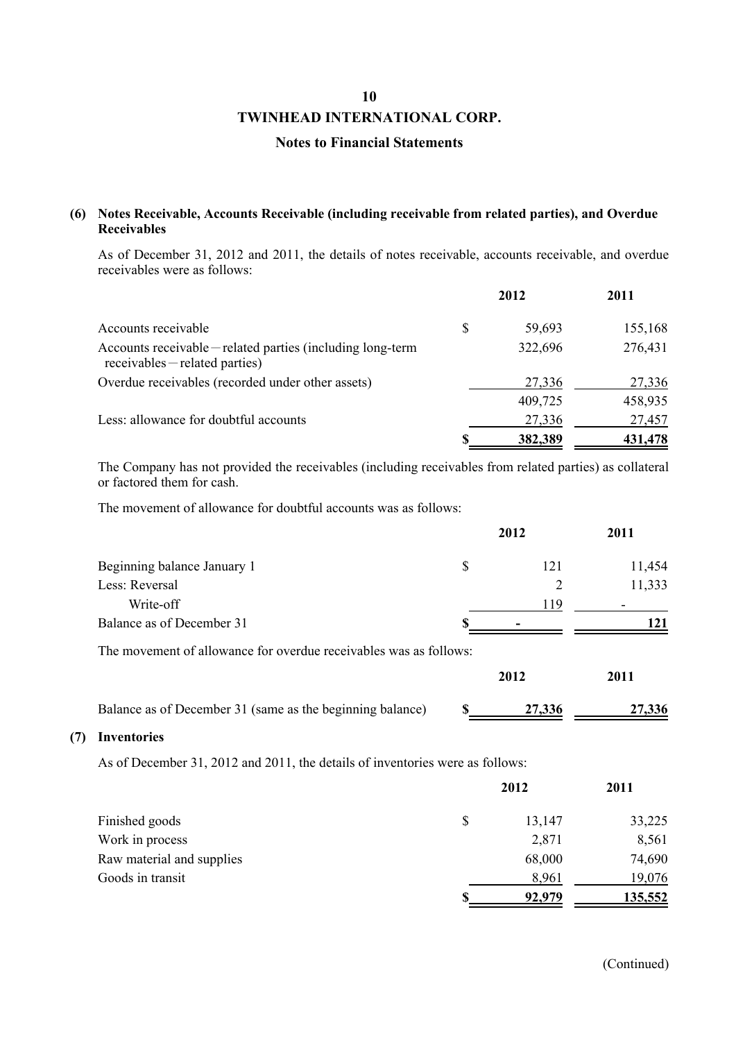# TWINHEAD INTERNATIONAL CORP.

## Notes to Financial Statements

### (6) Notes Receivable, Accounts Receivable (including receivable from related parties), and Overdue Receivables

As of December 31, 2012 and 2011, the details of notes receivable, accounts receivable, and overdue receivables were as follows:

| | | 2012 | 2011 |
|---|---|---|---|
| Accounts receivable | $ | 59,693 | 155,168 |
| Accounts receivable－related parties (including long-term receivables－related parties) | | 322,696 | 276,431 |
| Overdue receivables (recorded under other assets) | | 27,336 | 27,336 |
| | | 409,725 | 458,935 |
| Less: allowance for doubtful accounts | | 27,336 | 27,457 |
| | $ | 382,389 | 431,478 |

The Company has not provided the receivables (including receivables from related parties) as collateral or factored them for cash.

The movement of allowance for doubtful accounts was as follows:

| | | 2012 | 2011 |
|---|---|---|---|
| Beginning balance January 1 | $ | 121 | 11,454 |
| Less: Reversal | | 2 | 11,333 |
| Write-off | | 119 | - |
| Balance as of December 31 | $ | - | 121 |

The movement of allowance for overdue receivables was as follows:

| | | 2012 | 2011 |
|---|---|---|---|
| Balance as of December 31 (same as the beginning balance) | $ | 27,336 | 27,336 |

### (7) Inventories

As of December 31, 2012 and 2011, the details of inventories were as follows:

| | | 2012 | 2011 |
|---|---|---|---|
| Finished goods | $ | 13,147 | 33,225 |
| Work in process | | 2,871 | 8,561 |
| Raw material and supplies | | 68,000 | 74,690 |
| Goods in transit | | 8,961 | 19,076 |
| | $ | 92,979 | 135,552 |

(Continued)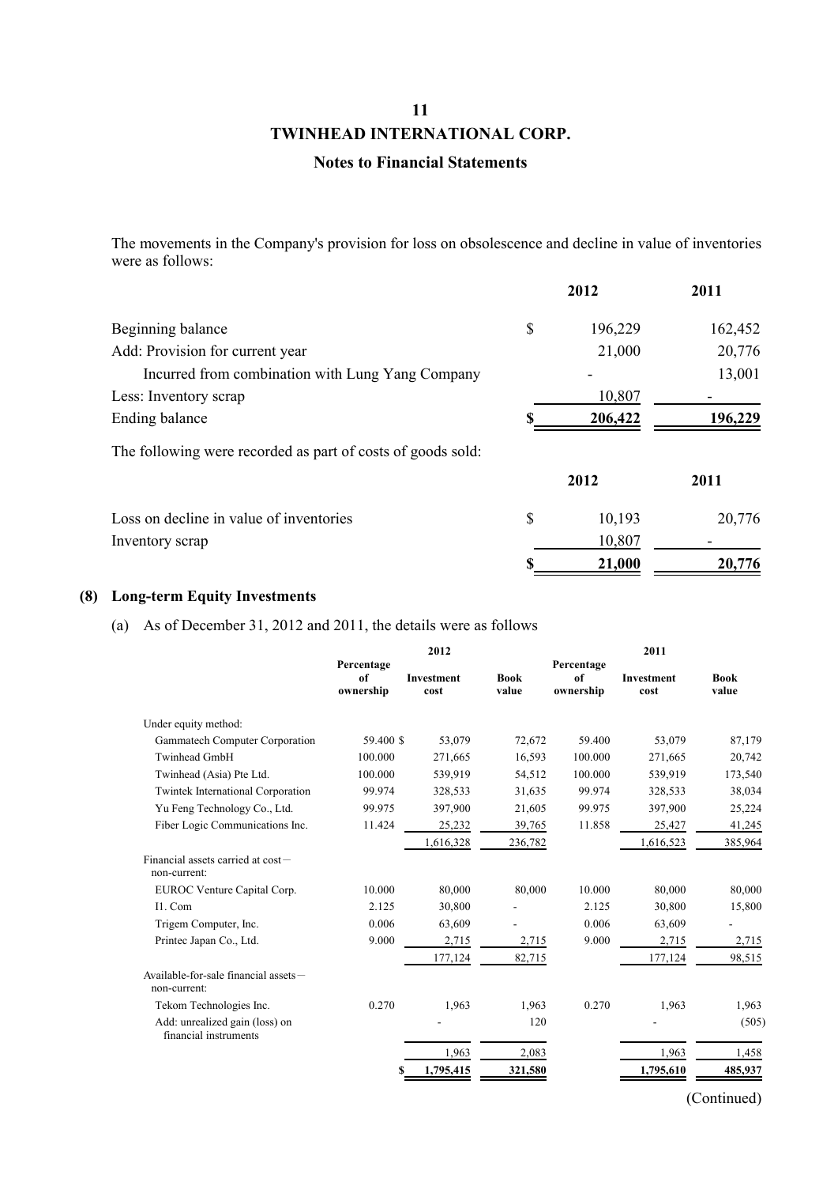# TWINHEAD INTERNATIONAL CORP.

## Notes to Financial Statements

The movements in the Company's provision for loss on obsolescence and decline in value of inventories were as follows:

| | | 2012 | 2011 |
|---|---|---|---|
| Beginning balance | $ | 196,229 | 162,452 |
| Add: Provision for current year | | 21,000 | 20,776 |
| Incurred from combination with Lung Yang Company | | - | 13,001 |
| Less: Inventory scrap | | 10,807 | - |
| Ending balance | $ | 206,422 | 196,229 |

The following were recorded as part of costs of goods sold:

| | | 2012 | 2011 |
|---|---|---|---|
| Loss on decline in value of inventories | $ | 10,193 | 20,776 |
| Inventory scrap | | 10,807 | - |
| | $ | 21,000 | 20,776 |

**(8) Long-term Equity Investments**

(a) As of December 31, 2012 and 2011, the details were as follows

| | 2012 | | | 2011 | | |
|---|---|---|---|---|---|---|
| | Percentage of ownership | Investment cost | Book value | Percentage of ownership | Investment cost | Book value |
| Under equity method: | | | | | | |
| Gammatech Computer Corporation | 59.400 $ | 53,079 | 72,672 | 59.400 | 53,079 | 87,179 |
| Twinhead GmbH | 100.000 | 271,665 | 16,593 | 100.000 | 271,665 | 20,742 |
| Twinhead (Asia) Pte Ltd. | 100.000 | 539,919 | 54,512 | 100.000 | 539,919 | 173,540 |
| Twintek International Corporation | 99.974 | 328,533 | 31,635 | 99.974 | 328,533 | 38,034 |
| Yu Feng Technology Co., Ltd. | 99.975 | 397,900 | 21,605 | 99.975 | 397,900 | 25,224 |
| Fiber Logic Communications Inc. | 11.424 | 25,232 | 39,765 | 11.858 | 25,427 | 41,245 |
| | | 1,616,328 | 236,782 | | 1,616,523 | 385,964 |
| Financial assets carried at cost－non-current: | | | | | | |
| EUROC Venture Capital Corp. | 10.000 | 80,000 | 80,000 | 10.000 | 80,000 | 80,000 |
| I1. Com | 2.125 | 30,800 | - | 2.125 | 30,800 | 15,800 |
| Trigem Computer, Inc. | 0.006 | 63,609 | - | 0.006 | 63,609 | - |
| Printec Japan Co., Ltd. | 9.000 | 2,715 | 2,715 | 9.000 | 2,715 | 2,715 |
| | | 177,124 | 82,715 | | 177,124 | 98,515 |
| Available-for-sale financial assets－non-current: | | | | | | |
| Tekom Technologies Inc. | 0.270 | 1,963 | 1,963 | 0.270 | 1,963 | 1,963 |
| Add: unrealized gain (loss) on financial instruments | | - | 120 | | - | (505) |
| | | 1,963 | 2,083 | | 1,963 | 1,458 |
| | $ | 1,795,415 | 321,580 | | 1,795,610 | 485,937 |

(Continued)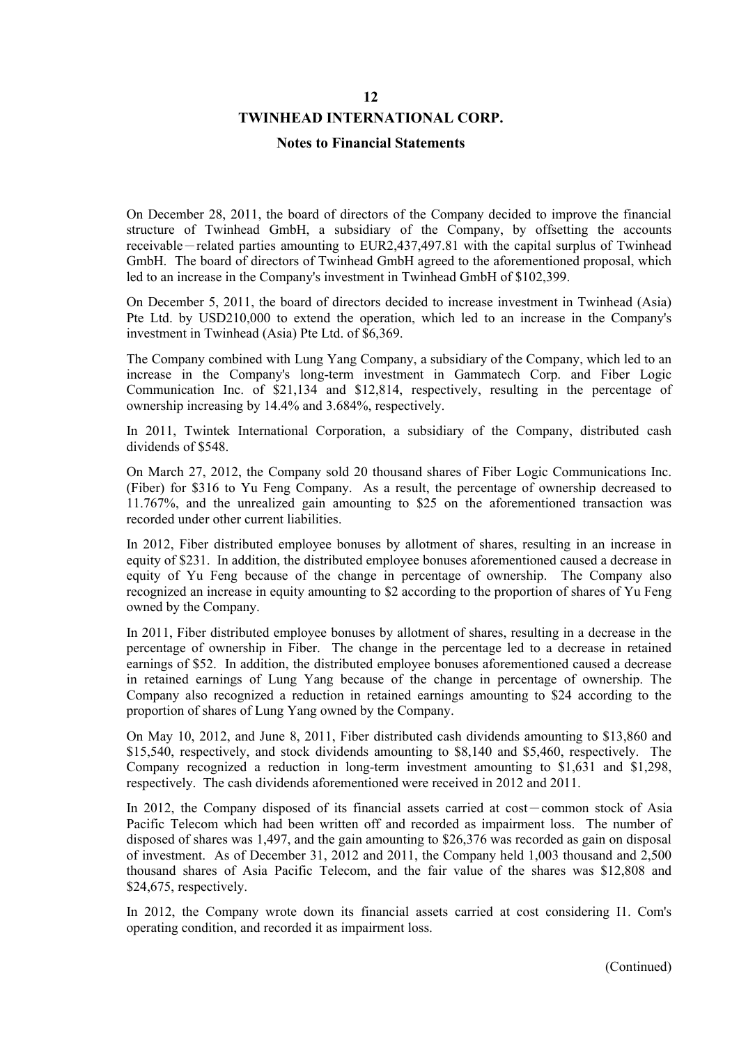On December 28, 2011, the board of directors of the Company decided to improve the financial structure of Twinhead GmbH, a subsidiary of the Company, by offsetting the accounts receivable－related parties amounting to EUR2,437,497.81 with the capital surplus of Twinhead GmbH. The board of directors of Twinhead GmbH agreed to the aforementioned proposal, which led to an increase in the Company's investment in Twinhead GmbH of $102,399.

On December 5, 2011, the board of directors decided to increase investment in Twinhead (Asia) Pte Ltd. by USD210,000 to extend the operation, which led to an increase in the Company's investment in Twinhead (Asia) Pte Ltd. of $6,369.

The Company combined with Lung Yang Company, a subsidiary of the Company, which led to an increase in the Company's long-term investment in Gammatech Corp. and Fiber Logic Communication Inc. of $21,134 and $12,814, respectively, resulting in the percentage of ownership increasing by 14.4% and 3.684%, respectively.

In 2011, Twintek International Corporation, a subsidiary of the Company, distributed cash dividends of $548.

On March 27, 2012, the Company sold 20 thousand shares of Fiber Logic Communications Inc. (Fiber) for $316 to Yu Feng Company. As a result, the percentage of ownership decreased to 11.767%, and the unrealized gain amounting to $25 on the aforementioned transaction was recorded under other current liabilities.

In 2012, Fiber distributed employee bonuses by allotment of shares, resulting in an increase in equity of $231. In addition, the distributed employee bonuses aforementioned caused a decrease in equity of Yu Feng because of the change in percentage of ownership. The Company also recognized an increase in equity amounting to $2 according to the proportion of shares of Yu Feng owned by the Company.

In 2011, Fiber distributed employee bonuses by allotment of shares, resulting in a decrease in the percentage of ownership in Fiber. The change in the percentage led to a decrease in retained earnings of $52. In addition, the distributed employee bonuses aforementioned caused a decrease in retained earnings of Lung Yang because of the change in percentage of ownership. The Company also recognized a reduction in retained earnings amounting to $24 according to the proportion of shares of Lung Yang owned by the Company.

On May 10, 2012, and June 8, 2011, Fiber distributed cash dividends amounting to $13,860 and $15,540, respectively, and stock dividends amounting to $8,140 and $5,460, respectively. The Company recognized a reduction in long-term investment amounting to $1,631 and $1,298, respectively. The cash dividends aforementioned were received in 2012 and 2011.

In 2012, the Company disposed of its financial assets carried at cost－common stock of Asia Pacific Telecom which had been written off and recorded as impairment loss. The number of disposed of shares was 1,497, and the gain amounting to $26,376 was recorded as gain on disposal of investment. As of December 31, 2012 and 2011, the Company held 1,003 thousand and 2,500 thousand shares of Asia Pacific Telecom, and the fair value of the shares was $12,808 and $24,675, respectively.

In 2012, the Company wrote down its financial assets carried at cost considering I1. Com's operating condition, and recorded it as impairment loss.

(Continued)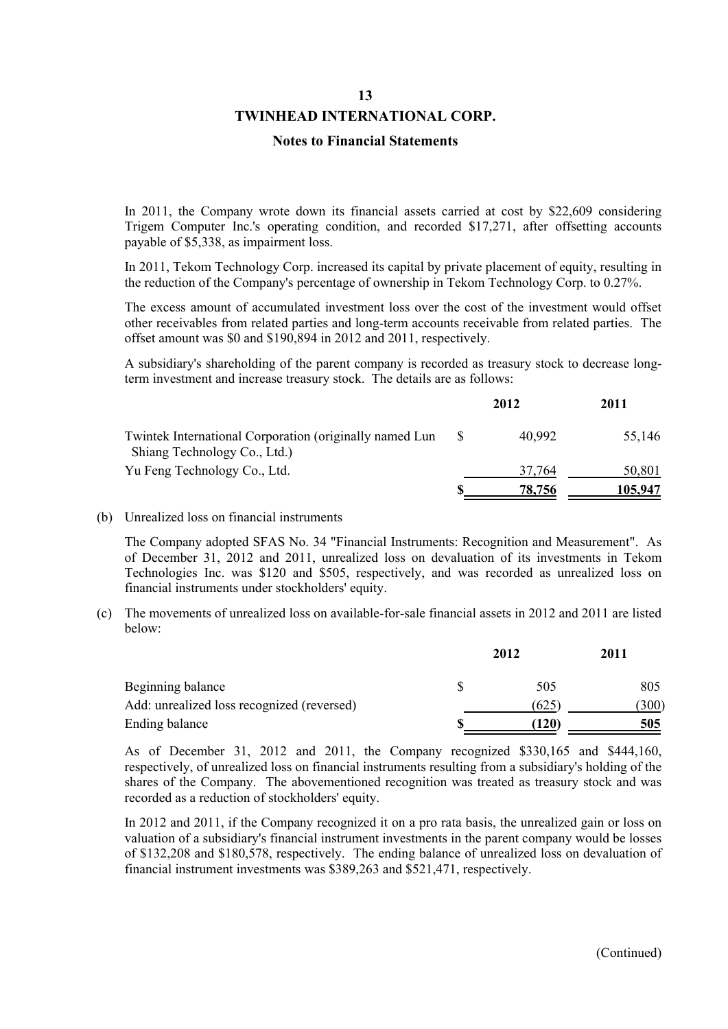In 2011, the Company wrote down its financial assets carried at cost by $22,609 considering Trigem Computer Inc.'s operating condition, and recorded $17,271, after offsetting accounts payable of $5,338, as impairment loss.

In 2011, Tekom Technology Corp. increased its capital by private placement of equity, resulting in the reduction of the Company's percentage of ownership in Tekom Technology Corp. to 0.27%.

The excess amount of accumulated investment loss over the cost of the investment would offset other receivables from related parties and long-term accounts receivable from related parties. The offset amount was $0 and $190,894 in 2012 and 2011, respectively.

A subsidiary's shareholding of the parent company is recorded as treasury stock to decrease long-term investment and increase treasury stock. The details are as follows:

| | 2012 | 2011 |
|---|---|---|
| Twintek International Corporation (originally named Lun Shiang Technology Co., Ltd.) | $ 40,992 | 55,146 |
| Yu Feng Technology Co., Ltd. | 37,764 | 50,801 |
| | **$ 78,756** | **105,947** |

(b) Unrealized loss on financial instruments

The Company adopted SFAS No. 34 "Financial Instruments: Recognition and Measurement". As of December 31, 2012 and 2011, unrealized loss on devaluation of its investments in Tekom Technologies Inc. was $120 and $505, respectively, and was recorded as unrealized loss on financial instruments under stockholders' equity.

(c) The movements of unrealized loss on available-for-sale financial assets in 2012 and 2011 are listed below:

| | 2012 | 2011 |
|---|---|---|
| Beginning balance | $ 505 | 805 |
| Add: unrealized loss recognized (reversed) | (625) | (300) |
| Ending balance | **$ (120)** | **505** |

As of December 31, 2012 and 2011, the Company recognized $330,165 and $444,160, respectively, of unrealized loss on financial instruments resulting from a subsidiary's holding of the shares of the Company. The abovementioned recognition was treated as treasury stock and was recorded as a reduction of stockholders' equity.

In 2012 and 2011, if the Company recognized it on a pro rata basis, the unrealized gain or loss on valuation of a subsidiary's financial instrument investments in the parent company would be losses of $132,208 and $180,578, respectively. The ending balance of unrealized loss on devaluation of financial instrument investments was $389,263 and $521,471, respectively.

(Continued)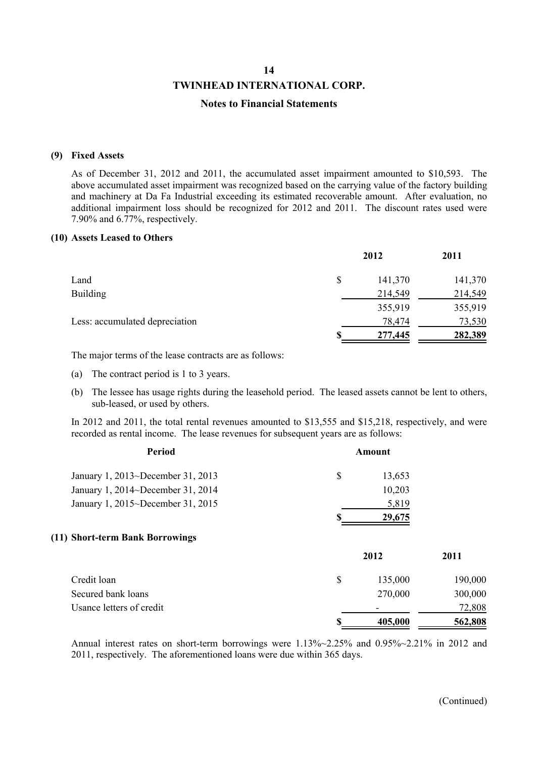**TWINHEAD INTERNATIONAL CORP.**

**Notes to Financial Statements**

**(9) Fixed Assets**

As of December 31, 2012 and 2011, the accumulated asset impairment amounted to $10,593. The above accumulated asset impairment was recognized based on the carrying value of the factory building and machinery at Da Fa Industrial exceeding its estimated recoverable amount. After evaluation, no additional impairment loss should be recognized for 2012 and 2011. The discount rates used were 7.90% and 6.77%, respectively.

**(10) Assets Leased to Others**

| | 2012 | 2011 |
|---|---|---|
| Land | $ 141,370 | 141,370 |
| Building | 214,549 | 214,549 |
| | 355,919 | 355,919 |
| Less: accumulated depreciation | 78,474 | 73,530 |
| | $ 277,445 | 282,389 |

The major terms of the lease contracts are as follows:

(a) The contract period is 1 to 3 years.

(b) The lessee has usage rights during the leasehold period. The leased assets cannot be lent to others, sub-leased, or used by others.

In 2012 and 2011, the total rental revenues amounted to $13,555 and $15,218, respectively, and were recorded as rental income. The lease revenues for subsequent years are as follows:

| Period | Amount |
|---|---|
| January 1, 2013~December 31, 2013 | $ 13,653 |
| January 1, 2014~December 31, 2014 | 10,203 |
| January 1, 2015~December 31, 2015 | 5,819 |
| | $ 29,675 |

**(11) Short-term Bank Borrowings**

| | 2012 | 2011 |
|---|---|---|
| Credit loan | $ 135,000 | 190,000 |
| Secured bank loans | 270,000 | 300,000 |
| Usance letters of credit | - | 72,808 |
| | $ 405,000 | 562,808 |

Annual interest rates on short-term borrowings were 1.13%~2.25% and 0.95%~2.21% in 2012 and 2011, respectively. The aforementioned loans were due within 365 days.

(Continued)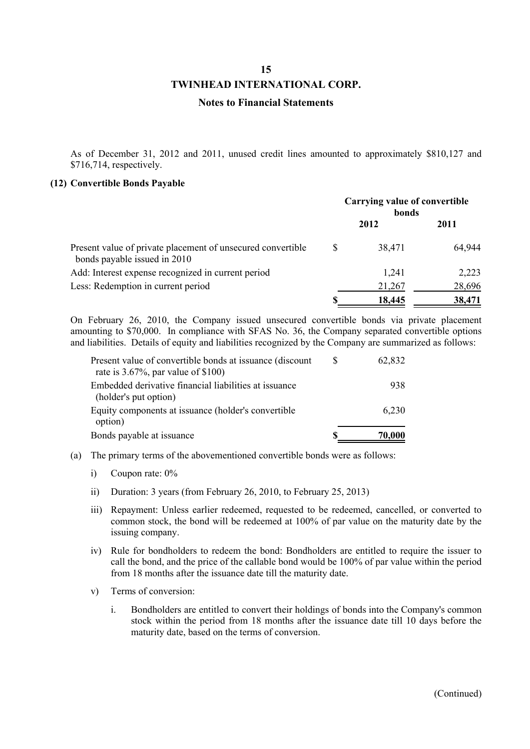As of December 31, 2012 and 2011, unused credit lines amounted to approximately $810,127 and $716,714, respectively.

**(12) Convertible Bonds Payable**

| | Carrying value of convertible bonds | |
|---|---|---|
| | **2012** | **2011** |
| Present value of private placement of unsecured convertible bonds payable issued in 2010 | $ 38,471 | 64,944 |
| Add: Interest expense recognized in current period | 1,241 | 2,223 |
| Less: Redemption in current period | 21,267 | 28,696 |
| | $ 18,445 | 38,471 |

On February 26, 2010, the Company issued unsecured convertible bonds via private placement amounting to $70,000. In compliance with SFAS No. 36, the Company separated convertible options and liabilities. Details of equity and liabilities recognized by the Company are summarized as follows:

| | |
|---|---|
| Present value of convertible bonds at issuance (discount rate is 3.67%, par value of $100) | $ 62,832 |
| Embedded derivative financial liabilities at issuance (holder's put option) | 938 |
| Equity components at issuance (holder's convertible option) | 6,230 |
| Bonds payable at issuance | $ 70,000 |

(a) The primary terms of the abovementioned convertible bonds were as follows:

i) Coupon rate: 0%

ii) Duration: 3 years (from February 26, 2010, to February 25, 2013)

iii) Repayment: Unless earlier redeemed, requested to be redeemed, cancelled, or converted to common stock, the bond will be redeemed at 100% of par value on the maturity date by the issuing company.

iv) Rule for bondholders to redeem the bond: Bondholders are entitled to require the issuer to call the bond, and the price of the callable bond would be 100% of par value within the period from 18 months after the issuance date till the maturity date.

v) Terms of conversion:

i. Bondholders are entitled to convert their holdings of bonds into the Company's common stock within the period from 18 months after the issuance date till 10 days before the maturity date, based on the terms of conversion.

(Continued)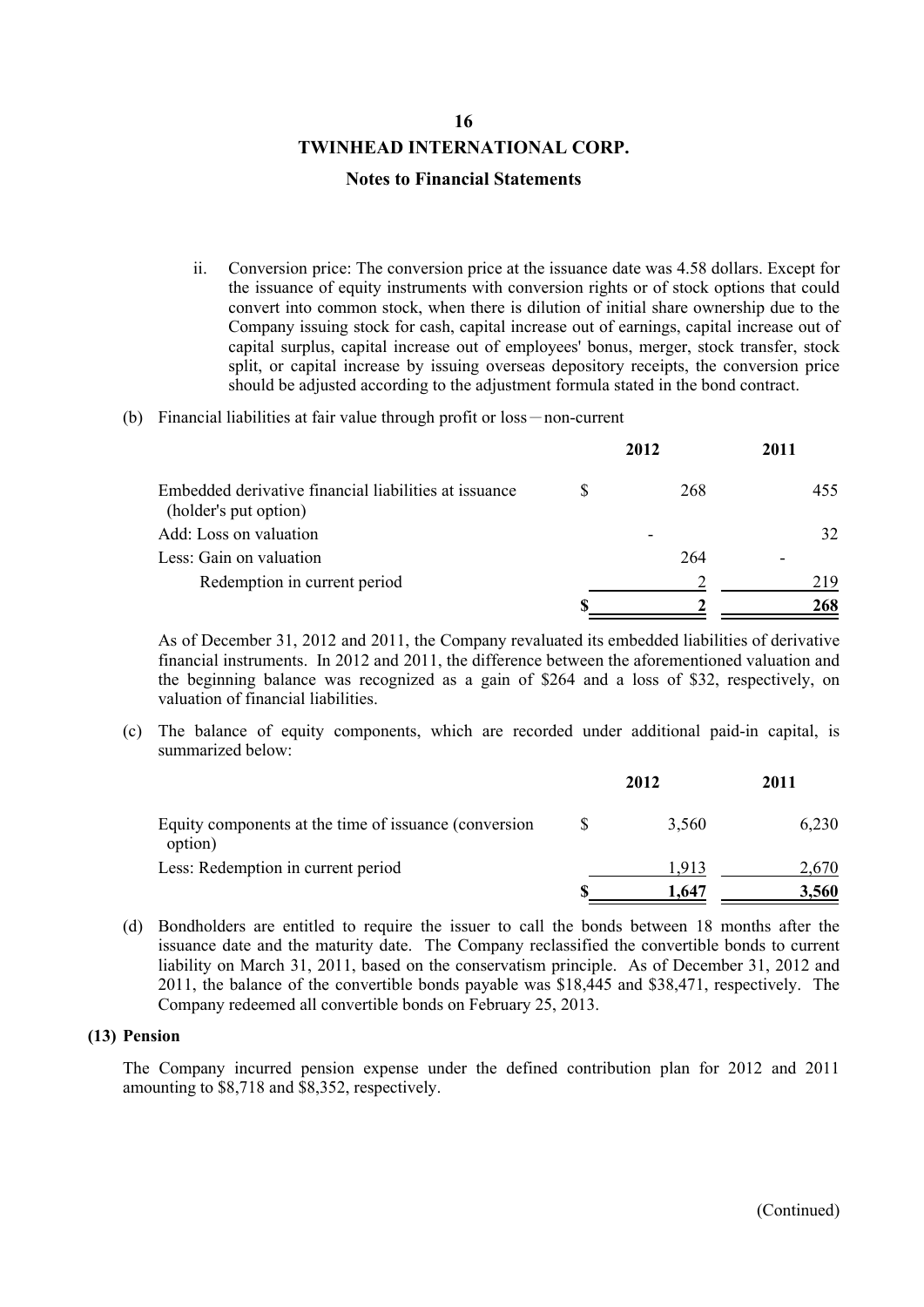ii. Conversion price: The conversion price at the issuance date was 4.58 dollars. Except for the issuance of equity instruments with conversion rights or of stock options that could convert into common stock, when there is dilution of initial share ownership due to the Company issuing stock for cash, capital increase out of earnings, capital increase out of capital surplus, capital increase out of employees' bonus, merger, stock transfer, stock split, or capital increase by issuing overseas depository receipts, the conversion price should be adjusted according to the adjustment formula stated in the bond contract.

(b) Financial liabilities at fair value through profit or loss－non-current

| | 2012 | 2011 |
|---|---|---|
| Embedded derivative financial liabilities at issuance (holder's put option) | $ 268 | 455 |
| Add: Loss on valuation | - | 32 |
| Less: Gain on valuation | 264 | - |
| Redemption in current period | 2 | 219 |
| | $ 2 | 268 |

As of December 31, 2012 and 2011, the Company revaluated its embedded liabilities of derivative financial instruments. In 2012 and 2011, the difference between the aforementioned valuation and the beginning balance was recognized as a gain of $264 and a loss of $32, respectively, on valuation of financial liabilities.

(c) The balance of equity components, which are recorded under additional paid-in capital, is summarized below:

| | 2012 | 2011 |
|---|---|---|
| Equity components at the time of issuance (conversion option) | $ 3,560 | 6,230 |
| Less: Redemption in current period | 1,913 | 2,670 |
| | $ 1,647 | 3,560 |

(d) Bondholders are entitled to require the issuer to call the bonds between 18 months after the issuance date and the maturity date. The Company reclassified the convertible bonds to current liability on March 31, 2011, based on the conservatism principle. As of December 31, 2012 and 2011, the balance of the convertible bonds payable was $18,445 and $38,471, respectively. The Company redeemed all convertible bonds on February 25, 2013.

## (13) Pension

The Company incurred pension expense under the defined contribution plan for 2012 and 2011 amounting to $8,718 and $8,352, respectively.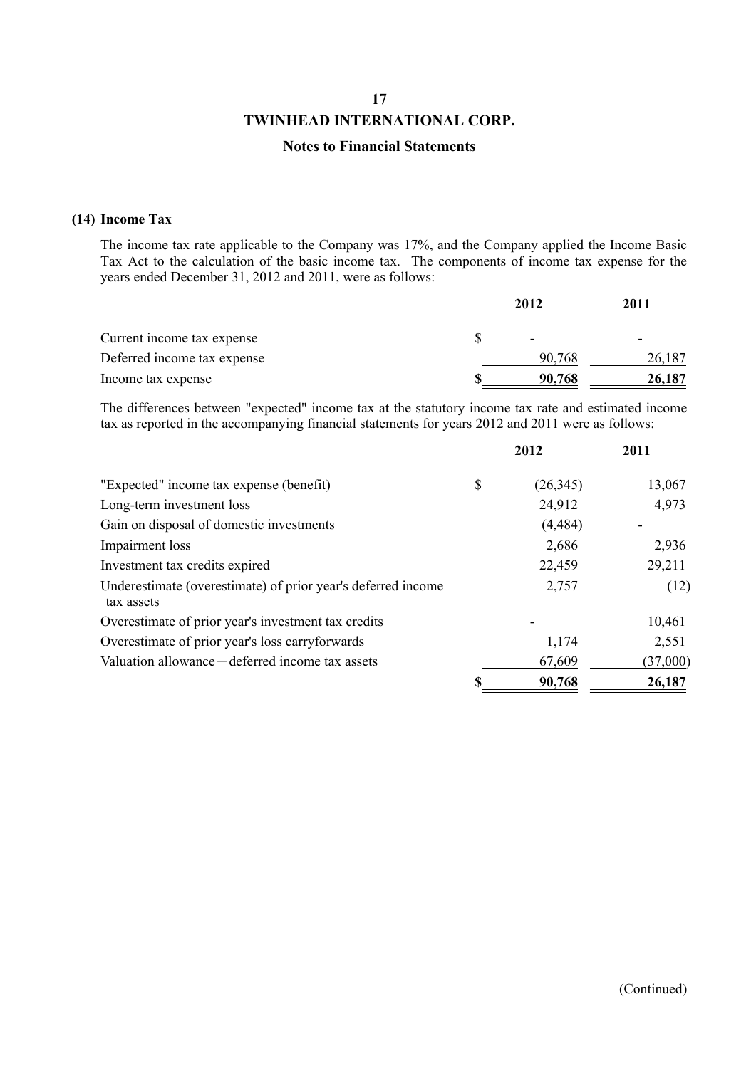# TWINHEAD INTERNATIONAL CORP.

## Notes to Financial Statements

### (14) Income Tax

The income tax rate applicable to the Company was 17%, and the Company applied the Income Basic Tax Act to the calculation of the basic income tax. The components of income tax expense for the years ended December 31, 2012 and 2011, were as follows:

| | 2012 | 2011 |
|---|---|---|
| Current income tax expense | $ - | - |
| Deferred income tax expense | 90,768 | 26,187 |
| Income tax expense | **$ 90,768** | **26,187** |

The differences between "expected" income tax at the statutory income tax rate and estimated income tax as reported in the accompanying financial statements for years 2012 and 2011 were as follows:

| | 2012 | 2011 |
|---|---|---|
| "Expected" income tax expense (benefit) | $ (26,345) | 13,067 |
| Long-term investment loss | 24,912 | 4,973 |
| Gain on disposal of domestic investments | (4,484) | - |
| Impairment loss | 2,686 | 2,936 |
| Investment tax credits expired | 22,459 | 29,211 |
| Underestimate (overestimate) of prior year's deferred income tax assets | 2,757 | (12) |
| Overestimate of prior year's investment tax credits | - | 10,461 |
| Overestimate of prior year's loss carryforwards | 1,174 | 2,551 |
| Valuation allowance－deferred income tax assets | 67,609 | (37,000) |
| | **$ 90,768** | **26,187** |

(Continued)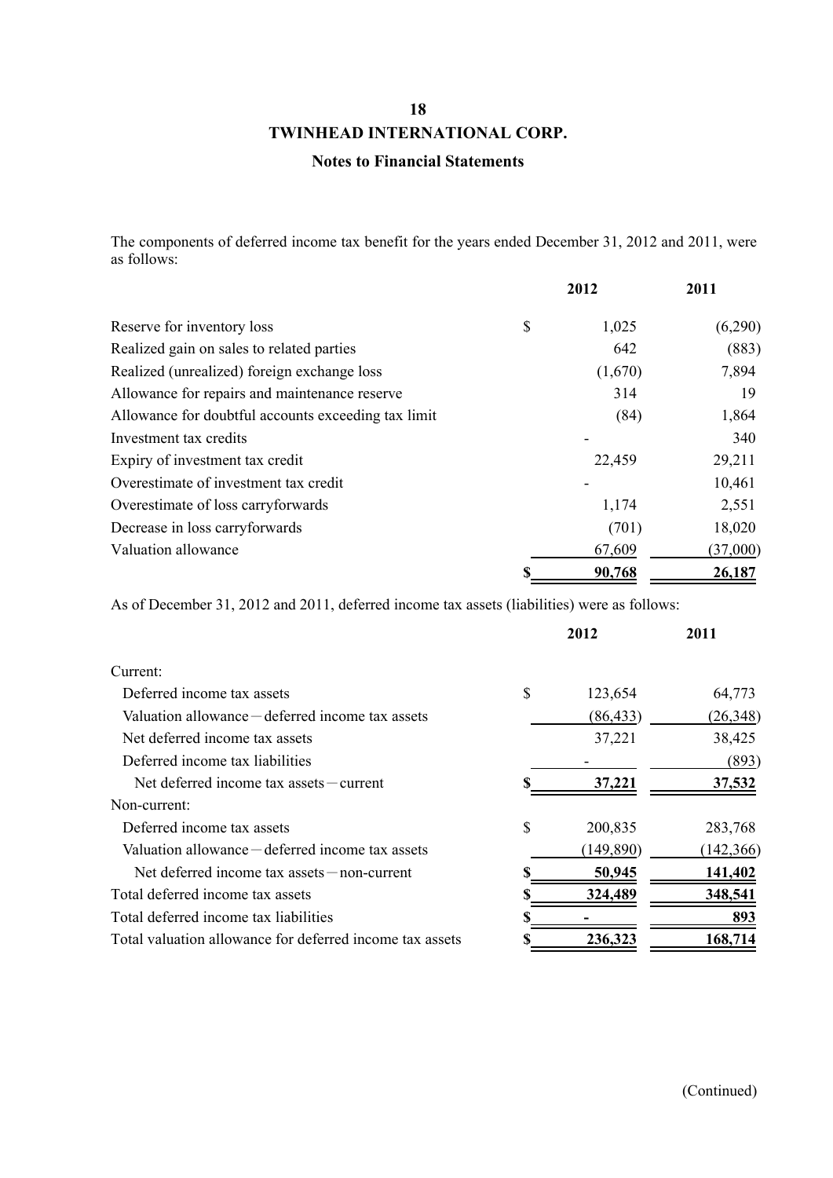# TWINHEAD INTERNATIONAL CORP.

## Notes to Financial Statements

The components of deferred income tax benefit for the years ended December 31, 2012 and 2011, were as follows:

| | 2012 | 2011 |
|---|---|---|
| Reserve for inventory loss | $ 1,025 | (6,290) |
| Realized gain on sales to related parties | 642 | (883) |
| Realized (unrealized) foreign exchange loss | (1,670) | 7,894 |
| Allowance for repairs and maintenance reserve | 314 | 19 |
| Allowance for doubtful accounts exceeding tax limit | (84) | 1,864 |
| Investment tax credits | - | 340 |
| Expiry of investment tax credit | 22,459 | 29,211 |
| Overestimate of investment tax credit | - | 10,461 |
| Overestimate of loss carryforwards | 1,174 | 2,551 |
| Decrease in loss carryforwards | (701) | 18,020 |
| Valuation allowance | 67,609 | (37,000) |
| | **$ 90,768** | **26,187** |

As of December 31, 2012 and 2011, deferred income tax assets (liabilities) were as follows:

| | 2012 | 2011 |
|---|---|---|
| Current: | | |
| Deferred income tax assets | $ 123,654 | 64,773 |
| Valuation allowance－deferred income tax assets | (86,433) | (26,348) |
| Net deferred income tax assets | 37,221 | 38,425 |
| Deferred income tax liabilities | - | (893) |
| Net deferred income tax assets－current | **$ 37,221** | **37,532** |
| Non-current: | | |
| Deferred income tax assets | $ 200,835 | 283,768 |
| Valuation allowance－deferred income tax assets | (149,890) | (142,366) |
| Net deferred income tax assets－non-current | **$ 50,945** | **141,402** |
| Total deferred income tax assets | **$ 324,489** | **348,541** |
| Total deferred income tax liabilities | **$ -** | **893** |
| Total valuation allowance for deferred income tax assets | **$ 236,323** | **168,714** |

(Continued)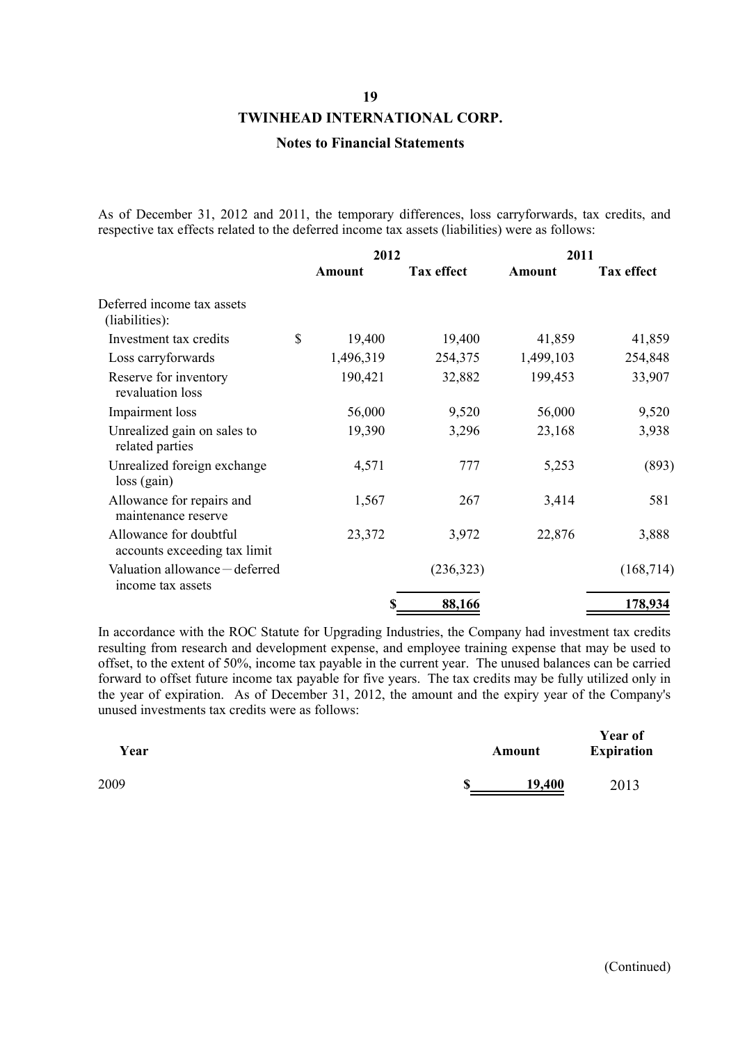**TWINHEAD INTERNATIONAL CORP.**

**Notes to Financial Statements**

As of December 31, 2012 and 2011, the temporary differences, loss carryforwards, tax credits, and respective tax effects related to the deferred income tax assets (liabilities) were as follows:

| | 2012 | | 2011 | |
|---|---|---|---|---|
| | **Amount** | **Tax effect** | **Amount** | **Tax effect** |
| Deferred income tax assets (liabilities): | | | | |
| Investment tax credits | $ 19,400 | 19,400 | 41,859 | 41,859 |
| Loss carryforwards | 1,496,319 | 254,375 | 1,499,103 | 254,848 |
| Reserve for inventory revaluation loss | 190,421 | 32,882 | 199,453 | 33,907 |
| Impairment loss | 56,000 | 9,520 | 56,000 | 9,520 |
| Unrealized gain on sales to related parties | 19,390 | 3,296 | 23,168 | 3,938 |
| Unrealized foreign exchange loss (gain) | 4,571 | 777 | 5,253 | (893) |
| Allowance for repairs and maintenance reserve | 1,567 | 267 | 3,414 | 581 |
| Allowance for doubtful accounts exceeding tax limit | 23,372 | 3,972 | 22,876 | 3,888 |
| Valuation allowance－deferred income tax assets | | (236,323) | | (168,714) |
| | | **$ 88,166** | | **178,934** |

In accordance with the ROC Statute for Upgrading Industries, the Company had investment tax credits resulting from research and development expense, and employee training expense that may be used to offset, to the extent of 50%, income tax payable in the current year. The unused balances can be carried forward to offset future income tax payable for five years. The tax credits may be fully utilized only in the year of expiration. As of December 31, 2012, the amount and the expiry year of the Company's unused investments tax credits were as follows:

| Year | Amount | Year of Expiration |
|---|---|---|
| 2009 | $ 19,400 | 2013 |

(Continued)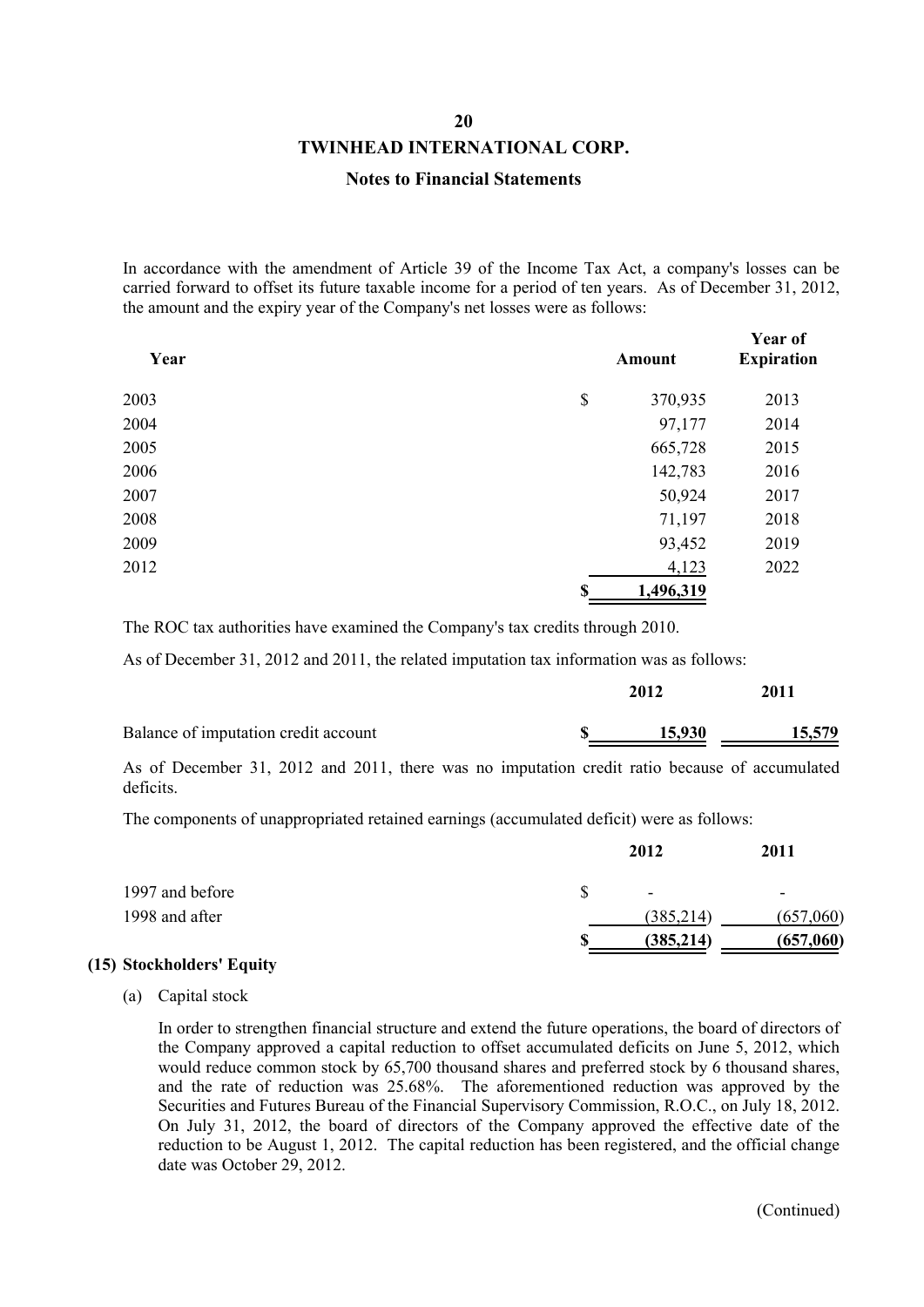In accordance with the amendment of Article 39 of the Income Tax Act, a company's losses can be carried forward to offset its future taxable income for a period of ten years. As of December 31, 2012, the amount and the expiry year of the Company's net losses were as follows:

| Year | Amount | Year of Expiration |
|---|---|---|
| 2003 | $ 370,935 | 2013 |
| 2004 | 97,177 | 2014 |
| 2005 | 665,728 | 2015 |
| 2006 | 142,783 | 2016 |
| 2007 | 50,924 | 2017 |
| 2008 | 71,197 | 2018 |
| 2009 | 93,452 | 2019 |
| 2012 | 4,123 | 2022 |
| | $ 1,496,319 | |

The ROC tax authorities have examined the Company's tax credits through 2010.

As of December 31, 2012 and 2011, the related imputation tax information was as follows:

| | 2012 | 2011 |
|---|---|---|
| Balance of imputation credit account | $ 15,930 | 15,579 |

As of December 31, 2012 and 2011, there was no imputation credit ratio because of accumulated deficits.

The components of unappropriated retained earnings (accumulated deficit) were as follows:

| | 2012 | 2011 |
|---|---|---|
| 1997 and before | $ - | - |
| 1998 and after | (385,214) | (657,060) |
| | $ (385,214) | (657,060) |

### (15) Stockholders' Equity

(a) Capital stock

In order to strengthen financial structure and extend the future operations, the board of directors of the Company approved a capital reduction to offset accumulated deficits on June 5, 2012, which would reduce common stock by 65,700 thousand shares and preferred stock by 6 thousand shares, and the rate of reduction was 25.68%. The aforementioned reduction was approved by the Securities and Futures Bureau of the Financial Supervisory Commission, R.O.C., on July 18, 2012. On July 31, 2012, the board of directors of the Company approved the effective date of the reduction to be August 1, 2012. The capital reduction has been registered, and the official change date was October 29, 2012.

(Continued)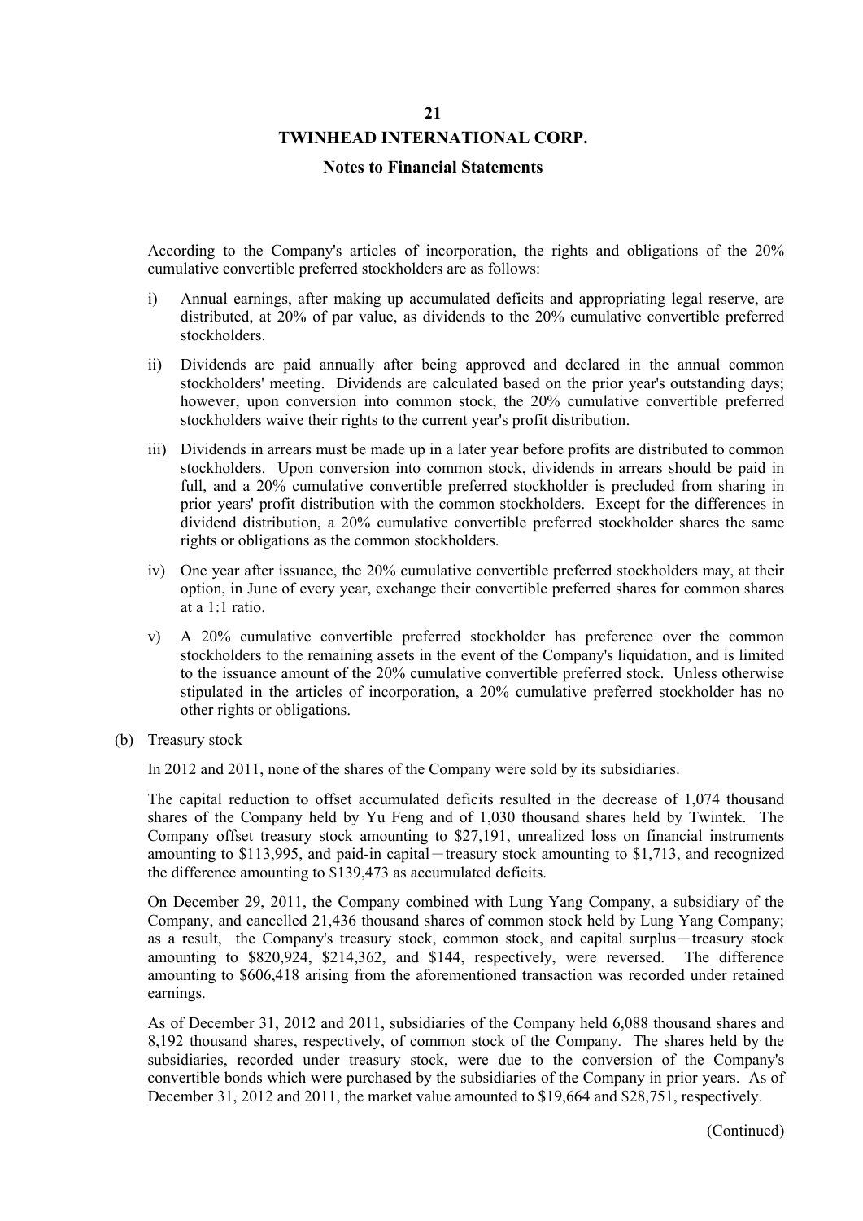According to the Company's articles of incorporation, the rights and obligations of the 20% cumulative convertible preferred stockholders are as follows:

i) Annual earnings, after making up accumulated deficits and appropriating legal reserve, are distributed, at 20% of par value, as dividends to the 20% cumulative convertible preferred stockholders.

ii) Dividends are paid annually after being approved and declared in the annual common stockholders' meeting. Dividends are calculated based on the prior year's outstanding days; however, upon conversion into common stock, the 20% cumulative convertible preferred stockholders waive their rights to the current year's profit distribution.

iii) Dividends in arrears must be made up in a later year before profits are distributed to common stockholders. Upon conversion into common stock, dividends in arrears should be paid in full, and a 20% cumulative convertible preferred stockholder is precluded from sharing in prior years' profit distribution with the common stockholders. Except for the differences in dividend distribution, a 20% cumulative convertible preferred stockholder shares the same rights or obligations as the common stockholders.

iv) One year after issuance, the 20% cumulative convertible preferred stockholders may, at their option, in June of every year, exchange their convertible preferred shares for common shares at a 1:1 ratio.

v) A 20% cumulative convertible preferred stockholder has preference over the common stockholders to the remaining assets in the event of the Company's liquidation, and is limited to the issuance amount of the 20% cumulative convertible preferred stock. Unless otherwise stipulated in the articles of incorporation, a 20% cumulative preferred stockholder has no other rights or obligations.

(b) Treasury stock

In 2012 and 2011, none of the shares of the Company were sold by its subsidiaries.

The capital reduction to offset accumulated deficits resulted in the decrease of 1,074 thousand shares of the Company held by Yu Feng and of 1,030 thousand shares held by Twintek. The Company offset treasury stock amounting to $27,191, unrealized loss on financial instruments amounting to $113,995, and paid-in capital－treasury stock amounting to $1,713, and recognized the difference amounting to $139,473 as accumulated deficits.

On December 29, 2011, the Company combined with Lung Yang Company, a subsidiary of the Company, and cancelled 21,436 thousand shares of common stock held by Lung Yang Company; as a result, the Company's treasury stock, common stock, and capital surplus－treasury stock amounting to $820,924, $214,362, and $144, respectively, were reversed. The difference amounting to $606,418 arising from the aforementioned transaction was recorded under retained earnings.

As of December 31, 2012 and 2011, subsidiaries of the Company held 6,088 thousand shares and 8,192 thousand shares, respectively, of common stock of the Company. The shares held by the subsidiaries, recorded under treasury stock, were due to the conversion of the Company's convertible bonds which were purchased by the subsidiaries of the Company in prior years. As of December 31, 2012 and 2011, the market value amounted to $19,664 and $28,751, respectively.

(Continued)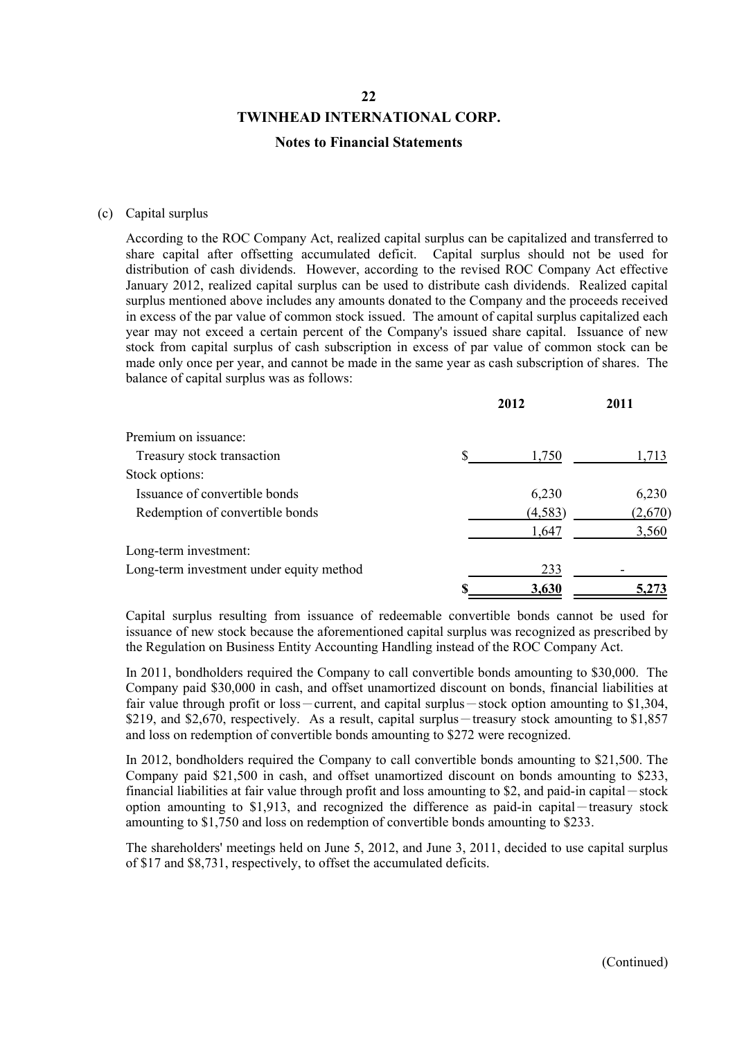(c) Capital surplus

According to the ROC Company Act, realized capital surplus can be capitalized and transferred to share capital after offsetting accumulated deficit. Capital surplus should not be used for distribution of cash dividends. However, according to the revised ROC Company Act effective January 2012, realized capital surplus can be used to distribute cash dividends. Realized capital surplus mentioned above includes any amounts donated to the Company and the proceeds received in excess of the par value of common stock issued. The amount of capital surplus capitalized each year may not exceed a certain percent of the Company's issued share capital. Issuance of new stock from capital surplus of cash subscription in excess of par value of common stock can be made only once per year, and cannot be made in the same year as cash subscription of shares. The balance of capital surplus was as follows:

| | 2012 | 2011 |
|---|---|---|
| Premium on issuance: | | |
| Treasury stock transaction | $ 1,750 | 1,713 |
| Stock options: | | |
| Issuance of convertible bonds | 6,230 | 6,230 |
| Redemption of convertible bonds | (4,583) | (2,670) |
| | 1,647 | 3,560 |
| Long-term investment: | | |
| Long-term investment under equity method | 233 | - |
| | **$ 3,630** | **5,273** |

Capital surplus resulting from issuance of redeemable convertible bonds cannot be used for issuance of new stock because the aforementioned capital surplus was recognized as prescribed by the Regulation on Business Entity Accounting Handling instead of the ROC Company Act.

In 2011, bondholders required the Company to call convertible bonds amounting to $30,000. The Company paid $30,000 in cash, and offset unamortized discount on bonds, financial liabilities at fair value through profit or loss－current, and capital surplus－stock option amounting to $1,304, $219, and $2,670, respectively. As a result, capital surplus－treasury stock amounting to $1,857 and loss on redemption of convertible bonds amounting to $272 were recognized.

In 2012, bondholders required the Company to call convertible bonds amounting to $21,500. The Company paid $21,500 in cash, and offset unamortized discount on bonds amounting to $233, financial liabilities at fair value through profit and loss amounting to $2, and paid-in capital－stock option amounting to $1,913, and recognized the difference as paid-in capital－treasury stock amounting to $1,750 and loss on redemption of convertible bonds amounting to $233.

The shareholders' meetings held on June 5, 2012, and June 3, 2011, decided to use capital surplus of $17 and $8,731, respectively, to offset the accumulated deficits.

(Continued)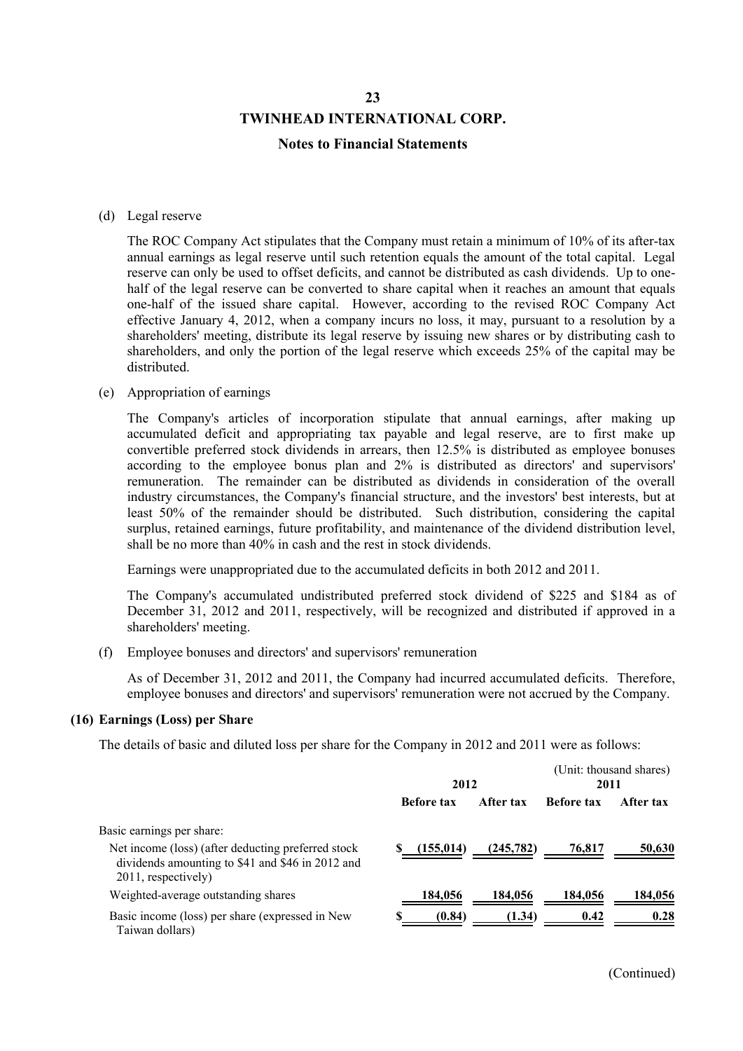(d) Legal reserve

The ROC Company Act stipulates that the Company must retain a minimum of 10% of its after-tax annual earnings as legal reserve until such retention equals the amount of the total capital. Legal reserve can only be used to offset deficits, and cannot be distributed as cash dividends. Up to one-half of the legal reserve can be converted to share capital when it reaches an amount that equals one-half of the issued share capital. However, according to the revised ROC Company Act effective January 4, 2012, when a company incurs no loss, it may, pursuant to a resolution by a shareholders' meeting, distribute its legal reserve by issuing new shares or by distributing cash to shareholders, and only the portion of the legal reserve which exceeds 25% of the capital may be distributed.

(e) Appropriation of earnings

The Company's articles of incorporation stipulate that annual earnings, after making up accumulated deficit and appropriating tax payable and legal reserve, are to first make up convertible preferred stock dividends in arrears, then 12.5% is distributed as employee bonuses according to the employee bonus plan and 2% is distributed as directors' and supervisors' remuneration. The remainder can be distributed as dividends in consideration of the overall industry circumstances, the Company's financial structure, and the investors' best interests, but at least 50% of the remainder should be distributed. Such distribution, considering the capital surplus, retained earnings, future profitability, and maintenance of the dividend distribution level, shall be no more than 40% in cash and the rest in stock dividends.

Earnings were unappropriated due to the accumulated deficits in both 2012 and 2011.

The Company's accumulated undistributed preferred stock dividend of $225 and $184 as of December 31, 2012 and 2011, respectively, will be recognized and distributed if approved in a shareholders' meeting.

(f) Employee bonuses and directors' and supervisors' remuneration

As of December 31, 2012 and 2011, the Company had incurred accumulated deficits. Therefore, employee bonuses and directors' and supervisors' remuneration were not accrued by the Company.

## (16) Earnings (Loss) per Share

The details of basic and diluted loss per share for the Company in 2012 and 2011 were as follows:

(Unit: thousand shares)

| | 2012 | | 2011 | |
|---|---|---|---|---|
| | **Before tax** | **After tax** | **Before tax** | **After tax** |
| Basic earnings per share: | | | | |
| Net income (loss) (after deducting preferred stock dividends amounting to $41 and $46 in 2012 and 2011, respectively) | $ (155,014) | (245,782) | 76,817 | 50,630 |
| Weighted-average outstanding shares | 184,056 | 184,056 | 184,056 | 184,056 |
| Basic income (loss) per share (expressed in New Taiwan dollars) | $ (0.84) | (1.34) | 0.42 | 0.28 |

(Continued)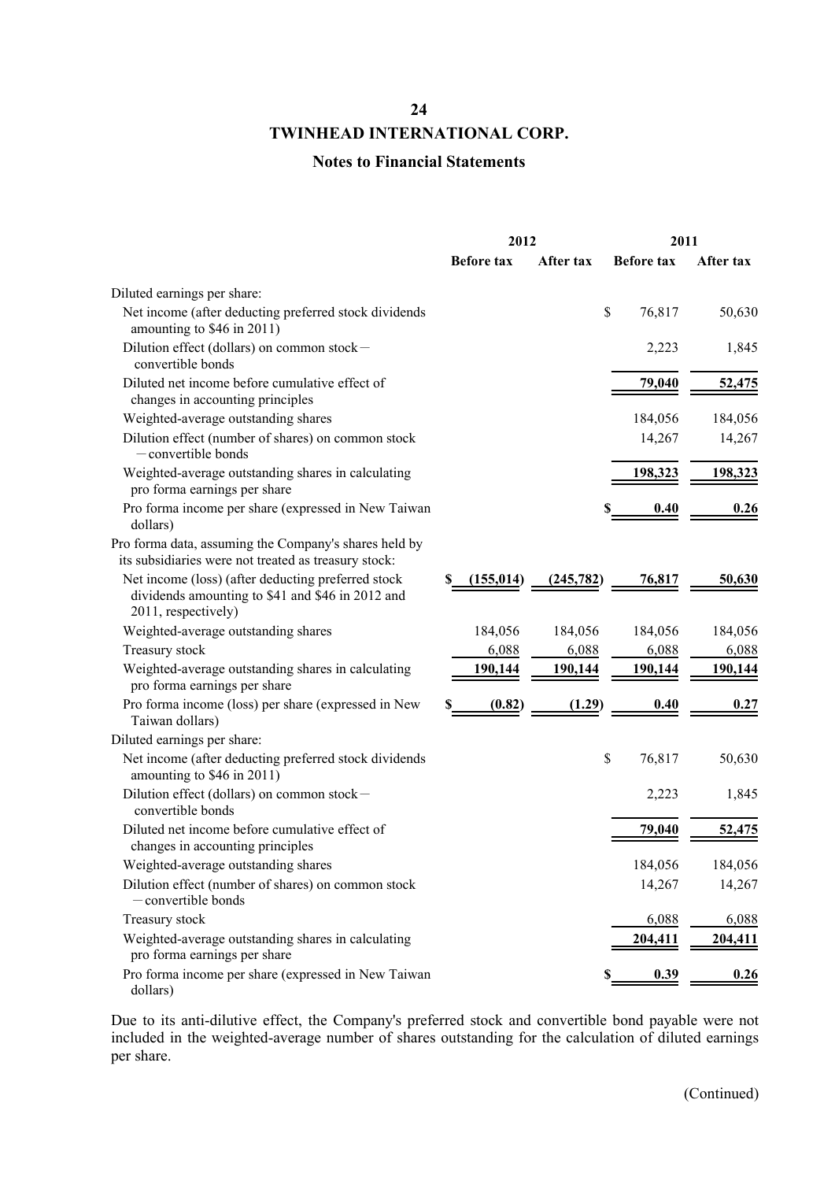# TWINHEAD INTERNATIONAL CORP.

## Notes to Financial Statements

| | 2012 | | 2011 | |
|---|---|---|---|---|
| | **Before tax** | **After tax** | **Before tax** | **After tax** |
| Diluted earnings per share: | | | | |
| Net income (after deducting preferred stock dividends amounting to $46 in 2011) | | | $ 76,817 | 50,630 |
| Dilution effect (dollars) on common stock－convertible bonds | | | 2,223 | 1,845 |
| Diluted net income before cumulative effect of changes in accounting principles | | | 79,040 | 52,475 |
| Weighted-average outstanding shares | | | 184,056 | 184,056 |
| Dilution effect (number of shares) on common stock－convertible bonds | | | 14,267 | 14,267 |
| Weighted-average outstanding shares in calculating pro forma earnings per share | | | 198,323 | 198,323 |
| Pro forma income per share (expressed in New Taiwan dollars) | | | $ 0.40 | 0.26 |
| Pro forma data, assuming the Company's shares held by its subsidiaries were not treated as treasury stock: | | | | |
| Net income (loss) (after deducting preferred stock dividends amounting to $41 and $46 in 2012 and 2011, respectively) | $ (155,014) | (245,782) | 76,817 | 50,630 |
| Weighted-average outstanding shares | 184,056 | 184,056 | 184,056 | 184,056 |
| Treasury stock | 6,088 | 6,088 | 6,088 | 6,088 |
| Weighted-average outstanding shares in calculating pro forma earnings per share | 190,144 | 190,144 | 190,144 | 190,144 |
| Pro forma income (loss) per share (expressed in New Taiwan dollars) | $ (0.82) | (1.29) | 0.40 | 0.27 |
| Diluted earnings per share: | | | | |
| Net income (after deducting preferred stock dividends amounting to $46 in 2011) | | | $ 76,817 | 50,630 |
| Dilution effect (dollars) on common stock－convertible bonds | | | 2,223 | 1,845 |
| Diluted net income before cumulative effect of changes in accounting principles | | | 79,040 | 52,475 |
| Weighted-average outstanding shares | | | 184,056 | 184,056 |
| Dilution effect (number of shares) on common stock－convertible bonds | | | 14,267 | 14,267 |
| Treasury stock | | | 6,088 | 6,088 |
| Weighted-average outstanding shares in calculating pro forma earnings per share | | | 204,411 | 204,411 |
| Pro forma income per share (expressed in New Taiwan dollars) | | | $ 0.39 | 0.26 |

Due to its anti-dilutive effect, the Company's preferred stock and convertible bond payable were not included in the weighted-average number of shares outstanding for the calculation of diluted earnings per share.

(Continued)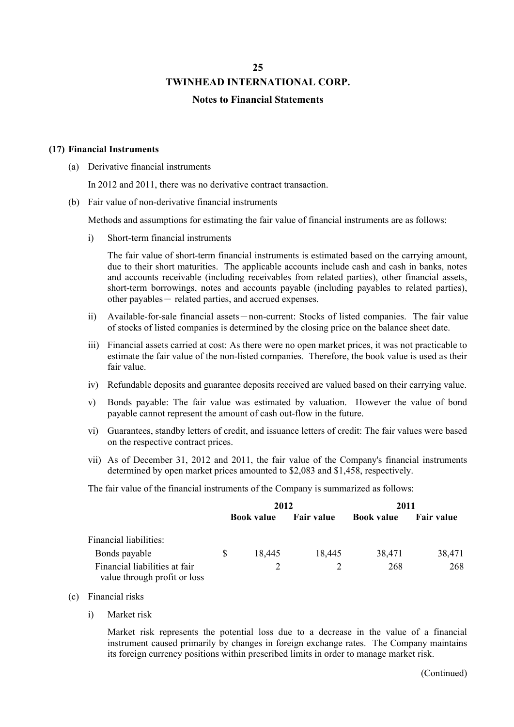**(17) Financial Instruments**

(a) Derivative financial instruments

In 2012 and 2011, there was no derivative contract transaction.

(b) Fair value of non-derivative financial instruments

Methods and assumptions for estimating the fair value of financial instruments are as follows:

i) Short-term financial instruments

The fair value of short-term financial instruments is estimated based on the carrying amount, due to their short maturities. The applicable accounts include cash and cash in banks, notes and accounts receivable (including receivables from related parties), other financial assets, short-term borrowings, notes and accounts payable (including payables to related parties), other payables－ related parties, and accrued expenses.

ii) Available-for-sale financial assets－non-current: Stocks of listed companies. The fair value of stocks of listed companies is determined by the closing price on the balance sheet date.

iii) Financial assets carried at cost: As there were no open market prices, it was not practicable to estimate the fair value of the non-listed companies. Therefore, the book value is used as their fair value.

iv) Refundable deposits and guarantee deposits received are valued based on their carrying value.

v) Bonds payable: The fair value was estimated by valuation. However the value of bond payable cannot represent the amount of cash out-flow in the future.

vi) Guarantees, standby letters of credit, and issuance letters of credit: The fair values were based on the respective contract prices.

vii) As of December 31, 2012 and 2011, the fair value of the Company's financial instruments determined by open market prices amounted to $2,083 and $1,458, respectively.

The fair value of the financial instruments of the Company is summarized as follows:

| | 2012 | | 2011 | |
|---|---|---|---|---|
| | **Book value** | **Fair value** | **Book value** | **Fair value** |
| Financial liabilities: | | | | |
| Bonds payable | $ 18,445 | 18,445 | 38,471 | 38,471 |
| Financial liabilities at fair value through profit or loss | 2 | 2 | 268 | 268 |

(c) Financial risks

i) Market risk

Market risk represents the potential loss due to a decrease in the value of a financial instrument caused primarily by changes in foreign exchange rates. The Company maintains its foreign currency positions within prescribed limits in order to manage market risk.

(Continued)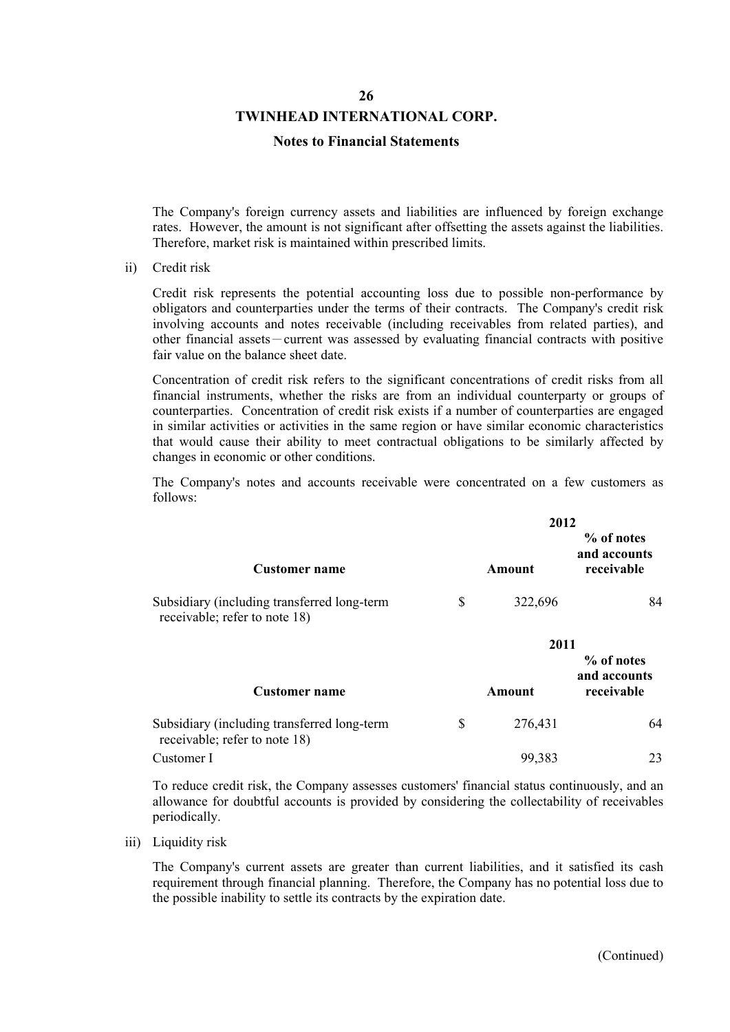The Company's foreign currency assets and liabilities are influenced by foreign exchange rates. However, the amount is not significant after offsetting the assets against the liabilities. Therefore, market risk is maintained within prescribed limits.

ii) Credit risk

Credit risk represents the potential accounting loss due to possible non-performance by obligators and counterparties under the terms of their contracts. The Company's credit risk involving accounts and notes receivable (including receivables from related parties), and other financial assets－current was assessed by evaluating financial contracts with positive fair value on the balance sheet date.

Concentration of credit risk refers to the significant concentrations of credit risks from all financial instruments, whether the risks are from an individual counterparty or groups of counterparties. Concentration of credit risk exists if a number of counterparties are engaged in similar activities or activities in the same region or have similar economic characteristics that would cause their ability to meet contractual obligations to be similarly affected by changes in economic or other conditions.

The Company's notes and accounts receivable were concentrated on a few customers as follows:

| | 2012 | |
|---|---|---|
| **Customer name** | **Amount** | **% of notes and accounts receivable** |
| Subsidiary (including transferred long-term receivable; refer to note 18) | $ 322,696 | 84 |

| | 2011 | |
|---|---|---|
| **Customer name** | **Amount** | **% of notes and accounts receivable** |
| Subsidiary (including transferred long-term receivable; refer to note 18) | $ 276,431 | 64 |
| Customer I | 99,383 | 23 |

To reduce credit risk, the Company assesses customers' financial status continuously, and an allowance for doubtful accounts is provided by considering the collectability of receivables periodically.

iii) Liquidity risk

The Company's current assets are greater than current liabilities, and it satisfied its cash requirement through financial planning. Therefore, the Company has no potential loss due to the possible inability to settle its contracts by the expiration date.

(Continued)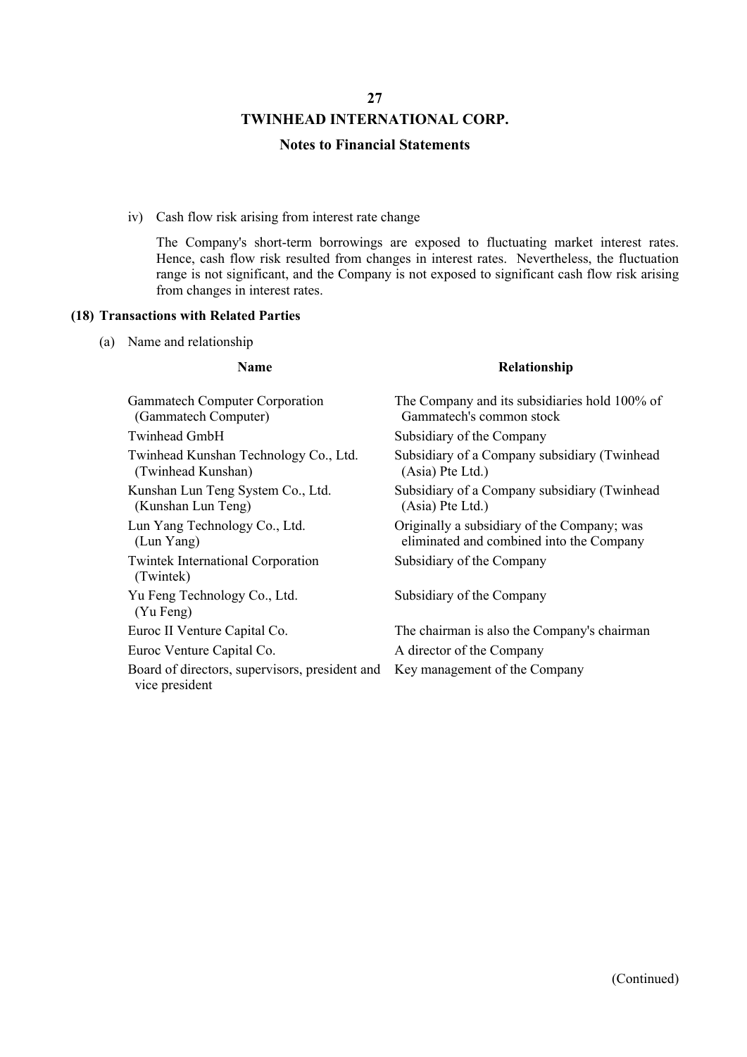iv) Cash flow risk arising from interest rate change

The Company's short-term borrowings are exposed to fluctuating market interest rates. Hence, cash flow risk resulted from changes in interest rates. Nevertheless, the fluctuation range is not significant, and the Company is not exposed to significant cash flow risk arising from changes in interest rates.

**(18) Transactions with Related Parties**

(a) Name and relationship

| Name | Relationship |
|---|---|
| Gammatech Computer Corporation (Gammatech Computer) | The Company and its subsidiaries hold 100% of Gammatech's common stock |
| Twinhead GmbH | Subsidiary of the Company |
| Twinhead Kunshan Technology Co., Ltd. (Twinhead Kunshan) | Subsidiary of a Company subsidiary (Twinhead (Asia) Pte Ltd.) |
| Kunshan Lun Teng System Co., Ltd. (Kunshan Lun Teng) | Subsidiary of a Company subsidiary (Twinhead (Asia) Pte Ltd.) |
| Lun Yang Technology Co., Ltd. (Lun Yang) | Originally a subsidiary of the Company; was eliminated and combined into the Company |
| Twintek International Corporation (Twintek) | Subsidiary of the Company |
| Yu Feng Technology Co., Ltd. (Yu Feng) | Subsidiary of the Company |
| Euroc II Venture Capital Co. | The chairman is also the Company's chairman |
| Euroc Venture Capital Co. | A director of the Company |
| Board of directors, supervisors, president and vice president | Key management of the Company |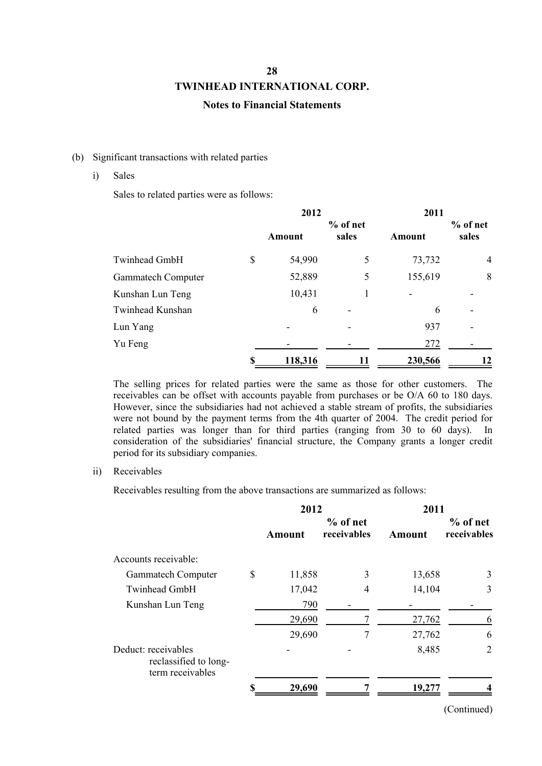(b) Significant transactions with related parties

i) Sales

Sales to related parties were as follows:

| | 2012 | | 2011 | |
|---|---|---|---|---|
| | **Amount** | **% of net sales** | **Amount** | **% of net sales** |
| Twinhead GmbH | $ 54,990 | 5 | 73,732 | 4 |
| Gammatech Computer | 52,889 | 5 | 155,619 | 8 |
| Kunshan Lun Teng | 10,431 | 1 | - | - |
| Twinhead Kunshan | 6 | - | 6 | - |
| Lun Yang | - | - | 937 | - |
| Yu Feng | - | - | 272 | - |
| | **$ 118,316** | **11** | **230,566** | **12** |

The selling prices for related parties were the same as those for other customers. The receivables can be offset with accounts payable from purchases or be O/A 60 to 180 days. However, since the subsidiaries had not achieved a stable stream of profits, the subsidiaries were not bound by the payment terms from the 4th quarter of 2004. The credit period for related parties was longer than for third parties (ranging from 30 to 60 days). In consideration of the subsidiaries' financial structure, the Company grants a longer credit period for its subsidiary companies.

ii) Receivables

Receivables resulting from the above transactions are summarized as follows:

| | 2012 | | 2011 | |
|---|---|---|---|---|
| | **Amount** | **% of net receivables** | **Amount** | **% of net receivables** |
| Accounts receivable: | | | | |
| Gammatech Computer | $ 11,858 | 3 | 13,658 | 3 |
| Twinhead GmbH | 17,042 | 4 | 14,104 | 3 |
| Kunshan Lun Teng | 790 | - | - | - |
| | 29,690 | 7 | 27,762 | 6 |
| | 29,690 | 7 | 27,762 | 6 |
| Deduct: receivables reclassified to long-term receivables | - | - | 8,485 | 2 |
| | **$ 29,690** | **7** | **19,277** | **4** |

(Continued)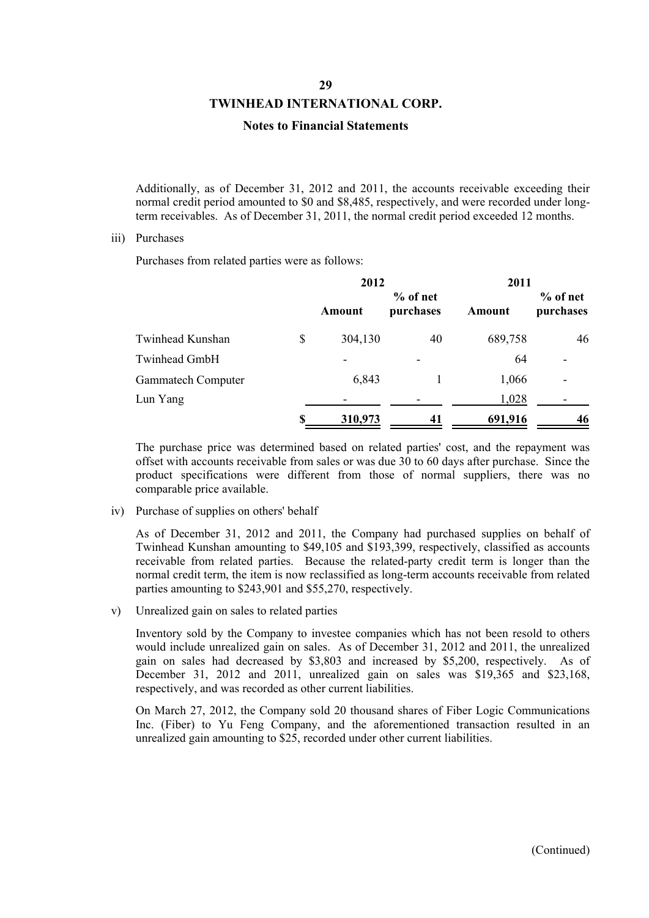Additionally, as of December 31, 2012 and 2011, the accounts receivable exceeding their normal credit period amounted to $0 and $8,485, respectively, and were recorded under long-term receivables. As of December 31, 2011, the normal credit period exceeded 12 months.

iii) Purchases

Purchases from related parties were as follows:

| | 2012 | | 2011 | |
|---|---|---|---|---|
| | Amount | % of net purchases | Amount | % of net purchases |
| Twinhead Kunshan | $ 304,130 | 40 | 689,758 | 46 |
| Twinhead GmbH | - | - | 64 | - |
| Gammatech Computer | 6,843 | 1 | 1,066 | - |
| Lun Yang | - | - | 1,028 | - |
| | $ 310,973 | 41 | 691,916 | 46 |

The purchase price was determined based on related parties' cost, and the repayment was offset with accounts receivable from sales or was due 30 to 60 days after purchase. Since the product specifications were different from those of normal suppliers, there was no comparable price available.

iv) Purchase of supplies on others' behalf

As of December 31, 2012 and 2011, the Company had purchased supplies on behalf of Twinhead Kunshan amounting to $49,105 and $193,399, respectively, classified as accounts receivable from related parties. Because the related-party credit term is longer than the normal credit term, the item is now reclassified as long-term accounts receivable from related parties amounting to $243,901 and $55,270, respectively.

v) Unrealized gain on sales to related parties

Inventory sold by the Company to investee companies which has not been resold to others would include unrealized gain on sales. As of December 31, 2012 and 2011, the unrealized gain on sales had decreased by $3,803 and increased by $5,200, respectively. As of December 31, 2012 and 2011, unrealized gain on sales was $19,365 and $23,168, respectively, and was recorded as other current liabilities.

On March 27, 2012, the Company sold 20 thousand shares of Fiber Logic Communications Inc. (Fiber) to Yu Feng Company, and the aforementioned transaction resulted in an unrealized gain amounting to $25, recorded under other current liabilities.

(Continued)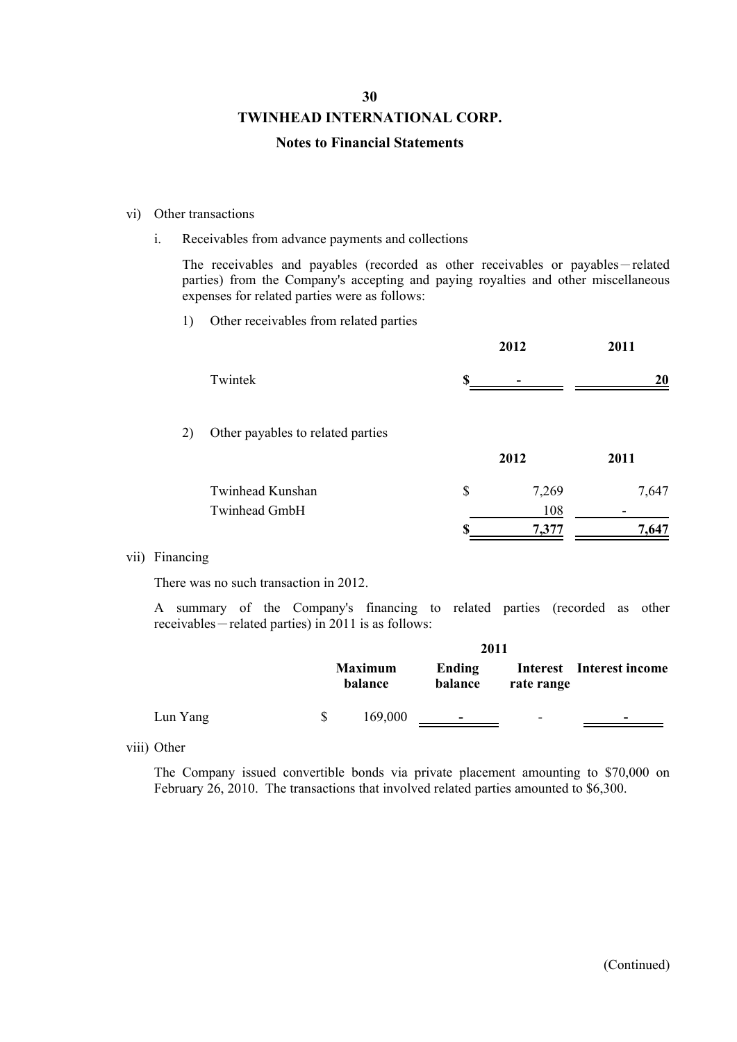vi) Other transactions

i. Receivables from advance payments and collections

The receivables and payables (recorded as other receivables or payables－related parties) from the Company's accepting and paying royalties and other miscellaneous expenses for related parties were as follows:

1) Other receivables from related parties

| | 2012 | 2011 |
|---|---|---|
| Twintek | $ - | 20 |

2) Other payables to related parties

| | 2012 | 2011 |
|---|---|---|
| Twinhead Kunshan | $ 7,269 | 7,647 |
| Twinhead GmbH | 108 | - |
| | $ 7,377 | 7,647 |

vii) Financing

There was no such transaction in 2012.

A summary of the Company's financing to related parties (recorded as other receivables－related parties) in 2011 is as follows:

| | 2011 | | | |
|---|---|---|---|---|
| | Maximum balance | Ending balance | Interest rate range | Interest income |
| Lun Yang | $ 169,000 | - | - | - |

viii) Other

The Company issued convertible bonds via private placement amounting to $70,000 on February 26, 2010. The transactions that involved related parties amounted to $6,300.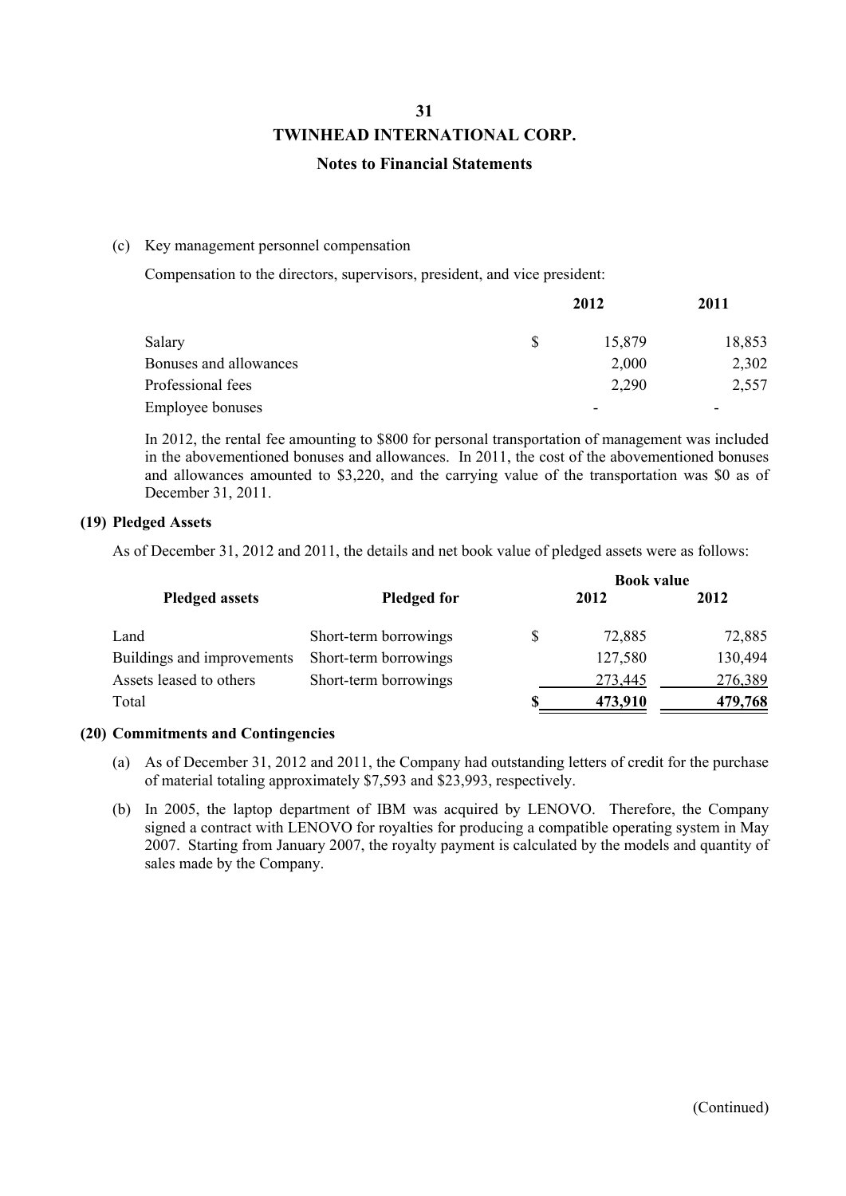(c) Key management personnel compensation

Compensation to the directors, supervisors, president, and vice president:

| | | 2012 | 2011 |
|---|---|---|---|
| Salary | $ | 15,879 | 18,853 |
| Bonuses and allowances | | 2,000 | 2,302 |
| Professional fees | | 2,290 | 2,557 |
| Employee bonuses | | - | - |

In 2012, the rental fee amounting to $800 for personal transportation of management was included in the abovementioned bonuses and allowances. In 2011, the cost of the abovementioned bonuses and allowances amounted to $3,220, and the carrying value of the transportation was $0 as of December 31, 2011.

**(19) Pledged Assets**

As of December 31, 2012 and 2011, the details and net book value of pledged assets were as follows:

| Pledged assets | Pledged for | | Book value 2012 | 2012 |
|---|---|---|---|---|
| Land | Short-term borrowings | $ | 72,885 | 72,885 |
| Buildings and improvements | Short-term borrowings | | 127,580 | 130,494 |
| Assets leased to others | Short-term borrowings | | 273,445 | 276,389 |
| Total | | **$** | **473,910** | **479,768** |

**(20) Commitments and Contingencies**

(a) As of December 31, 2012 and 2011, the Company had outstanding letters of credit for the purchase of material totaling approximately $7,593 and $23,993, respectively.

(b) In 2005, the laptop department of IBM was acquired by LENOVO. Therefore, the Company signed a contract with LENOVO for royalties for producing a compatible operating system in May 2007. Starting from January 2007, the royalty payment is calculated by the models and quantity of sales made by the Company.

(Continued)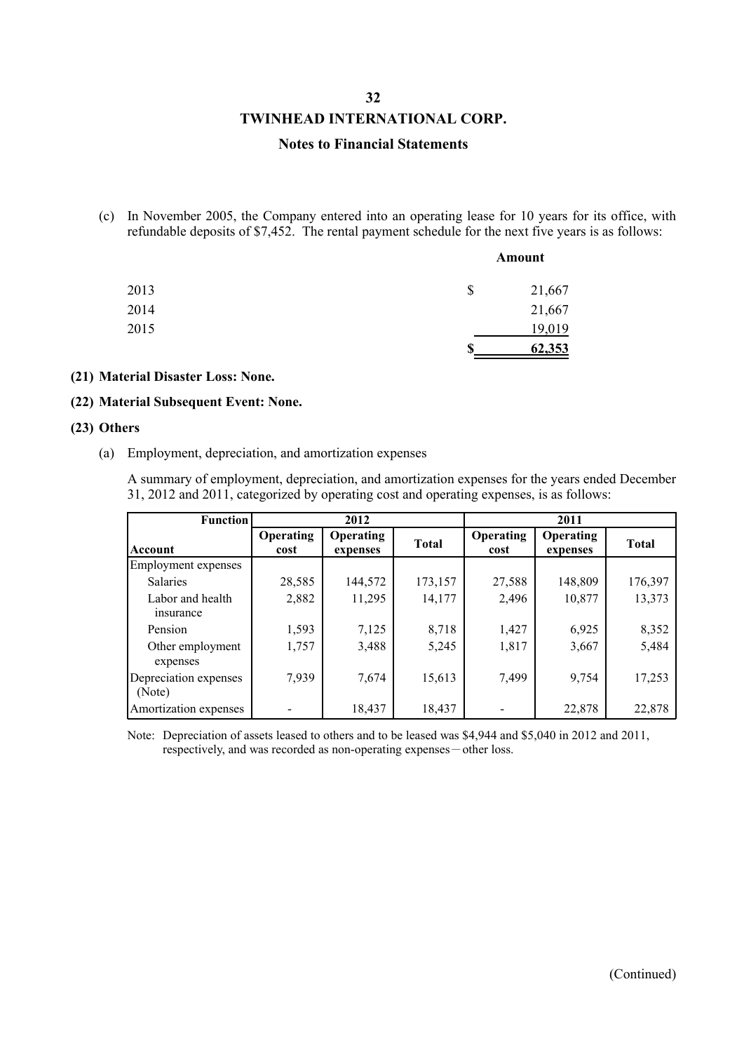(c) In November 2005, the Company entered into an operating lease for 10 years for its office, with refundable deposits of $7,452. The rental payment schedule for the next five years is as follows:

| | Amount |
|---|---|
| 2013 | $ 21,667 |
| 2014 | 21,667 |
| 2015 | 19,019 |
| | $ 62,353 |

**(21) Material Disaster Loss: None.**

**(22) Material Subsequent Event: None.**

**(23) Others**

(a) Employment, depreciation, and amortization expenses

A summary of employment, depreciation, and amortization expenses for the years ended December 31, 2012 and 2011, categorized by operating cost and operating expenses, is as follows:

| Function | 2012 | | | 2011 | | |
|---|---|---|---|---|---|---|
| Account | Operating cost | Operating expenses | Total | Operating cost | Operating expenses | Total |
| Employment expenses | | | | | | |
| Salaries | 28,585 | 144,572 | 173,157 | 27,588 | 148,809 | 176,397 |
| Labor and health insurance | 2,882 | 11,295 | 14,177 | 2,496 | 10,877 | 13,373 |
| Pension | 1,593 | 7,125 | 8,718 | 1,427 | 6,925 | 8,352 |
| Other employment expenses | 1,757 | 3,488 | 5,245 | 1,817 | 3,667 | 5,484 |
| Depreciation expenses (Note) | 7,939 | 7,674 | 15,613 | 7,499 | 9,754 | 17,253 |
| Amortization expenses | - | 18,437 | 18,437 | - | 22,878 | 22,878 |

Note: Depreciation of assets leased to others and to be leased was $4,944 and $5,040 in 2012 and 2011, respectively, and was recorded as non-operating expenses－other loss.

(Continued)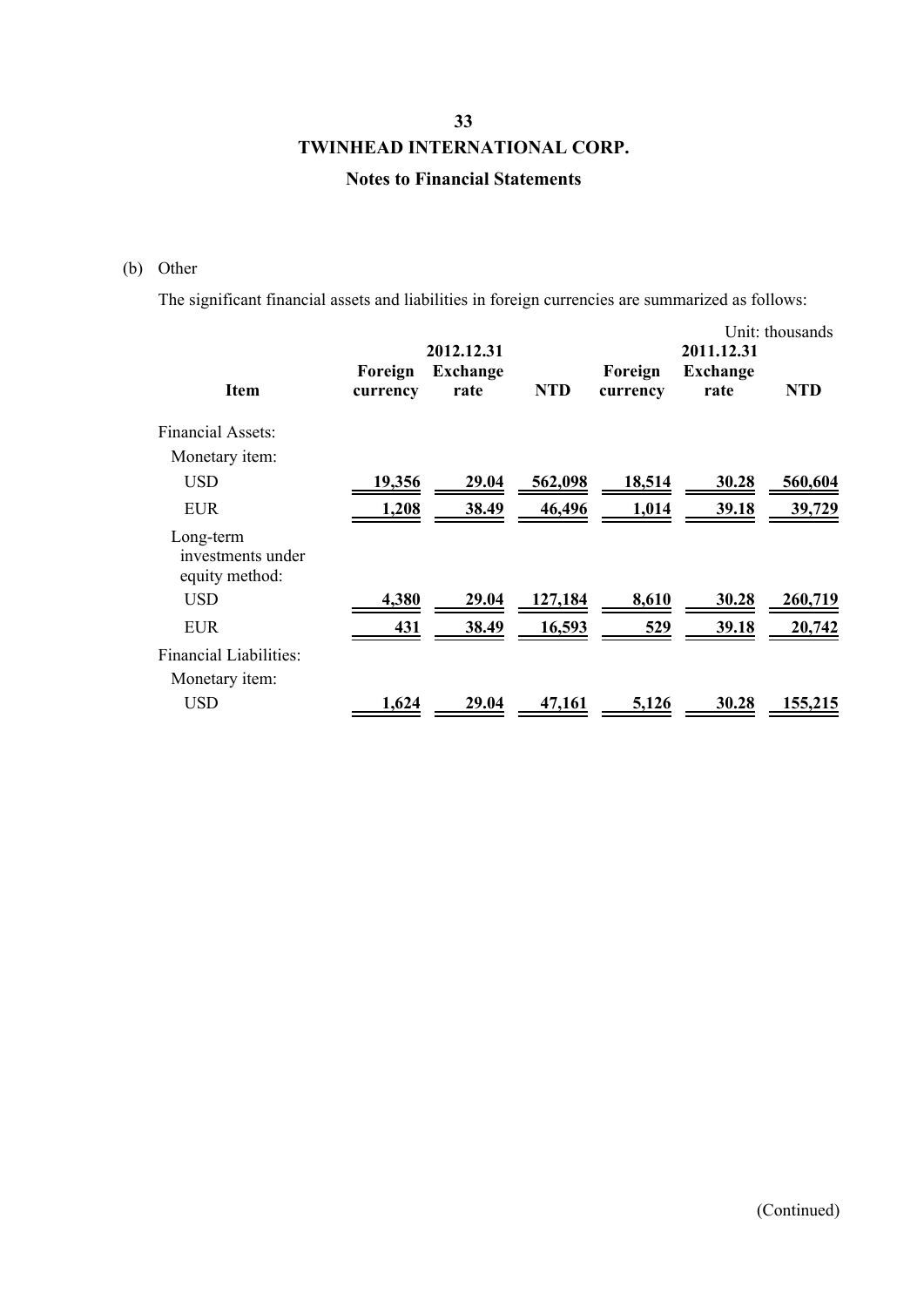# TWINHEAD INTERNATIONAL CORP.

## Notes to Financial Statements

(b) Other

The significant financial assets and liabilities in foreign currencies are summarized as follows:

Unit: thousands

| Item | 2012.12.31 Foreign currency | 2012.12.31 Exchange rate | 2012.12.31 NTD | 2011.12.31 Foreign currency | 2011.12.31 Exchange rate | 2011.12.31 NTD |
|---|---|---|---|---|---|---|
| Financial Assets: | | | | | | |
| Monetary item: | | | | | | |
| USD | 19,356 | 29.04 | 562,098 | 18,514 | 30.28 | 560,604 |
| EUR | 1,208 | 38.49 | 46,496 | 1,014 | 39.18 | 39,729 |
| Long-term investments under equity method: | | | | | | |
| USD | 4,380 | 29.04 | 127,184 | 8,610 | 30.28 | 260,719 |
| EUR | 431 | 38.49 | 16,593 | 529 | 39.18 | 20,742 |
| Financial Liabilities: | | | | | | |
| Monetary item: | | | | | | |
| USD | 1,624 | 29.04 | 47,161 | 5,126 | 30.28 | 155,215 |

(Continued)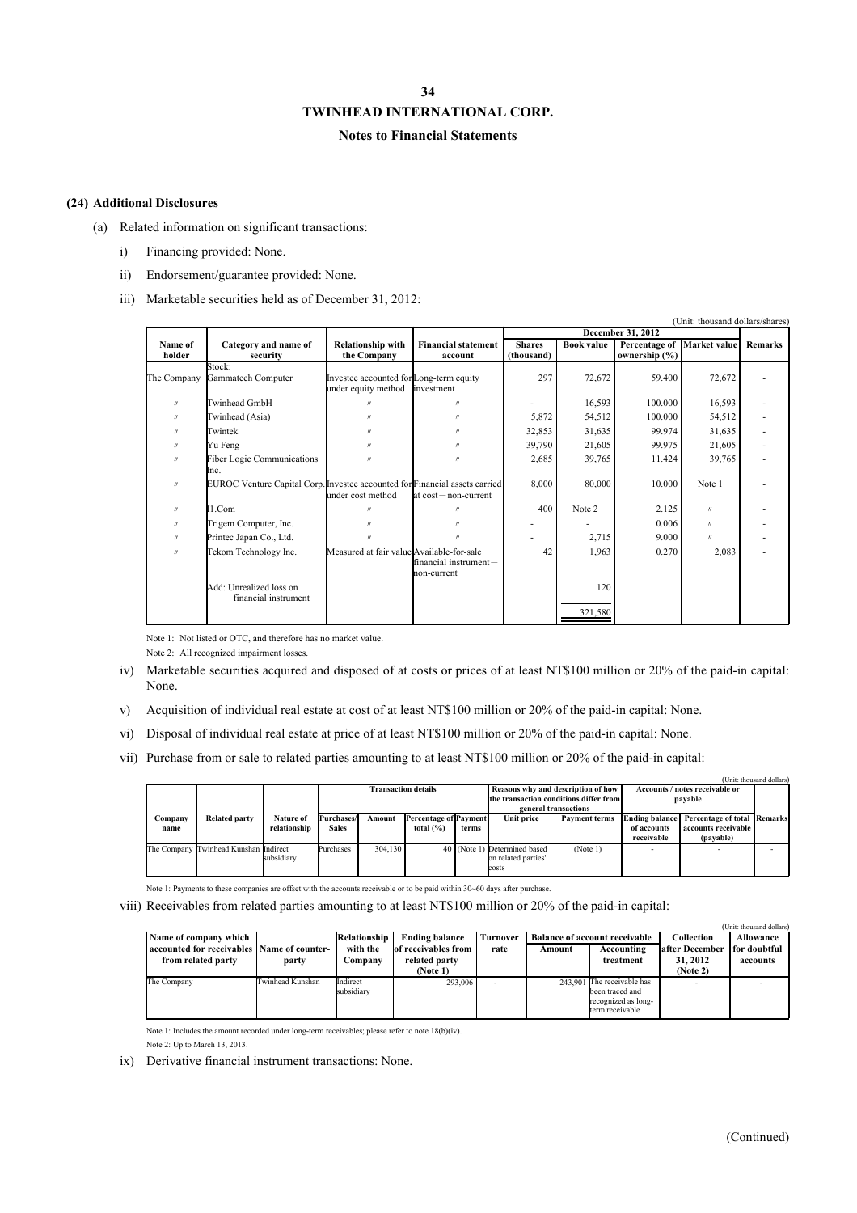**TWINHEAD INTERNATIONAL CORP.**

**Notes to Financial Statements**

**(24) Additional Disclosures**

(a) Related information on significant transactions:

i) Financing provided: None.

ii) Endorsement/guarantee provided: None.

iii) Marketable securities held as of December 31, 2012:

(Unit: thousand dollars/shares)

| Name of holder | Category and name of security | Relationship with the Company | Financial statement account | December 31, 2012 | | | | Remarks |
|---|---|---|---|---|---|---|---|---|
| | | | | Shares (thousand) | Book value | Percentage of ownership (%) | Market value | |
| The Company | Stock: Gammatech Computer | Investee accounted for under equity method | Long-term equity investment | 297 | 72,672 | 59.400 | 72,672 | - |
| 〃 | Twinhead GmbH | 〃 | 〃 | - | 16,593 | 100.000 | 16,593 | - |
| 〃 | Twinhead (Asia) | 〃 | 〃 | 5,872 | 54,512 | 100.000 | 54,512 | - |
| 〃 | Twintek | 〃 | 〃 | 32,853 | 31,635 | 99.974 | 31,635 | - |
| 〃 | Yu Feng | 〃 | 〃 | 39,790 | 21,605 | 99.975 | 21,605 | - |
| 〃 | Fiber Logic Communications Inc. | 〃 | 〃 | 2,685 | 39,765 | 11.424 | 39,765 | - |
| 〃 | EUROC Venture Capital Corp. | Investee accounted for under cost method | Financial assets carried at cost－non-current | 8,000 | 80,000 | 10.000 | Note 1 | - |
| 〃 | I1.Com | 〃 | 〃 | 400 | Note 2 | 2.125 | 〃 | - |
| 〃 | Trigem Computer, Inc. | 〃 | 〃 | - | - | 0.006 | 〃 | - |
| 〃 | Printec Japan Co., Ltd. | 〃 | 〃 | - | 2,715 | 9.000 | 〃 | - |
| 〃 | Tekom Technology Inc. | Measured at fair value | Available-for-sale financial instrument－non-current | 42 | 1,963 | 0.270 | 2,083 | - |
| | Add: Unrealized loss on financial instrument | | | | 120 | | | |
| | | | | | 321,580 | | | |

Note 1: Not listed or OTC, and therefore has no market value.

Note 2: All recognized impairment losses.

iv) Marketable securities acquired and disposed of at costs or prices of at least NT$100 million or 20% of the paid-in capital: None.

v) Acquisition of individual real estate at cost of at least NT$100 million or 20% of the paid-in capital: None.

vi) Disposal of individual real estate at price of at least NT$100 million or 20% of the paid-in capital: None.

vii) Purchase from or sale to related parties amounting to at least NT$100 million or 20% of the paid-in capital:

(Unit: thousand dollars)

| Company name | Related party | Nature of relationship | Transaction details | | | | Reasons why and description of how the transaction conditions differ from general transactions | | Accounts / notes receivable or payable | | Remarks |
|---|---|---|---|---|---|---|---|---|---|---|---|
| | | | Purchases/ Sales | Amount | Percentage of total (%) | Payment terms | Unit price | Payment terms | Ending balance of accounts receivable | Percentage of total accounts receivable (payable) | |
| The Company | Twinhead Kunshan | Indirect subsidiary | Purchases | 304,130 | 40 | (Note 1) | Determined based on related parties' costs | (Note 1) | - | - | - |

Note 1: Payments to these companies are offset with the accounts receivable or to be paid within 30~60 days after purchase.

viii) Receivables from related parties amounting to at least NT$100 million or 20% of the paid-in capital:

(Unit: thousand dollars)

| Name of company which accounted for receivables from related party | Name of counter-party | Relationship with the Company | Ending balance of receivables from related party (Note 1) | Turnover rate | Balance of account receivable | | Collection after December 31, 2012 (Note 2) | Allowance for doubtful accounts |
|---|---|---|---|---|---|---|---|---|
| | | | | | Amount | Accounting treatment | | |
| The Company | Twinhead Kunshan | Indirect subsidiary | 293,006 | - | 243,901 | The receivable has been traced and recognized as long-term receivable | - | - |

Note 1: Includes the amount recorded under long-term receivables; please refer to note 18(b)(iv).

Note 2: Up to March 13, 2013.

ix) Derivative financial instrument transactions: None.

(Continued)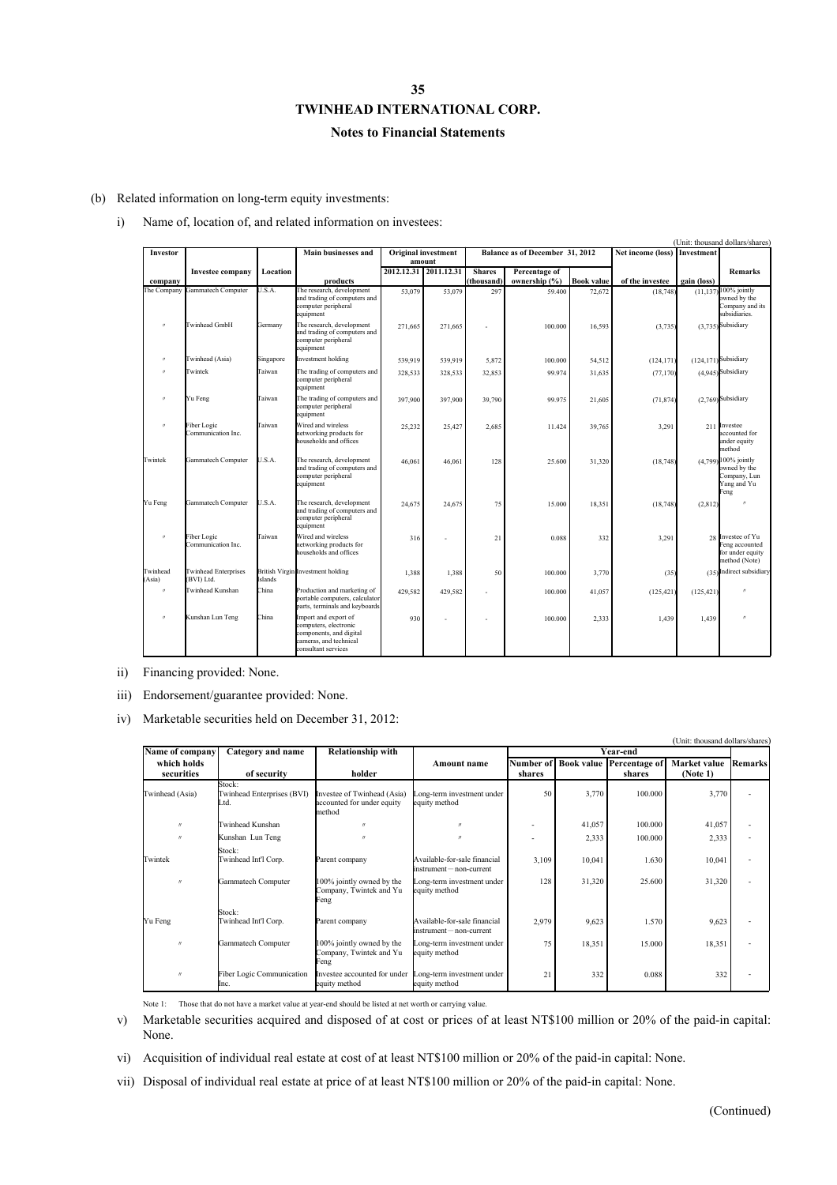# TWINHEAD INTERNATIONAL CORP.

## Notes to Financial Statements

(b) Related information on long-term equity investments:

i) Name of, location of, and related information on investees:

(Unit: thousand dollars/shares)

| Investor company | Investee company | Location | Main businesses and products | Original investment amount | | Balance as of December 31, 2012 | | | Net income (loss) of the investee | Investment gain (loss) | Remarks |
|---|---|---|---|---|---|---|---|---|---|---|---|
| | | | | 2012.12.31 | 2011.12.31 | Shares (thousand) | Percentage of ownership (%) | Book value | | | |
| The Company | Gammatech Computer | U.S.A. | The research, development and trading of computers and computer peripheral equipment | 53,079 | 53,079 | 297 | 59.400 | 72,672 | (18,748) | (11,137) | 100% jointly owned by the Company and its subsidiaries. |
| 〃 | Twinhead GmbH | Germany | The research, development and trading of computers and computer peripheral equipment | 271,665 | 271,665 | - | 100.000 | 16,593 | (3,735) | (3,735) | Subsidiary |
| 〃 | Twinhead (Asia) | Singapore | Investment holding | 539,919 | 539,919 | 5,872 | 100.000 | 54,512 | (124,171) | (124,171) | Subsidiary |
| 〃 | Twintek | Taiwan | The trading of computers and computer peripheral equipment | 328,533 | 328,533 | 32,853 | 99.974 | 31,635 | (77,170) | (4,945) | Subsidiary |
| 〃 | Yu Feng | Taiwan | The trading of computers and computer peripheral equipment | 397,900 | 397,900 | 39,790 | 99.975 | 21,605 | (71,874) | (2,769) | Subsidiary |
| 〃 | Fiber Logic Communication Inc. | Taiwan | Wired and wireless networking products for households and offices | 25,232 | 25,427 | 2,685 | 11.424 | 39,765 | 3,291 | 211 | Investee accounted for under equity method |
| Twintek | Gammatech Computer | U.S.A. | The research, development and trading of computers and computer peripheral equipment | 46,061 | 46,061 | 128 | 25.600 | 31,320 | (18,748) | (4,799) | 100% jointly owned by the Company, Lun Yang and Yu Feng |
| Yu Feng | Gammatech Computer | U.S.A. | The research, development and trading of computers and computer peripheral equipment | 24,675 | 24,675 | 75 | 15.000 | 18,351 | (18,748) | (2,812) | 〃 |
| 〃 | Fiber Logic Communication Inc. | Taiwan | Wired and wireless networking products for households and offices | 316 | - | 21 | 0.088 | 332 | 3,291 | 28 | Investee of Yu Feng accounted for under equity method (Note) |
| Twinhead (Asia) | Twinhead Enterprises (BVI) Ltd. | British Virgin Islands | Investment holding | 1,388 | 1,388 | 50 | 100.000 | 3,770 | (35) | (35) | Indirect subsidiary |
| 〃 | Twinhead Kunshan | China | Production and marketing of portable computers, calculator parts, terminals and keyboards | 429,582 | 429,582 | - | 100.000 | 41,057 | (125,421) | (125,421) | 〃 |
| 〃 | Kunshan Lun Teng | China | Import and export of computers, electronic components, and digital cameras, and technical consultant services | 930 | - | - | 100.000 | 2,333 | 1,439 | 1,439 | 〃 |

ii) Financing provided: None.

iii) Endorsement/guarantee provided: None.

iv) Marketable securities held on December 31, 2012:

(Unit: thousand dollars/shares)

| Name of company which holds securities | Category and name of security | Relationship with holder | Amount name | Year-end | | | | Remarks |
|---|---|---|---|---|---|---|---|---|
| | | | | Number of shares | Book value | Percentage of shares | Market value (Note 1) | |
| Twinhead (Asia) | Stock: Twinhead Enterprises (BVI) Ltd. | Investee of Twinhead (Asia) accounted for under equity method | Long-term investment under equity method | 50 | 3,770 | 100.000 | 3,770 | - |
| 〃 | Twinhead Kunshan | 〃 | 〃 | - | 41,057 | 100.000 | 41,057 | - |
| 〃 | Kunshan Lun Teng | 〃 | 〃 | - | 2,333 | 100.000 | 2,333 | - |
| Twintek | Stock: Twinhead Int'l Corp. | Parent company | Available-for-sale financial instrument－non-current | 3,109 | 10,041 | 1.630 | 10,041 | - |
| 〃 | Gammatech Computer | 100% jointly owned by the Company, Twintek and Yu Feng | Long-term investment under equity method | 128 | 31,320 | 25.600 | 31,320 | - |
| Yu Feng | Stock: Twinhead Int'l Corp. | Parent company | Available-for-sale financial instrument－non-current | 2,979 | 9,623 | 1.570 | 9,623 | - |
| 〃 | Gammatech Computer | 100% jointly owned by the Company, Twintek and Yu Feng | Long-term investment under equity method | 75 | 18,351 | 15.000 | 18,351 | - |
| 〃 | Fiber Logic Communication Inc. | Investee accounted for under equity method | Long-term investment under equity method | 21 | 332 | 0.088 | 332 | - |

Note 1: Those that do not have a market value at year-end should be listed at net worth or carrying value.

v) Marketable securities acquired and disposed of at cost or prices of at least NT$100 million or 20% of the paid-in capital: None.

vi) Acquisition of individual real estate at cost of at least NT$100 million or 20% of the paid-in capital: None.

vii) Disposal of individual real estate at price of at least NT$100 million or 20% of the paid-in capital: None.

(Continued)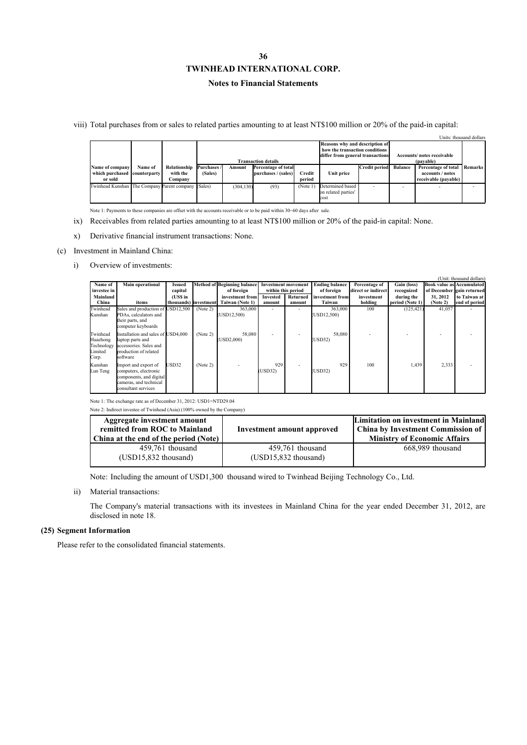# TWINHEAD INTERNATIONAL CORP.

## Notes to Financial Statements

viii) Total purchases from or sales to related parties amounting to at least NT$100 million or 20% of the paid-in capital:

Units: thousand dollars

| Name of company which purchased or sold | Name of counterparty | Relationship with the Company | Transaction details | | | | Reasons why and description of how the transaction conditions differ from general transactions | | Accounts/ notes receivable (payable) | | Remarks |
|---|---|---|---|---|---|---|---|---|---|---|---|
| | | | Purchases / (Sales) | Amount | Percentage of total purchases / (sales) | Credit period | Unit price | Credit period | Balance | Percentage of total accounts / notes receivable (payable) | |
| Twinhead Kunshan | The Company | Parent company | (Sales) | (304,130) | (93) | (Note 1) | Determined based on related parties' cost | - | - | - | - |

Note 1: Payments to these companies are offset with the accounts receivable or to be paid within 30~60 days after sale.

ix) Receivables from related parties amounting to at least NT$100 million or 20% of the paid-in capital: None.

x) Derivative financial instrument transactions: None.

(c) Investment in Mainland China:

i) Overview of investments:

(Unit: thousand dollars)

| Name of investee in Mainland China | Main operational items | Issued capital (US$ in thousands) | Method of investment | Beginning balance of foreign investment from Taiwan (Note 1) | Investment movement within this period | | Ending balance of foreign investment from Taiwan | Percentage of direct or indirect investment holding | Gain (loss) recognized during the period (Note 1) | Book value as of December 31, 2012 (Note 2) | Accumulated gain returned to Taiwan at end of period |
|---|---|---|---|---|---|---|---|---|---|---|---|
| | | | | | Invested amount | Returned amount | | | | | |
| Twinhead Kunshan | Sales and production of PDAs, calculators and their parts, and computer keyboards | USD12,500 | (Note 2) | 363,000 (USD12,500) | - | - | 363,000 (USD12,500) | 100 | (125,421) | 41,057 | - |
| Twinhead Huazhong Technology Limited Corp. | Installation and sales of laptop parts and accessories. Sales and production of related software | USD4,000 | (Note 2) | 58,080 (USD2,000) | - | - | 58,080 (USD32) | - | - | - | - |
| Kunshan Lun Teng | Import and export of computers, electronic components, and digital cameras, and technical consultant services | USD32 | (Note 2) | - | 929 (USD32) | - | 929 (USD32) | 100 | 1,439 | 2,333 | - |

Note 1: The exchange rate as of December 31, 2012: USD1=NTD29.04

Note 2: Indirect investee of Twinhead (Asia) (100% owned by the Company)

| Aggregate investment amount remitted from ROC to Mainland China at the end of the period (Note) | Investment amount approved | Limitation on investment in Mainland China by Investment Commission of Ministry of Economic Affairs |
|---|---|---|
| 459,761 thousand (USD15,832 thousand) | 459,761 thousand (USD15,832 thousand) | 668,989 thousand |

Note: Including the amount of USD1,300 thousand wired to Twinhead Beijing Technology Co., Ltd.

ii) Material transactions:

The Company's material transactions with its investees in Mainland China for the year ended December 31, 2012, are disclosed in note 18.

### (25) Segment Information

Please refer to the consolidated financial statements.